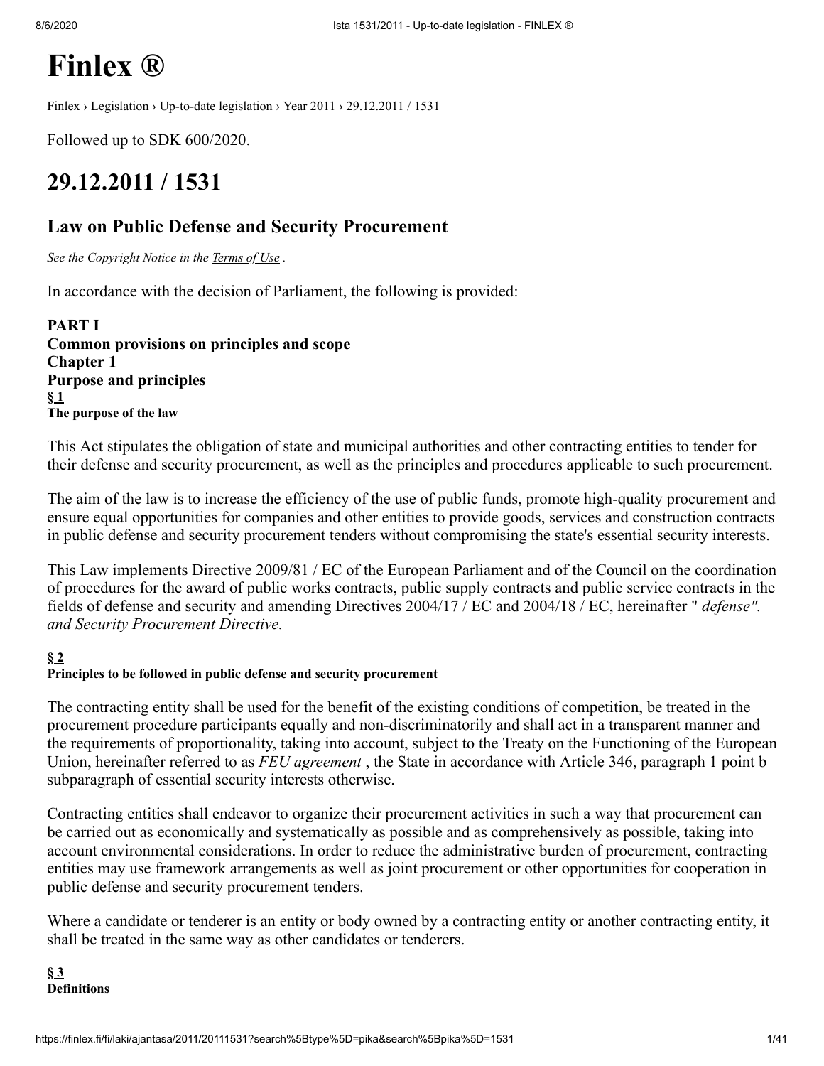# Finlex ®

Finlex › Legislation › Up-to-date legislation › Year 2011 › 29.12.2011 / 1531

Followed up to SDK 600/2020.

## 29.12.2011 / 1531

### Law on Public Defense and Security Procurement

*See the Copyright Notice in the Terms of Use .*

In accordance with the decision of Parliament, the following is provided:

**PART I**
**Common provisions on principles and scope**
**Chapter 1**
**Purpose and principles**
**§ 1**
**The purpose of the law**

This Act stipulates the obligation of state and municipal authorities and other contracting entities to tender for their defense and security procurement, as well as the principles and procedures applicable to such procurement.

The aim of the law is to increase the efficiency of the use of public funds, promote high-quality procurement and ensure equal opportunities for companies and other entities to provide goods, services and construction contracts in public defense and security procurement tenders without compromising the state's essential security interests.

This Law implements Directive 2009/81 / EC of the European Parliament and of the Council on the coordination of procedures for the award of public works contracts, public supply contracts and public service contracts in the fields of defense and security and amending Directives 2004/17 / EC and 2004/18 / EC, hereinafter " *defense". and Security Procurement Directive.*

**§ 2**
**Principles to be followed in public defense and security procurement**

The contracting entity shall be used for the benefit of the existing conditions of competition, be treated in the procurement procedure participants equally and non-discriminatorily and shall act in a transparent manner and the requirements of proportionality, taking into account, subject to the Treaty on the Functioning of the European Union, hereinafter referred to as *FEU agreement* , the State in accordance with Article 346, paragraph 1 point b subparagraph of essential security interests otherwise.

Contracting entities shall endeavor to organize their procurement activities in such a way that procurement can be carried out as economically and systematically as possible and as comprehensively as possible, taking into account environmental considerations. In order to reduce the administrative burden of procurement, contracting entities may use framework arrangements as well as joint procurement or other opportunities for cooperation in public defense and security procurement tenders.

Where a candidate or tenderer is an entity or body owned by a contracting entity or another contracting entity, it shall be treated in the same way as other candidates or tenderers.

**§ 3**
**Definitions**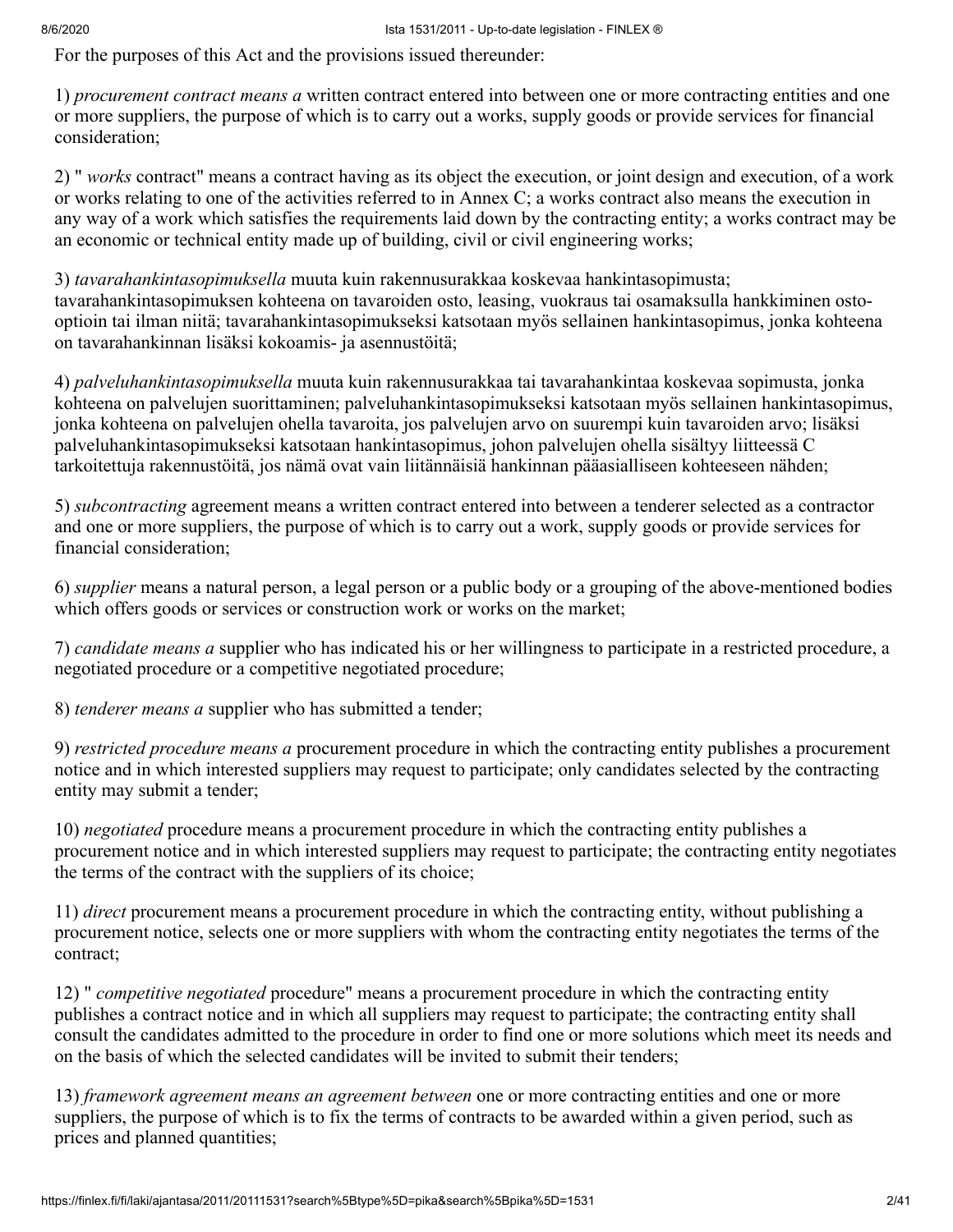For the purposes of this Act and the provisions issued thereunder:

1) *procurement contract means a* written contract entered into between one or more contracting entities and one or more suppliers, the purpose of which is to carry out a works, supply goods or provide services for financial consideration;

2) " *works* contract" means a contract having as its object the execution, or joint design and execution, of a work or works relating to one of the activities referred to in Annex C; a works contract also means the execution in any way of a work which satisfies the requirements laid down by the contracting entity; a works contract may be an economic or technical entity made up of building, civil or civil engineering works;

3) *tavarahankintasopimuksella* muuta kuin rakennusurakkaa koskevaa hankintasopimusta; tavarahankintasopimuksen kohteena on tavaroiden osto, leasing, vuokraus tai osamaksulla hankkiminen osto-optioin tai ilman niitä; tavarahankintasopimukseksi katsotaan myös sellainen hankintasopimus, jonka kohteena on tavarahankinnan lisäksi kokoamis- ja asennustöitä;

4) *palveluhankintasopimuksella* muuta kuin rakennusurakkaa tai tavarahankintaa koskevaa sopimusta, jonka kohteena on palvelujen suorittaminen; palveluhankintasopimukseksi katsotaan myös sellainen hankintasopimus, jonka kohteena on palvelujen ohella tavaroita, jos palvelujen arvo on suurempi kuin tavaroiden arvo; lisäksi palveluhankintasopimukseksi katsotaan hankintasopimus, johon palvelujen ohella sisältyy liitteessä C tarkoitettuja rakennustöitä, jos nämä ovat vain liitännäisiä hankinnan pääasialliseen kohteeseen nähden;

5) *subcontracting* agreement means a written contract entered into between a tenderer selected as a contractor and one or more suppliers, the purpose of which is to carry out a work, supply goods or provide services for financial consideration;

6) *supplier* means a natural person, a legal person or a public body or a grouping of the above-mentioned bodies which offers goods or services or construction work or works on the market;

7) *candidate means a* supplier who has indicated his or her willingness to participate in a restricted procedure, a negotiated procedure or a competitive negotiated procedure;

8) *tenderer means a* supplier who has submitted a tender;

9) *restricted procedure means a* procurement procedure in which the contracting entity publishes a procurement notice and in which interested suppliers may request to participate; only candidates selected by the contracting entity may submit a tender;

10) *negotiated* procedure means a procurement procedure in which the contracting entity publishes a procurement notice and in which interested suppliers may request to participate; the contracting entity negotiates the terms of the contract with the suppliers of its choice;

11) *direct* procurement means a procurement procedure in which the contracting entity, without publishing a procurement notice, selects one or more suppliers with whom the contracting entity negotiates the terms of the contract;

12) " *competitive negotiated* procedure" means a procurement procedure in which the contracting entity publishes a contract notice and in which all suppliers may request to participate; the contracting entity shall consult the candidates admitted to the procedure in order to find one or more solutions which meet its needs and on the basis of which the selected candidates will be invited to submit their tenders;

13) *framework agreement means an agreement between* one or more contracting entities and one or more suppliers, the purpose of which is to fix the terms of contracts to be awarded within a given period, such as prices and planned quantities;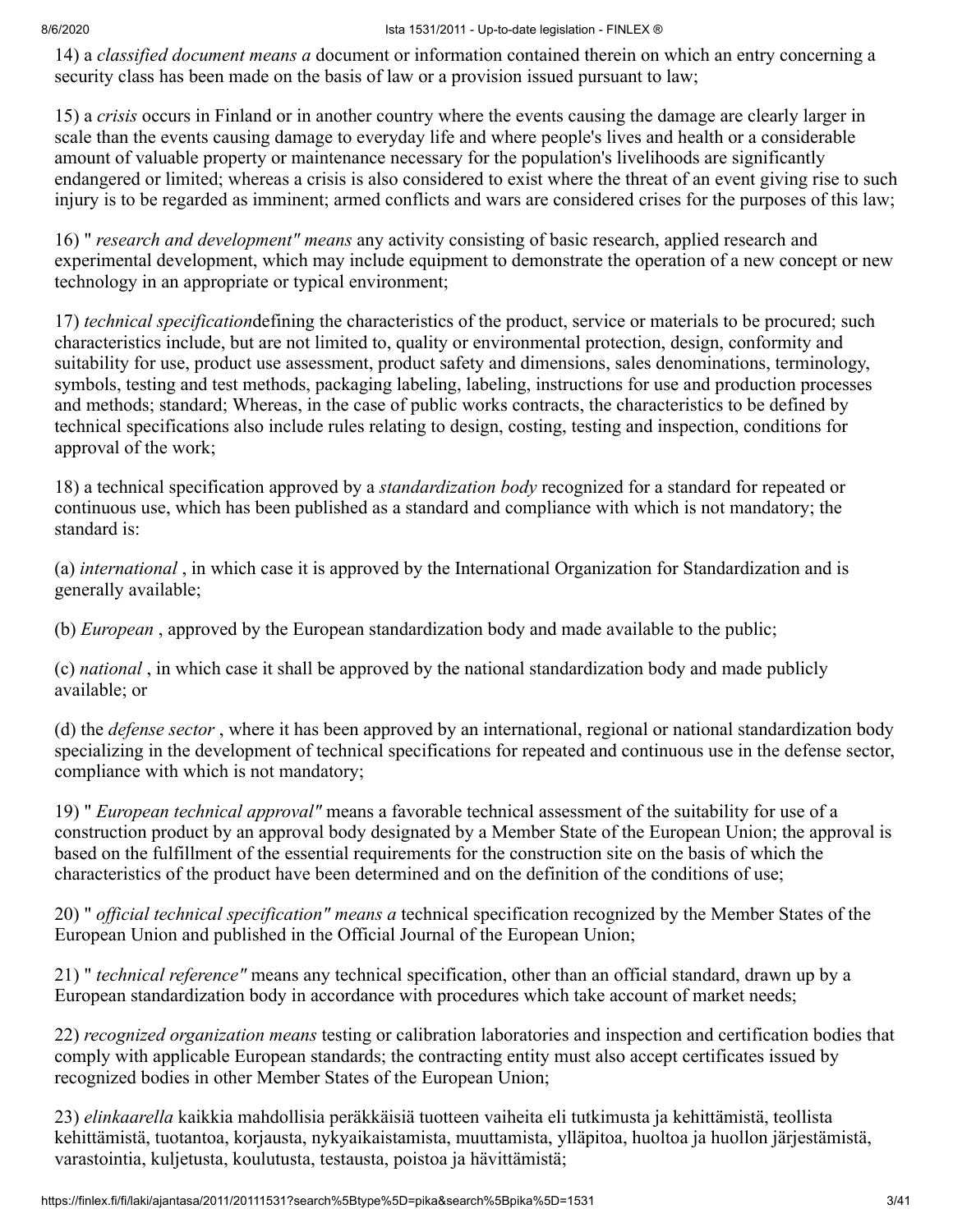14) a *classified document means a* document or information contained therein on which an entry concerning a security class has been made on the basis of law or a provision issued pursuant to law;

15) a *crisis* occurs in Finland or in another country where the events causing the damage are clearly larger in scale than the events causing damage to everyday life and where people's lives and health or a considerable amount of valuable property or maintenance necessary for the population's livelihoods are significantly endangered or limited; whereas a crisis is also considered to exist where the threat of an event giving rise to such injury is to be regarded as imminent; armed conflicts and wars are considered crises for the purposes of this law;

16) " *research and development" means* any activity consisting of basic research, applied research and experimental development, which may include equipment to demonstrate the operation of a new concept or new technology in an appropriate or typical environment;

17) *technical specification*defining the characteristics of the product, service or materials to be procured; such characteristics include, but are not limited to, quality or environmental protection, design, conformity and suitability for use, product use assessment, product safety and dimensions, sales denominations, terminology, symbols, testing and test methods, packaging labeling, labeling, instructions for use and production processes and methods; standard; Whereas, in the case of public works contracts, the characteristics to be defined by technical specifications also include rules relating to design, costing, testing and inspection, conditions for approval of the work;

18) a technical specification approved by a *standardization body* recognized for a standard for repeated or continuous use, which has been published as a standard and compliance with which is not mandatory; the standard is:

(a) *international* , in which case it is approved by the International Organization for Standardization and is generally available;

(b) *European* , approved by the European standardization body and made available to the public;

(c) *national* , in which case it shall be approved by the national standardization body and made publicly available; or

(d) the *defense sector* , where it has been approved by an international, regional or national standardization body specializing in the development of technical specifications for repeated and continuous use in the defense sector, compliance with which is not mandatory;

19) " *European technical approval"* means a favorable technical assessment of the suitability for use of a construction product by an approval body designated by a Member State of the European Union; the approval is based on the fulfillment of the essential requirements for the construction site on the basis of which the characteristics of the product have been determined and on the definition of the conditions of use;

20) " *official technical specification" means a* technical specification recognized by the Member States of the European Union and published in the Official Journal of the European Union;

21) " *technical reference"* means any technical specification, other than an official standard, drawn up by a European standardization body in accordance with procedures which take account of market needs;

22) *recognized organization means* testing or calibration laboratories and inspection and certification bodies that comply with applicable European standards; the contracting entity must also accept certificates issued by recognized bodies in other Member States of the European Union;

23) *elinkaarella* kaikkia mahdollisia peräkkäisiä tuotteen vaiheita eli tutkimusta ja kehittämistä, teollista kehittämistä, tuotantoa, korjausta, nykyaikaistamista, muuttamista, ylläpitoa, huoltoa ja huollon järjestämistä, varastointia, kuljetusta, koulutusta, testausta, poistoa ja hävittämistä;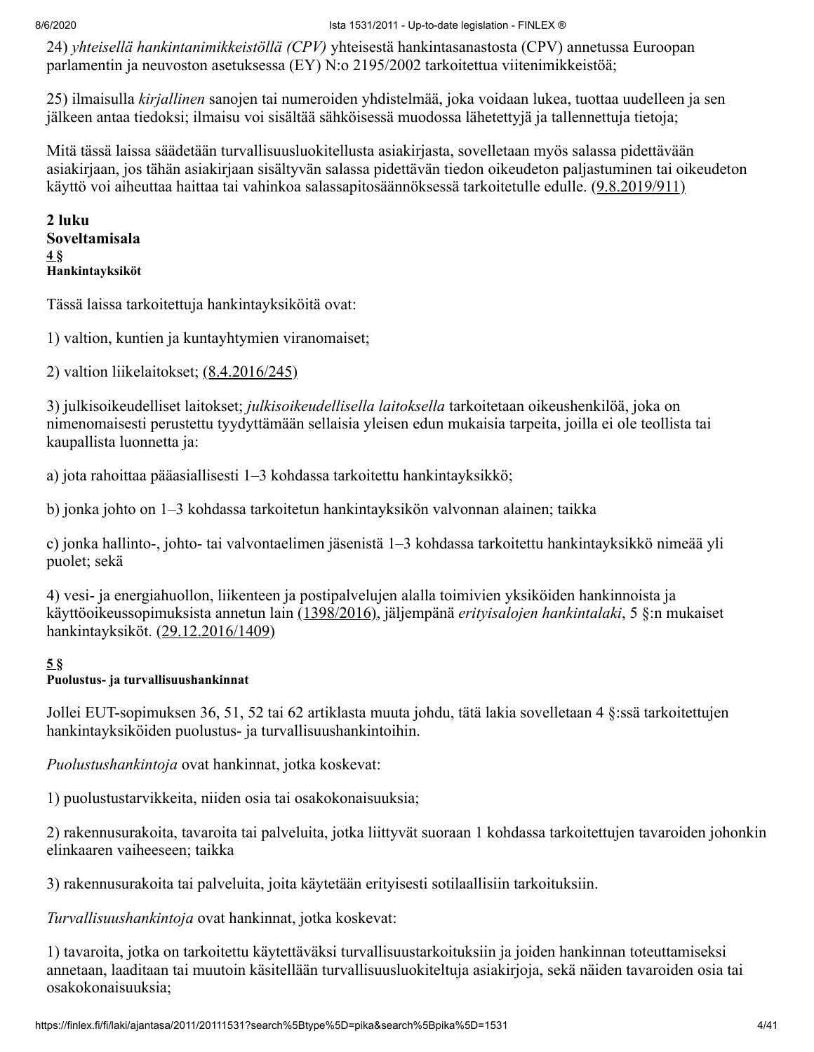24) *yhteisellä hankintanimikkeistöllä (CPV)* yhteisestä hankintasanastosta (CPV) annetussa Euroopan parlamentin ja neuvoston asetuksessa (EY) N:o 2195/2002 tarkoitettua viitenimikkeistöä;

25) ilmaisulla *kirjallinen* sanojen tai numeroiden yhdistelmää, joka voidaan lukea, tuottaa uudelleen ja sen jälkeen antaa tiedoksi; ilmaisu voi sisältää sähköisessä muodossa lähetettyjä ja tallennettuja tietoja;

Mitä tässä laissa säädetään turvallisuusluokitellusta asiakirjasta, sovelletaan myös salassa pidettävään asiakirjaan, jos tähän asiakirjaan sisältyvän salassa pidettävän tiedon oikeudeton paljastuminen tai oikeudeton käyttö voi aiheuttaa haittaa tai vahinkoa salassapitosäännöksessä tarkoitetulle edulle. (9.8.2019/911)

## 2 luku
## Soveltamisala

### 4 §
### Hankintayksiköt

Tässä laissa tarkoitettuja hankintayksiköitä ovat:

1) valtion, kuntien ja kuntayhtymien viranomaiset;

2) valtion liikelaitokset; (8.4.2016/245)

3) julkisoikeudelliset laitokset; *julkisoikeudellisella laitoksella* tarkoitetaan oikeushenkilöä, joka on nimenomaisesti perustettu tyydyttämään sellaisia yleisen edun mukaisia tarpeita, joilla ei ole teollista tai kaupallista luonnetta ja:

a) jota rahoittaa pääasiallisesti 1–3 kohdassa tarkoitettu hankintayksikkö;

b) jonka johto on 1–3 kohdassa tarkoitetun hankintayksikön valvonnan alainen; taikka

c) jonka hallinto-, johto- tai valvontaelimen jäsenistä 1–3 kohdassa tarkoitettu hankintayksikkö nimeää yli puolet; sekä

4) vesi- ja energiahuollon, liikenteen ja postipalvelujen alalla toimivien yksiköiden hankinnoista ja käyttöoikeussopimuksista annetun lain (1398/2016), jäljempänä *erityisalojen hankintalaki*, 5 §:n mukaiset hankintayksiköt. (29.12.2016/1409)

### 5 §
### Puolustus- ja turvallisuushankinnat

Jollei EUT-sopimuksen 36, 51, 52 tai 62 artiklasta muuta johdu, tätä lakia sovelletaan 4 §:ssä tarkoitettujen hankintayksiköiden puolustus- ja turvallisuushankintoihin.

*Puolustushankintoja* ovat hankinnat, jotka koskevat:

1) puolustustarvikkeita, niiden osia tai osakokonaisuuksia;

2) rakennusurakoita, tavaroita tai palveluita, jotka liittyvät suoraan 1 kohdassa tarkoitettujen tavaroiden johonkin elinkaaren vaiheeseen; taikka

3) rakennusurakoita tai palveluita, joita käytetään erityisesti sotilaallisiin tarkoituksiin.

*Turvallisuushankintoja* ovat hankinnat, jotka koskevat:

1) tavaroita, jotka on tarkoitettu käytettäväksi turvallisuustarkoituksiin ja joiden hankinnan toteuttamiseksi annetaan, laaditaan tai muutoin käsitellään turvallisuusluokiteltuja asiakirjoja, sekä näiden tavaroiden osia tai osakokonaisuuksia;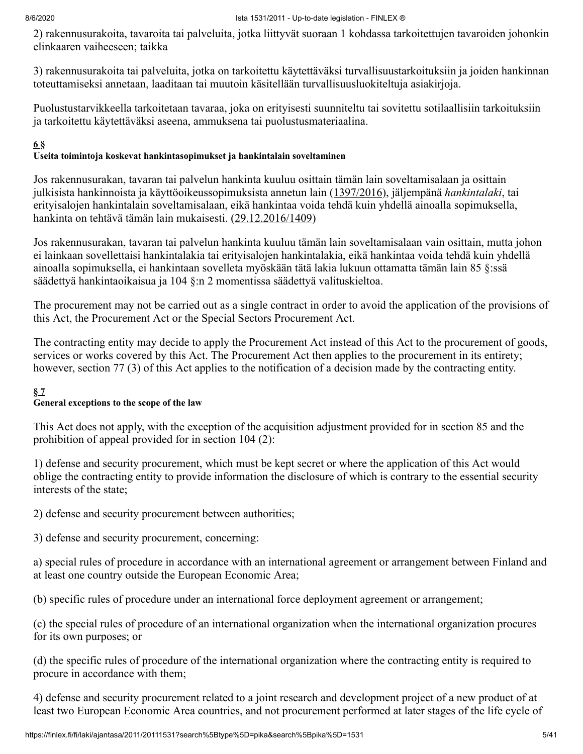2) rakennusurakoita, tavaroita tai palveluita, jotka liittyvät suoraan 1 kohdassa tarkoitettujen tavaroiden johonkin elinkaaren vaiheeseen; taikka

3) rakennusurakoita tai palveluita, jotka on tarkoitettu käytettäväksi turvallisuustarkoituksiin ja joiden hankinnan toteuttamiseksi annetaan, laaditaan tai muutoin käsitellään turvallisuusluokiteltuja asiakirjoja.

Puolustustarvikkeella tarkoitetaan tavaraa, joka on erityisesti suunniteltu tai sovitettu sotilaallisiin tarkoituksiin ja tarkoitettu käytettäväksi aseena, ammuksena tai puolustusmateriaalina.

#### 6 §

#### Useita toimintoja koskevat hankintasopimukset ja hankintalain soveltaminen

Jos rakennusurakan, tavaran tai palvelun hankinta kuuluu osittain tämän lain soveltamisalaan ja osittain julkisista hankinnoista ja käyttöoikeussopimuksista annetun lain (1397/2016), jäljempänä *hankintalaki*, tai erityisalojen hankintalain soveltamisalaan, eikä hankintaa voida tehdä kuin yhdellä ainoalla sopimuksella, hankinta on tehtävä tämän lain mukaisesti. (29.12.2016/1409)

Jos rakennusurakan, tavaran tai palvelun hankinta kuuluu tämän lain soveltamisalaan vain osittain, mutta johon ei lainkaan sovellettaisi hankintalakia tai erityisalojen hankintalakia, eikä hankintaa voida tehdä kuin yhdellä ainoalla sopimuksella, ei hankintaan sovelleta myöskään tätä lakia lukuun ottamatta tämän lain 85 §:ssä säädettyä hankintaoikaisua ja 104 §:n 2 momentissa säädettyä valituskieltoa.

The procurement may not be carried out as a single contract in order to avoid the application of the provisions of this Act, the Procurement Act or the Special Sectors Procurement Act.

The contracting entity may decide to apply the Procurement Act instead of this Act to the procurement of goods, services or works covered by this Act. The Procurement Act then applies to the procurement in its entirety; however, section 77 (3) of this Act applies to the notification of a decision made by the contracting entity.

#### § 7

#### General exceptions to the scope of the law

This Act does not apply, with the exception of the acquisition adjustment provided for in section 85 and the prohibition of appeal provided for in section 104 (2):

1) defense and security procurement, which must be kept secret or where the application of this Act would oblige the contracting entity to provide information the disclosure of which is contrary to the essential security interests of the state;

2) defense and security procurement between authorities;

3) defense and security procurement, concerning:

a) special rules of procedure in accordance with an international agreement or arrangement between Finland and at least one country outside the European Economic Area;

(b) specific rules of procedure under an international force deployment agreement or arrangement;

(c) the special rules of procedure of an international organization when the international organization procures for its own purposes; or

(d) the specific rules of procedure of the international organization where the contracting entity is required to procure in accordance with them;

4) defense and security procurement related to a joint research and development project of a new product of at least two European Economic Area countries, and not procurement performed at later stages of the life cycle of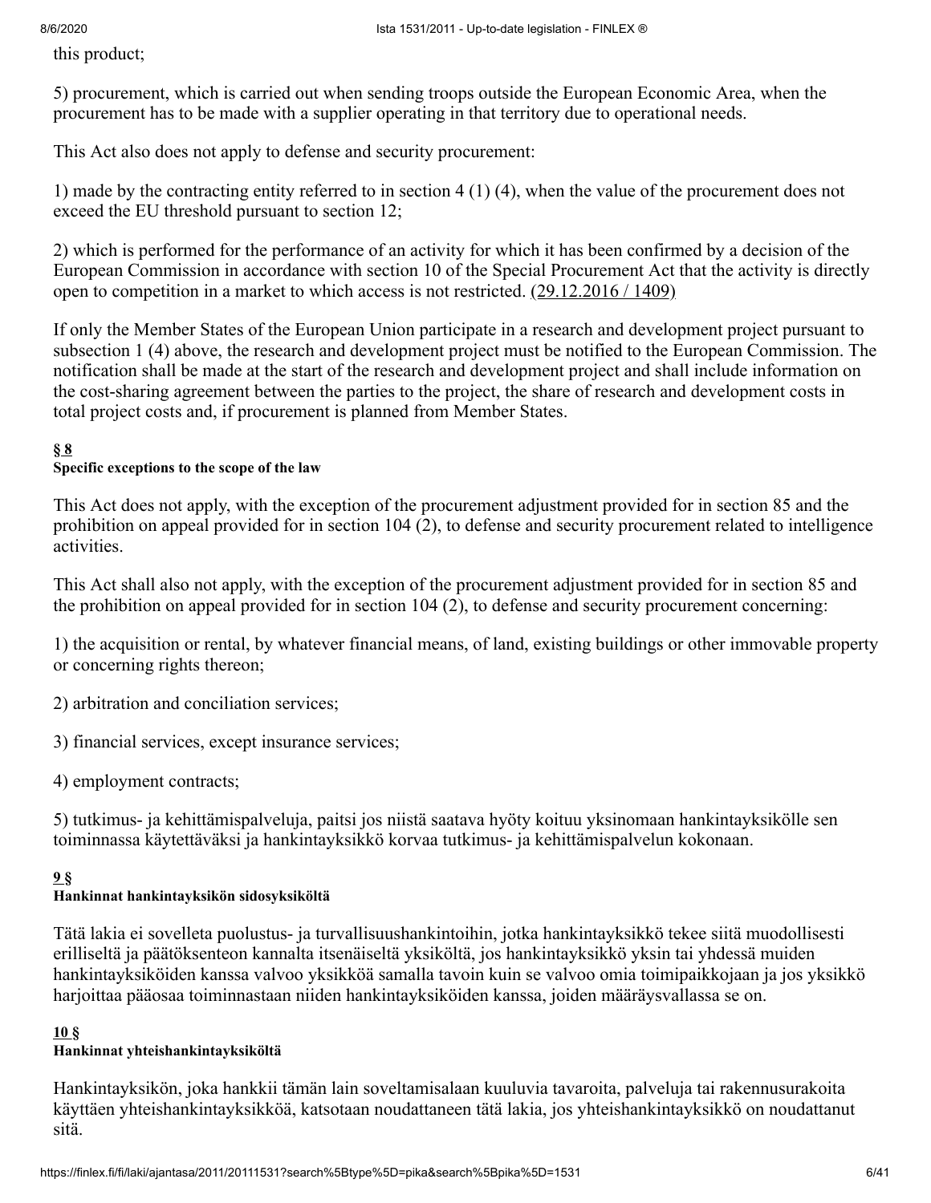this product;

5) procurement, which is carried out when sending troops outside the European Economic Area, when the procurement has to be made with a supplier operating in that territory due to operational needs.

This Act also does not apply to defense and security procurement:

1) made by the contracting entity referred to in section 4 (1) (4), when the value of the procurement does not exceed the EU threshold pursuant to section 12;

2) which is performed for the performance of an activity for which it has been confirmed by a decision of the European Commission in accordance with section 10 of the Special Procurement Act that the activity is directly open to competition in a market to which access is not restricted. (29.12.2016 / 1409)

If only the Member States of the European Union participate in a research and development project pursuant to subsection 1 (4) above, the research and development project must be notified to the European Commission. The notification shall be made at the start of the research and development project and shall include information on the cost-sharing agreement between the parties to the project, the share of research and development costs in total project costs and, if procurement is planned from Member States.

#### § 8
**Specific exceptions to the scope of the law**

This Act does not apply, with the exception of the procurement adjustment provided for in section 85 and the prohibition on appeal provided for in section 104 (2), to defense and security procurement related to intelligence activities.

This Act shall also not apply, with the exception of the procurement adjustment provided for in section 85 and the prohibition on appeal provided for in section 104 (2), to defense and security procurement concerning:

1) the acquisition or rental, by whatever financial means, of land, existing buildings or other immovable property or concerning rights thereon;

2) arbitration and conciliation services;

3) financial services, except insurance services;

4) employment contracts;

5) tutkimus- ja kehittämispalveluja, paitsi jos niistä saatava hyöty koituu yksinomaan hankintayksikölle sen toiminnassa käytettäväksi ja hankintayksikkö korvaa tutkimus- ja kehittämispalvelun kokonaan.

#### 9 §
**Hankinnat hankintayksikön sidosyksiköltä**

Tätä lakia ei sovelleta puolustus- ja turvallisuushankintoihin, jotka hankintayksikkö tekee siitä muodollisesti erilliseltä ja päätöksenteon kannalta itsenäiseltä yksiköltä, jos hankintayksikkö yksin tai yhdessä muiden hankintayksiköiden kanssa valvoo yksikköä samalla tavoin kuin se valvoo omia toimipaikkojaan ja jos yksikkö harjoittaa pääosaa toiminnastaan niiden hankintayksiköiden kanssa, joiden määräysvallassa se on.

#### 10 §
**Hankinnat yhteishankintayksiköltä**

Hankintayksikön, joka hankkii tämän lain soveltamisalaan kuuluvia tavaroita, palveluja tai rakennusurakoita käyttäen yhteishankintayksikköä, katsotaan noudattaneen tätä lakia, jos yhteishankintayksikkö on noudattanut sitä.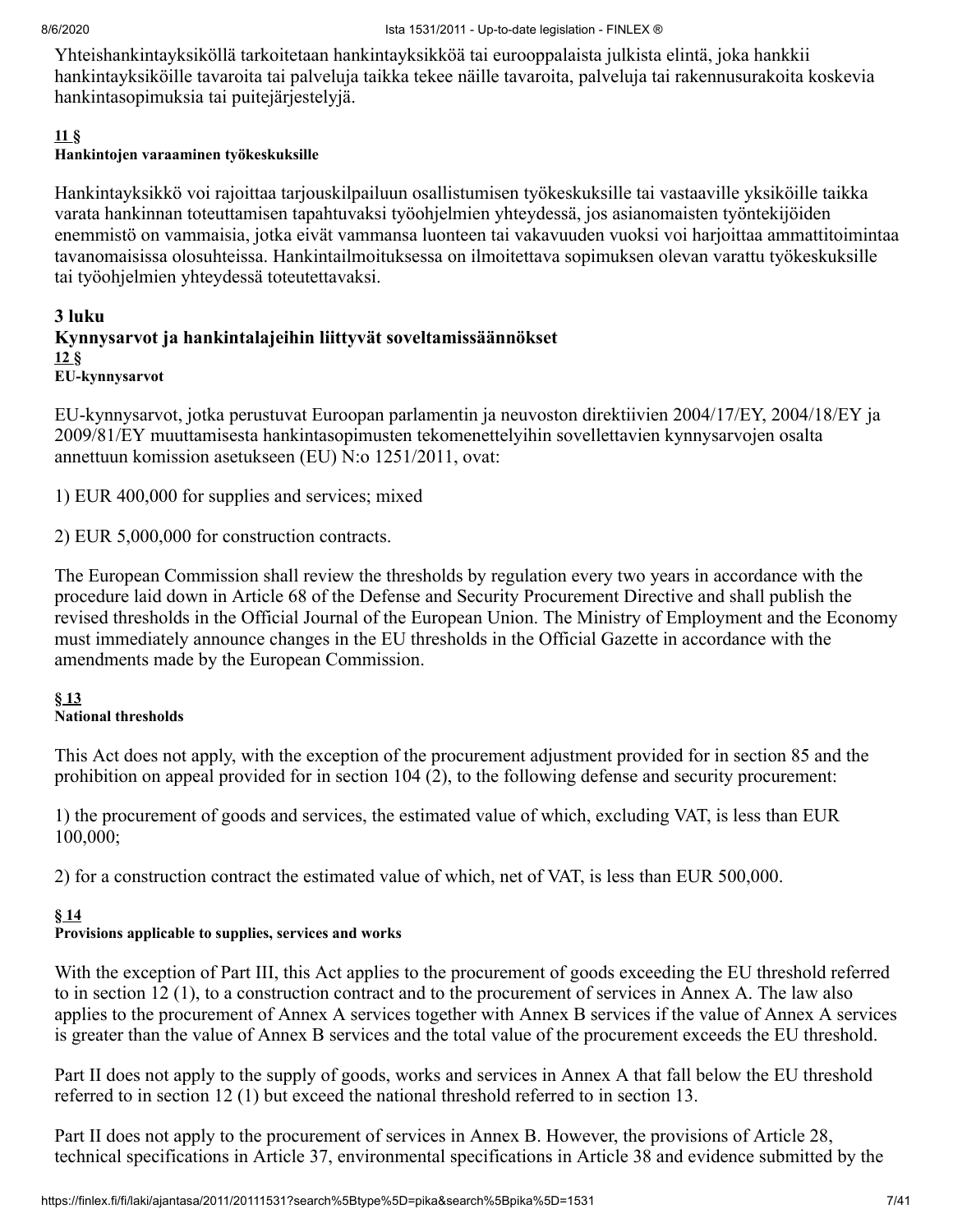Yhteishankintayksiköllä tarkoitetaan hankintayksikköä tai eurooppalaista julkista elintä, joka hankkii hankintayksiköille tavaroita tai palveluja taikka tekee näille tavaroita, palveluja tai rakennusurakoita koskevia hankintasopimuksia tai puitejärjestelyjä.

#### 11 §

**Hankintojen varaaminen työkeskuksille**

Hankintayksikkö voi rajoittaa tarjouskilpailuun osallistumisen työkeskuksille tai vastaaville yksiköille taikka varata hankinnan toteuttamisen tapahtuvaksi työohjelmien yhteydessä, jos asianomaisten työntekijöiden enemmistö on vammaisia, jotka eivät vammansa luonteen tai vakavuuden vuoksi voi harjoittaa ammattitoimintaa tavanomaisissa olosuhteissa. Hankintailmoituksessa on ilmoitettava sopimuksen olevan varattu työkeskuksille tai työohjelmien yhteydessä toteutettavaksi.

### 3 luku

### Kynnysarvot ja hankintalajeihin liittyvät soveltamissäännökset

#### 12 §

**EU-kynnysarvot**

EU-kynnysarvot, jotka perustuvat Euroopan parlamentin ja neuvoston direktiivien 2004/17/EY, 2004/18/EY ja 2009/81/EY muuttamisesta hankintasopimusten tekomenettelyihin sovellettavien kynnysarvojen osalta annettuun komission asetukseen (EU) N:o 1251/2011, ovat:

1) EUR 400,000 for supplies and services; mixed

2) EUR 5,000,000 for construction contracts.

The European Commission shall review the thresholds by regulation every two years in accordance with the procedure laid down in Article 68 of the Defense and Security Procurement Directive and shall publish the revised thresholds in the Official Journal of the European Union. The Ministry of Employment and the Economy must immediately announce changes in the EU thresholds in the Official Gazette in accordance with the amendments made by the European Commission.

#### § 13

**National thresholds**

This Act does not apply, with the exception of the procurement adjustment provided for in section 85 and the prohibition on appeal provided for in section 104 (2), to the following defense and security procurement:

1) the procurement of goods and services, the estimated value of which, excluding VAT, is less than EUR 100,000;

2) for a construction contract the estimated value of which, net of VAT, is less than EUR 500,000.

#### § 14

**Provisions applicable to supplies, services and works**

With the exception of Part III, this Act applies to the procurement of goods exceeding the EU threshold referred to in section 12 (1), to a construction contract and to the procurement of services in Annex A. The law also applies to the procurement of Annex A services together with Annex B services if the value of Annex A services is greater than the value of Annex B services and the total value of the procurement exceeds the EU threshold.

Part II does not apply to the supply of goods, works and services in Annex A that fall below the EU threshold referred to in section 12 (1) but exceed the national threshold referred to in section 13.

Part II does not apply to the procurement of services in Annex B. However, the provisions of Article 28, technical specifications in Article 37, environmental specifications in Article 38 and evidence submitted by the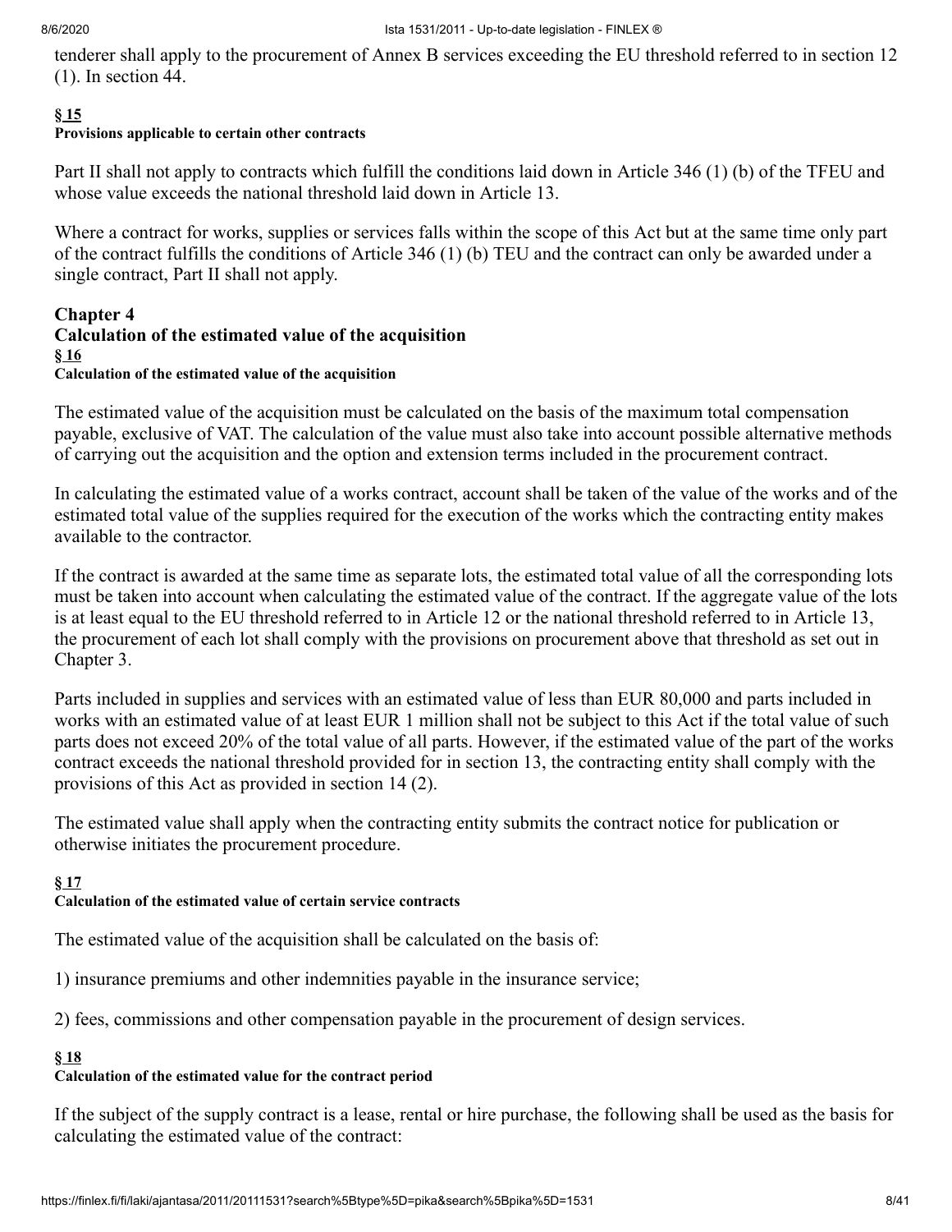tenderer shall apply to the procurement of Annex B services exceeding the EU threshold referred to in section 12 (1). In section 44.

**§ 15**
**Provisions applicable to certain other contracts**

Part II shall not apply to contracts which fulfill the conditions laid down in Article 346 (1) (b) of the TFEU and whose value exceeds the national threshold laid down in Article 13.

Where a contract for works, supplies or services falls within the scope of this Act but at the same time only part of the contract fulfills the conditions of Article 346 (1) (b) TEU and the contract can only be awarded under a single contract, Part II shall not apply.

## Chapter 4
## Calculation of the estimated value of the acquisition

**§ 16**
**Calculation of the estimated value of the acquisition**

The estimated value of the acquisition must be calculated on the basis of the maximum total compensation payable, exclusive of VAT. The calculation of the value must also take into account possible alternative methods of carrying out the acquisition and the option and extension terms included in the procurement contract.

In calculating the estimated value of a works contract, account shall be taken of the value of the works and of the estimated total value of the supplies required for the execution of the works which the contracting entity makes available to the contractor.

If the contract is awarded at the same time as separate lots, the estimated total value of all the corresponding lots must be taken into account when calculating the estimated value of the contract. If the aggregate value of the lots is at least equal to the EU threshold referred to in Article 12 or the national threshold referred to in Article 13, the procurement of each lot shall comply with the provisions on procurement above that threshold as set out in Chapter 3.

Parts included in supplies and services with an estimated value of less than EUR 80,000 and parts included in works with an estimated value of at least EUR 1 million shall not be subject to this Act if the total value of such parts does not exceed 20% of the total value of all parts. However, if the estimated value of the part of the works contract exceeds the national threshold provided for in section 13, the contracting entity shall comply with the provisions of this Act as provided in section 14 (2).

The estimated value shall apply when the contracting entity submits the contract notice for publication or otherwise initiates the procurement procedure.

**§ 17**
**Calculation of the estimated value of certain service contracts**

The estimated value of the acquisition shall be calculated on the basis of:

1) insurance premiums and other indemnities payable in the insurance service;

2) fees, commissions and other compensation payable in the procurement of design services.

**§ 18**
**Calculation of the estimated value for the contract period**

If the subject of the supply contract is a lease, rental or hire purchase, the following shall be used as the basis for calculating the estimated value of the contract: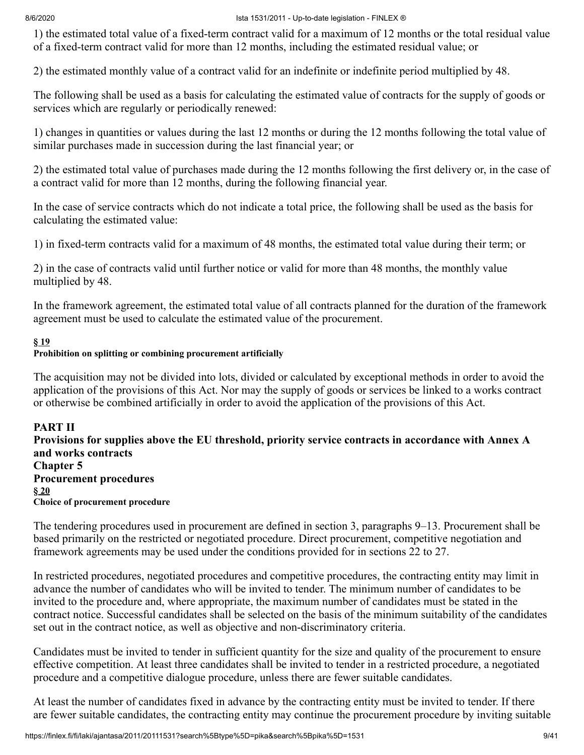1) the estimated total value of a fixed-term contract valid for a maximum of 12 months or the total residual value of a fixed-term contract valid for more than 12 months, including the estimated residual value; or

2) the estimated monthly value of a contract valid for an indefinite or indefinite period multiplied by 48.

The following shall be used as a basis for calculating the estimated value of contracts for the supply of goods or services which are regularly or periodically renewed:

1) changes in quantities or values during the last 12 months or during the 12 months following the total value of similar purchases made in succession during the last financial year; or

2) the estimated total value of purchases made during the 12 months following the first delivery or, in the case of a contract valid for more than 12 months, during the following financial year.

In the case of service contracts which do not indicate a total price, the following shall be used as the basis for calculating the estimated value:

1) in fixed-term contracts valid for a maximum of 48 months, the estimated total value during their term; or

2) in the case of contracts valid until further notice or valid for more than 48 months, the monthly value multiplied by 48.

In the framework agreement, the estimated total value of all contracts planned for the duration of the framework agreement must be used to calculate the estimated value of the procurement.

**§ 19**
**Prohibition on splitting or combining procurement artificially**

The acquisition may not be divided into lots, divided or calculated by exceptional methods in order to avoid the application of the provisions of this Act. Nor may the supply of goods or services be linked to a works contract or otherwise be combined artificially in order to avoid the application of the provisions of this Act.

## PART II
## Provisions for supplies above the EU threshold, priority service contracts in accordance with Annex A and works contracts
### Chapter 5
### Procurement procedures
**§ 20**
**Choice of procurement procedure**

The tendering procedures used in procurement are defined in section 3, paragraphs 9–13. Procurement shall be based primarily on the restricted or negotiated procedure. Direct procurement, competitive negotiation and framework agreements may be used under the conditions provided for in sections 22 to 27.

In restricted procedures, negotiated procedures and competitive procedures, the contracting entity may limit in advance the number of candidates who will be invited to tender. The minimum number of candidates to be invited to the procedure and, where appropriate, the maximum number of candidates must be stated in the contract notice. Successful candidates shall be selected on the basis of the minimum suitability of the candidates set out in the contract notice, as well as objective and non-discriminatory criteria.

Candidates must be invited to tender in sufficient quantity for the size and quality of the procurement to ensure effective competition. At least three candidates shall be invited to tender in a restricted procedure, a negotiated procedure and a competitive dialogue procedure, unless there are fewer suitable candidates.

At least the number of candidates fixed in advance by the contracting entity must be invited to tender. If there are fewer suitable candidates, the contracting entity may continue the procurement procedure by inviting suitable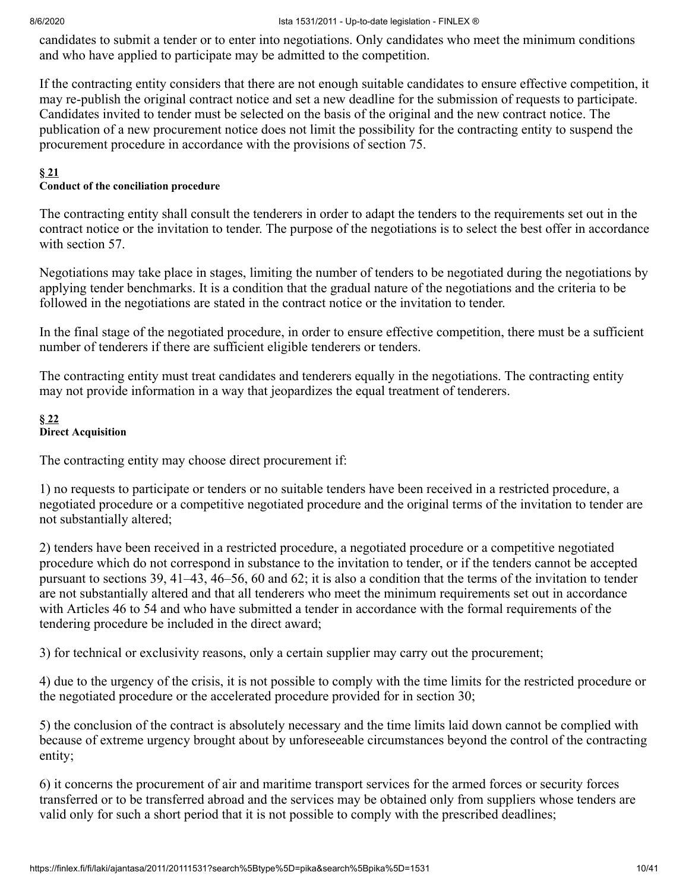candidates to submit a tender or to enter into negotiations. Only candidates who meet the minimum conditions and who have applied to participate may be admitted to the competition.

If the contracting entity considers that there are not enough suitable candidates to ensure effective competition, it may re-publish the original contract notice and set a new deadline for the submission of requests to participate. Candidates invited to tender must be selected on the basis of the original and the new contract notice. The publication of a new procurement notice does not limit the possibility for the contracting entity to suspend the procurement procedure in accordance with the provisions of section 75.

**§ 21**
**Conduct of the conciliation procedure**

The contracting entity shall consult the tenderers in order to adapt the tenders to the requirements set out in the contract notice or the invitation to tender. The purpose of the negotiations is to select the best offer in accordance with section 57.

Negotiations may take place in stages, limiting the number of tenders to be negotiated during the negotiations by applying tender benchmarks. It is a condition that the gradual nature of the negotiations and the criteria to be followed in the negotiations are stated in the contract notice or the invitation to tender.

In the final stage of the negotiated procedure, in order to ensure effective competition, there must be a sufficient number of tenderers if there are sufficient eligible tenderers or tenders.

The contracting entity must treat candidates and tenderers equally in the negotiations. The contracting entity may not provide information in a way that jeopardizes the equal treatment of tenderers.

**§ 22**
**Direct Acquisition**

The contracting entity may choose direct procurement if:

1) no requests to participate or tenders or no suitable tenders have been received in a restricted procedure, a negotiated procedure or a competitive negotiated procedure and the original terms of the invitation to tender are not substantially altered;

2) tenders have been received in a restricted procedure, a negotiated procedure or a competitive negotiated procedure which do not correspond in substance to the invitation to tender, or if the tenders cannot be accepted pursuant to sections 39, 41–43, 46–56, 60 and 62; it is also a condition that the terms of the invitation to tender are not substantially altered and that all tenderers who meet the minimum requirements set out in accordance with Articles 46 to 54 and who have submitted a tender in accordance with the formal requirements of the tendering procedure be included in the direct award;

3) for technical or exclusivity reasons, only a certain supplier may carry out the procurement;

4) due to the urgency of the crisis, it is not possible to comply with the time limits for the restricted procedure or the negotiated procedure or the accelerated procedure provided for in section 30;

5) the conclusion of the contract is absolutely necessary and the time limits laid down cannot be complied with because of extreme urgency brought about by unforeseeable circumstances beyond the control of the contracting entity;

6) it concerns the procurement of air and maritime transport services for the armed forces or security forces transferred or to be transferred abroad and the services may be obtained only from suppliers whose tenders are valid only for such a short period that it is not possible to comply with the prescribed deadlines;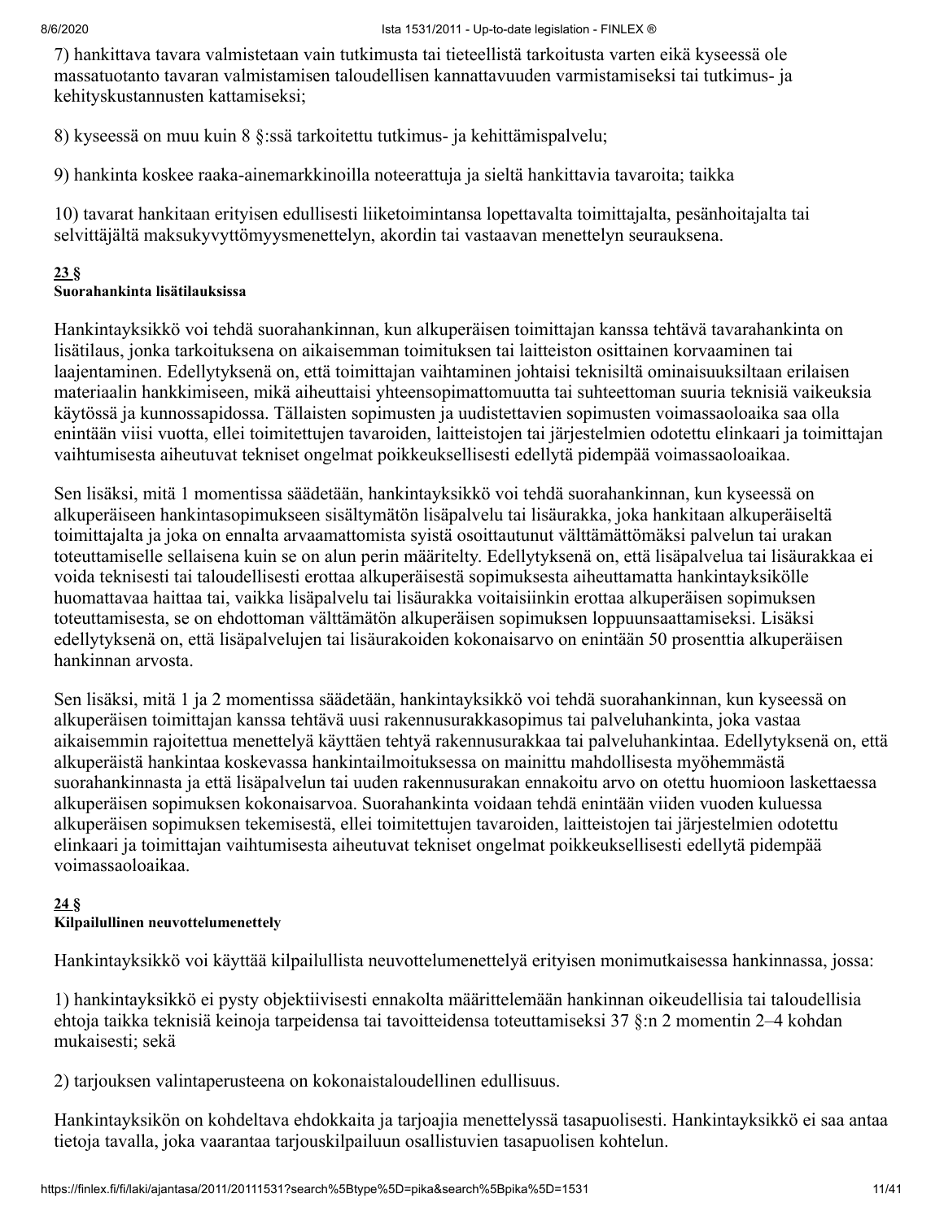7) hankittava tavara valmistetaan vain tutkimusta tai tieteellistä tarkoitusta varten eikä kyseessä ole massatuotanto tavaran valmistamisen taloudellisen kannattavuuden varmistamiseksi tai tutkimus- ja kehityskustannusten kattamiseksi;

8) kyseessä on muu kuin 8 §:ssä tarkoitettu tutkimus- ja kehittämispalvelu;

9) hankinta koskee raaka-ainemarkkinoilla noteerattuja ja sieltä hankittavia tavaroita; taikka

10) tavarat hankitaan erityisen edullisesti liiketoimintansa lopettavalta toimittajalta, pesänhoitajalta tai selvittäjältä maksukyvyttömyysmenettelyn, akordin tai vastaavan menettelyn seurauksena.

**23 §**
**Suorahankinta lisätilauksissa**

Hankintayksikkö voi tehdä suorahankinnan, kun alkuperäisen toimittajan kanssa tehtävä tavarahankinta on lisätilaus, jonka tarkoituksena on aikaisemman toimituksen tai laitteiston osittainen korvaaminen tai laajentaminen. Edellytyksenä on, että toimittajan vaihtaminen johtaisi teknisiltä ominaisuuksiltaan erilaisen materiaalin hankkimiseen, mikä aiheuttaisi yhteensopimattomuutta tai suhteettoman suuria teknisiä vaikeuksia käytössä ja kunnossapidossa. Tällaisten sopimusten ja uudistettavien sopimusten voimassaoloaika saa olla enintään viisi vuotta, ellei toimitettujen tavaroiden, laitteistojen tai järjestelmien odotettu elinkaari ja toimittajan vaihtumisesta aiheutuvat tekniset ongelmat poikkeuksellisesti edellytä pidempää voimassaoloaikaa.

Sen lisäksi, mitä 1 momentissa säädetään, hankintayksikkö voi tehdä suorahankinnan, kun kyseessä on alkuperäiseen hankintasopimukseen sisältymätön lisäpalvelu tai lisäurakka, joka hankitaan alkuperäiseltä toimittajalta ja joka on ennalta arvaamattomista syistä osoittautunut välttämättömäksi palvelun tai urakan toteuttamiselle sellaisena kuin se on alun perin määritelty. Edellytyksenä on, että lisäpalvelua tai lisäurakkaa ei voida teknisesti tai taloudellisesti erottaa alkuperäisestä sopimuksesta aiheuttamatta hankintayksikölle huomattavaa haittaa tai, vaikka lisäpalvelu tai lisäurakka voitaisiinkin erottaa alkuperäisen sopimuksen toteuttamisesta, se on ehdottoman välttämätön alkuperäisen sopimuksen loppuunsaattamiseksi. Lisäksi edellytyksenä on, että lisäpalvelujen tai lisäurakoiden kokonaisarvo on enintään 50 prosenttia alkuperäisen hankinnan arvosta.

Sen lisäksi, mitä 1 ja 2 momentissa säädetään, hankintayksikkö voi tehdä suorahankinnan, kun kyseessä on alkuperäisen toimittajan kanssa tehtävä uusi rakennusurakkasopimus tai palveluhankinta, joka vastaa aikaisemmin rajoitettua menettelyä käyttäen tehtyä rakennusurakkaa tai palveluhankintaa. Edellytyksenä on, että alkuperäistä hankintaa koskevassa hankintailmoituksessa on mainittu mahdollisesta myöhemmästä suorahankinnasta ja että lisäpalvelun tai uuden rakennusurakan ennakoitu arvo on otettu huomioon laskettaessa alkuperäisen sopimuksen kokonaisarvoa. Suorahankinta voidaan tehdä enintään viiden vuoden kuluessa alkuperäisen sopimuksen tekemisestä, ellei toimitettujen tavaroiden, laitteistojen tai järjestelmien odotettu elinkaari ja toimittajan vaihtumisesta aiheutuvat tekniset ongelmat poikkeuksellisesti edellytä pidempää voimassaoloaikaa.

**24 §**
**Kilpailullinen neuvottelumenettely**

Hankintayksikkö voi käyttää kilpailullista neuvottelumenettelyä erityisen monimutkaisessa hankinnassa, jossa:

1) hankintayksikkö ei pysty objektiivisesti ennakolta määrittelemään hankinnan oikeudellisia tai taloudellisia ehtoja taikka teknisiä keinoja tarpeidensa tai tavoitteidensa toteuttamiseksi 37 §:n 2 momentin 2–4 kohdan mukaisesti; sekä

2) tarjouksen valintaperusteena on kokonaistaloudellinen edullisuus.

Hankintayksikön on kohdeltava ehdokkaita ja tarjoajia menettelyssä tasapuolisesti. Hankintayksikkö ei saa antaa tietoja tavalla, joka vaarantaa tarjouskilpailuun osallistuvien tasapuolisen kohtelun.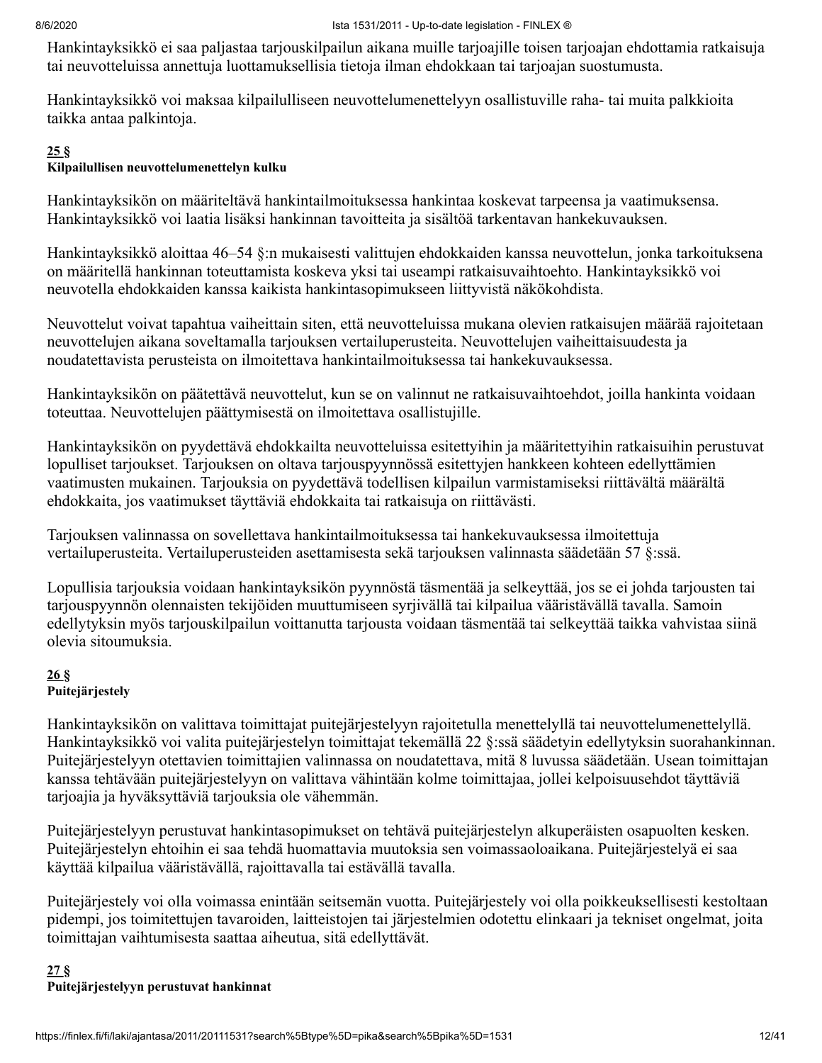Hankintayksikkö ei saa paljastaa tarjouskilpailun aikana muille tarjoajille toisen tarjoajan ehdottamia ratkaisuja tai neuvotteluissa annettuja luottamuksellisia tietoja ilman ehdokkaan tai tarjoajan suostumusta.

Hankintayksikkö voi maksaa kilpailulliseen neuvottelumenettelyyn osallistuville raha- tai muita palkkioita taikka antaa palkintoja.

**25 §**
**Kilpailullisen neuvottelumenettelyn kulku**

Hankintayksikön on määriteltävä hankintailmoituksessa hankintaa koskevat tarpeensa ja vaatimuksensa. Hankintayksikkö voi laatia lisäksi hankinnan tavoitteita ja sisältöä tarkentavan hankekuvauksen.

Hankintayksikkö aloittaa 46–54 §:n mukaisesti valittujen ehdokkaiden kanssa neuvottelun, jonka tarkoituksena on määritellä hankinnan toteuttamista koskeva yksi tai useampi ratkaisuvaihtoehto. Hankintayksikkö voi neuvotella ehdokkaiden kanssa kaikista hankintasopimukseen liittyvistä näkökohdista.

Neuvottelut voivat tapahtua vaiheittain siten, että neuvotteluissa mukana olevien ratkaisujen määrää rajoitetaan neuvottelujen aikana soveltamalla tarjouksen vertailuperusteita. Neuvottelujen vaiheittaisuudesta ja noudatettavista perusteista on ilmoitettava hankintailmoituksessa tai hankekuvauksessa.

Hankintayksikön on päätettävä neuvottelut, kun se on valinnut ne ratkaisuvaihtoehdot, joilla hankinta voidaan toteuttaa. Neuvottelujen päättymisestä on ilmoitettava osallistujille.

Hankintayksikön on pyydettävä ehdokkailta neuvotteluissa esitettyihin ja määritettyihin ratkaisuihin perustuvat lopulliset tarjoukset. Tarjouksen on oltava tarjouspyynnössä esitettyjen hankkeen kohteen edellyttämien vaatimusten mukainen. Tarjouksia on pyydettävä todellisen kilpailun varmistamiseksi riittävältä määrältä ehdokkaita, jos vaatimukset täyttäviä ehdokkaita tai ratkaisuja on riittävästi.

Tarjouksen valinnassa on sovellettava hankintailmoituksessa tai hankekuvauksessa ilmoitettuja vertailuperusteita. Vertailuperusteiden asettamisesta sekä tarjouksen valinnasta säädetään 57 §:ssä.

Lopullisia tarjouksia voidaan hankintayksikön pyynnöstä täsmentää ja selkeyttää, jos se ei johda tarjousten tai tarjouspyynnön olennaisten tekijöiden muuttumiseen syrjivällä tai kilpailua vääristävällä tavalla. Samoin edellytyksin myös tarjouskilpailun voittanutta tarjousta voidaan täsmentää tai selkeyttää taikka vahvistaa siinä olevia sitoumuksia.

**26 §**
**Puitejärjestely**

Hankintayksikön on valittava toimittajat puitejärjestelyyn rajoitetulla menettelyllä tai neuvottelumenettelyllä. Hankintayksikkö voi valita puitejärjestelyn toimittajat tekemällä 22 §:ssä säädetyin edellytyksin suorahankinnan. Puitejärjestelyyn otettavien toimittajien valinnassa on noudatettava, mitä 8 luvussa säädetään. Usean toimittajan kanssa tehtävään puitejärjestelyyn on valittava vähintään kolme toimittajaa, jollei kelpoisuusehdot täyttäviä tarjoajia ja hyväksyttäviä tarjouksia ole vähemmän.

Puitejärjestelyyn perustuvat hankintasopimukset on tehtävä puitejärjestelyn alkuperäisten osapuolten kesken. Puitejärjestelyn ehtoihin ei saa tehdä huomattavia muutoksia sen voimassaoloaikana. Puitejärjestelyä ei saa käyttää kilpailua vääristävällä, rajoittavalla tai estävällä tavalla.

Puitejärjestely voi olla voimassa enintään seitsemän vuotta. Puitejärjestely voi olla poikkeuksellisesti kestoltaan pidempi, jos toimitettujen tavaroiden, laitteistojen tai järjestelmien odotettu elinkaari ja tekniset ongelmat, joita toimittajan vaihtumisesta saattaa aiheutua, sitä edellyttävät.

**27 §**
**Puitejärjestelyyn perustuvat hankinnat**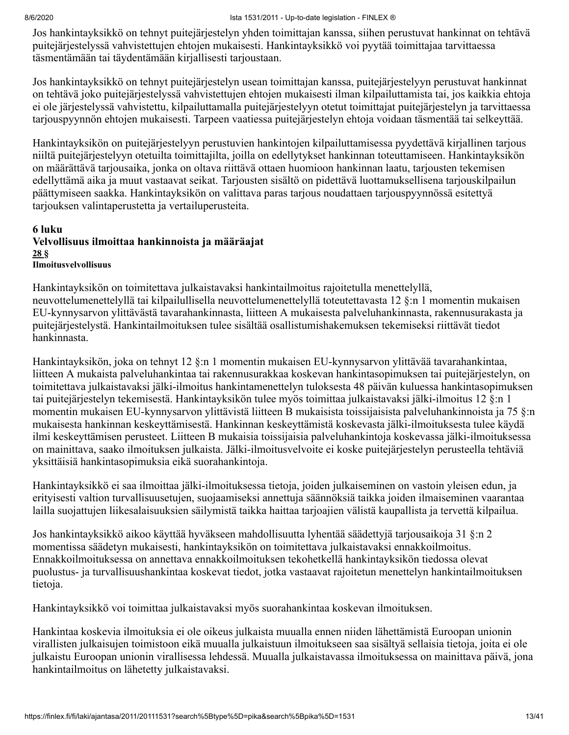Jos hankintayksikkö on tehnyt puitejärjestelyn yhden toimittajan kanssa, siihen perustuvat hankinnat on tehtävä puitejärjestelyssä vahvistettujen ehtojen mukaisesti. Hankintayksikkö voi pyytää toimittajaa tarvittaessa täsmentämään tai täydentämään kirjallisesti tarjoustaan.

Jos hankintayksikkö on tehnyt puitejärjestelyn usean toimittajan kanssa, puitejärjestelyyn perustuvat hankinnat on tehtävä joko puitejärjestelyssä vahvistettujen ehtojen mukaisesti ilman kilpailuttamista tai, jos kaikkia ehtoja ei ole järjestelyssä vahvistettu, kilpailuttamalla puitejärjestelyyn otetut toimittajat puitejärjestelyn ja tarvittaessa tarjouspyynnön ehtojen mukaisesti. Tarpeen vaatiessa puitejärjestelyn ehtoja voidaan täsmentää tai selkeyttää.

Hankintayksikön on puitejärjestelyyn perustuvien hankintojen kilpailuttamisessa pyydettävä kirjallinen tarjous niiltä puitejärjestelyyn otetuilta toimittajilta, joilla on edellytykset hankinnan toteuttamiseen. Hankintayksikön on määrättävä tarjousaika, jonka on oltava riittävä ottaen huomioon hankinnan laatu, tarjousten tekemisen edellyttämä aika ja muut vastaavat seikat. Tarjousten sisältö on pidettävä luottamuksellisena tarjouskilpailun päättymiseen saakka. Hankintayksikön on valittava paras tarjous noudattaen tarjouspyynnössä esitettyä tarjouksen valintaperustetta ja vertailuperusteita.

## 6 luku
## Velvollisuus ilmoittaa hankinnoista ja määräajat

### 28 §
#### Ilmoitusvelvollisuus

Hankintayksikön on toimitettava julkaistavaksi hankintailmoitus rajoitetulla menettelyllä, neuvottelumenettelyllä tai kilpailullisella neuvottelumenettelyllä toteutettavasta 12 §:n 1 momentin mukaisen EU-kynnysarvon ylittävästä tavarahankinnasta, liitteen A mukaisesta palveluhankinnasta, rakennusurakasta ja puitejärjestelystä. Hankintailmoituksen tulee sisältää osallistumishakemuksen tekemiseksi riittävät tiedot hankinnasta.

Hankintayksikön, joka on tehnyt 12 §:n 1 momentin mukaisen EU-kynnysarvon ylittävää tavarahankintaa, liitteen A mukaista palveluhankintaa tai rakennusurakkaa koskevan hankintasopimuksen tai puitejärjestelyn, on toimitettava julkaistavaksi jälki-ilmoitus hankintamenettelyn tuloksesta 48 päivän kuluessa hankintasopimuksen tai puitejärjestelyn tekemisestä. Hankintayksikön tulee myös toimittaa julkaistavaksi jälki-ilmoitus 12 §:n 1 momentin mukaisen EU-kynnysarvon ylittävistä liitteen B mukaisista toissijaisista palveluhankinnoista ja 75 §:n mukaisesta hankinnan keskeyttämisestä. Hankinnan keskeyttämistä koskevasta jälki-ilmoituksesta tulee käydä ilmi keskeyttämisen perusteet. Liitteen B mukaisia toissijaisia palveluhankintoja koskevassa jälki-ilmoituksessa on mainittava, saako ilmoituksen julkaista. Jälki-ilmoitusvelvoite ei koske puitejärjestelyn perusteella tehtäviä yksittäisiä hankintasopimuksia eikä suorahankintoja.

Hankintayksikkö ei saa ilmoittaa jälki-ilmoituksessa tietoja, joiden julkaiseminen on vastoin yleisen edun, ja erityisesti valtion turvallisuusetujen, suojaamiseksi annettuja säännöksiä taikka joiden ilmaiseminen vaarantaa lailla suojattujen liikesalaisuuksien säilymistä taikka haittaa tarjoajien välistä kaupallista ja tervettä kilpailua.

Jos hankintayksikkö aikoo käyttää hyväkseen mahdollisuutta lyhentää säädettyjä tarjousaikoja 31 §:n 2 momentissa säädetyn mukaisesti, hankintayksikön on toimitettava julkaistavaksi ennakkoilmoitus. Ennakkoilmoituksessa on annettava ennakkoilmoituksen tekohetkellä hankintayksikön tiedossa olevat puolustus- ja turvallisuushankintaa koskevat tiedot, jotka vastaavat rajoitetun menettelyn hankintailmoituksen tietoja.

Hankintayksikkö voi toimittaa julkaistavaksi myös suorahankintaa koskevan ilmoituksen.

Hankintaa koskevia ilmoituksia ei ole oikeus julkaista muualla ennen niiden lähettämistä Euroopan unionin virallisten julkaisujen toimistoon eikä muualla julkaistuun ilmoitukseen saa sisältyä sellaisia tietoja, joita ei ole julkaistu Euroopan unionin virallisessa lehdessä. Muualla julkaistavassa ilmoituksessa on mainittava päivä, jona hankintailmoitus on lähetetty julkaistavaksi.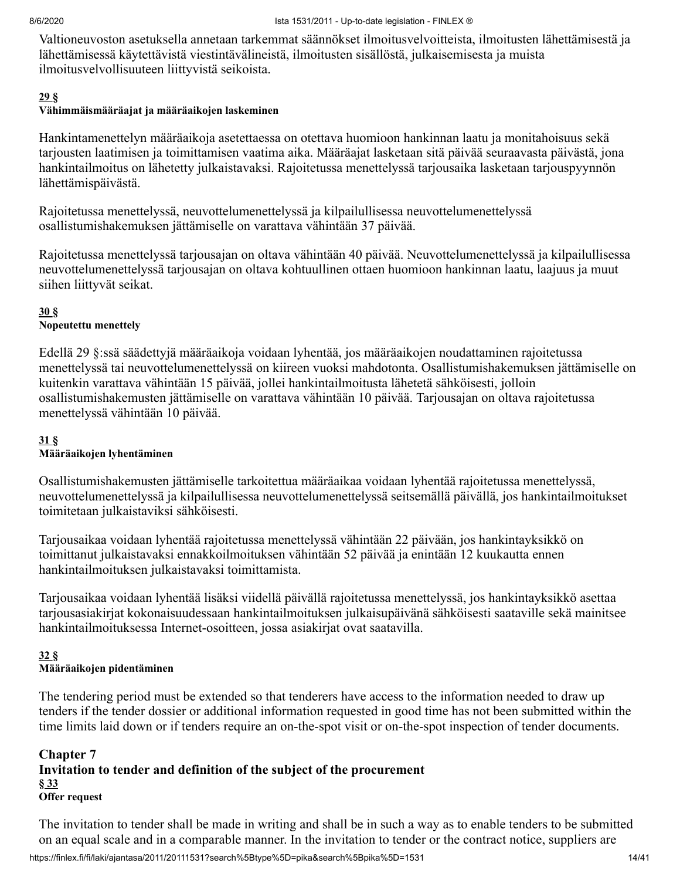Valtioneuvoston asetuksella annetaan tarkemmat säännökset ilmoitusvelvoitteista, ilmoitusten lähettämisestä ja lähettämisessä käytettävistä viestintävälineistä, ilmoitusten sisällöstä, julkaisemisesta ja muista ilmoitusvelvollisuuteen liittyvistä seikoista.

**29 §**
**Vähimmäismääräajat ja määräaikojen laskeminen**

Hankintamenettelyn määräaikoja asetettaessa on otettava huomioon hankinnan laatu ja monitahoisuus sekä tarjousten laatimisen ja toimittamisen vaatima aika. Määräajat lasketaan sitä päivää seuraavasta päivästä, jona hankintailmoitus on lähetetty julkaistavaksi. Rajoitetussa menettelyssä tarjousaika lasketaan tarjouspyynnön lähettämispäivästä.

Rajoitetussa menettelyssä, neuvottelumenettelyssä ja kilpailullisessa neuvottelumenettelyssä osallistumishakemuksen jättämiselle on varattava vähintään 37 päivää.

Rajoitetussa menettelyssä tarjousajan on oltava vähintään 40 päivää. Neuvottelumenettelyssä ja kilpailullisessa neuvottelumenettelyssä tarjousajan on oltava kohtuullinen ottaen huomioon hankinnan laatu, laajuus ja muut siihen liittyvät seikat.

**30 §**
**Nopeutettu menettely**

Edellä 29 §:ssä säädettyjä määräaikoja voidaan lyhentää, jos määräaikojen noudattaminen rajoitetussa menettelyssä tai neuvottelumenettelyssä on kiireen vuoksi mahdotonta. Osallistumishakemuksen jättämiselle on kuitenkin varattava vähintään 15 päivää, jollei hankintailmoitusta lähetetä sähköisesti, jolloin osallistumishakemusten jättämiselle on varattava vähintään 10 päivää. Tarjousajan on oltava rajoitetussa menettelyssä vähintään 10 päivää.

**31 §**
**Määräaikojen lyhentäminen**

Osallistumishakemusten jättämiselle tarkoitettua määräaikaa voidaan lyhentää rajoitetussa menettelyssä, neuvottelumenettelyssä ja kilpailullisessa neuvottelumenettelyssä seitsemällä päivällä, jos hankintailmoitukset toimitetaan julkaistaviksi sähköisesti.

Tarjousaikaa voidaan lyhentää rajoitetussa menettelyssä vähintään 22 päivään, jos hankintayksikkö on toimittanut julkaistavaksi ennakkoilmoituksen vähintään 52 päivää ja enintään 12 kuukautta ennen hankintailmoituksen julkaistavaksi toimittamista.

Tarjousaikaa voidaan lyhentää lisäksi viidellä päivällä rajoitetussa menettelyssä, jos hankintayksikkö asettaa tarjousasiakirjat kokonaisuudessaan hankintailmoituksen julkaisupäivänä sähköisesti saataville sekä mainitsee hankintailmoituksessa Internet-osoitteen, jossa asiakirjat ovat saatavilla.

**32 §**
**Määräaikojen pidentäminen**

The tendering period must be extended so that tenderers have access to the information needed to draw up tenders if the tender dossier or additional information requested in good time has not been submitted within the time limits laid down or if tenders require an on-the-spot visit or on-the-spot inspection of tender documents.

## Chapter 7
## Invitation to tender and definition of the subject of the procurement

**§ 33**
**Offer request**

The invitation to tender shall be made in writing and shall be in such a way as to enable tenders to be submitted on an equal scale and in a comparable manner. In the invitation to tender or the contract notice, suppliers are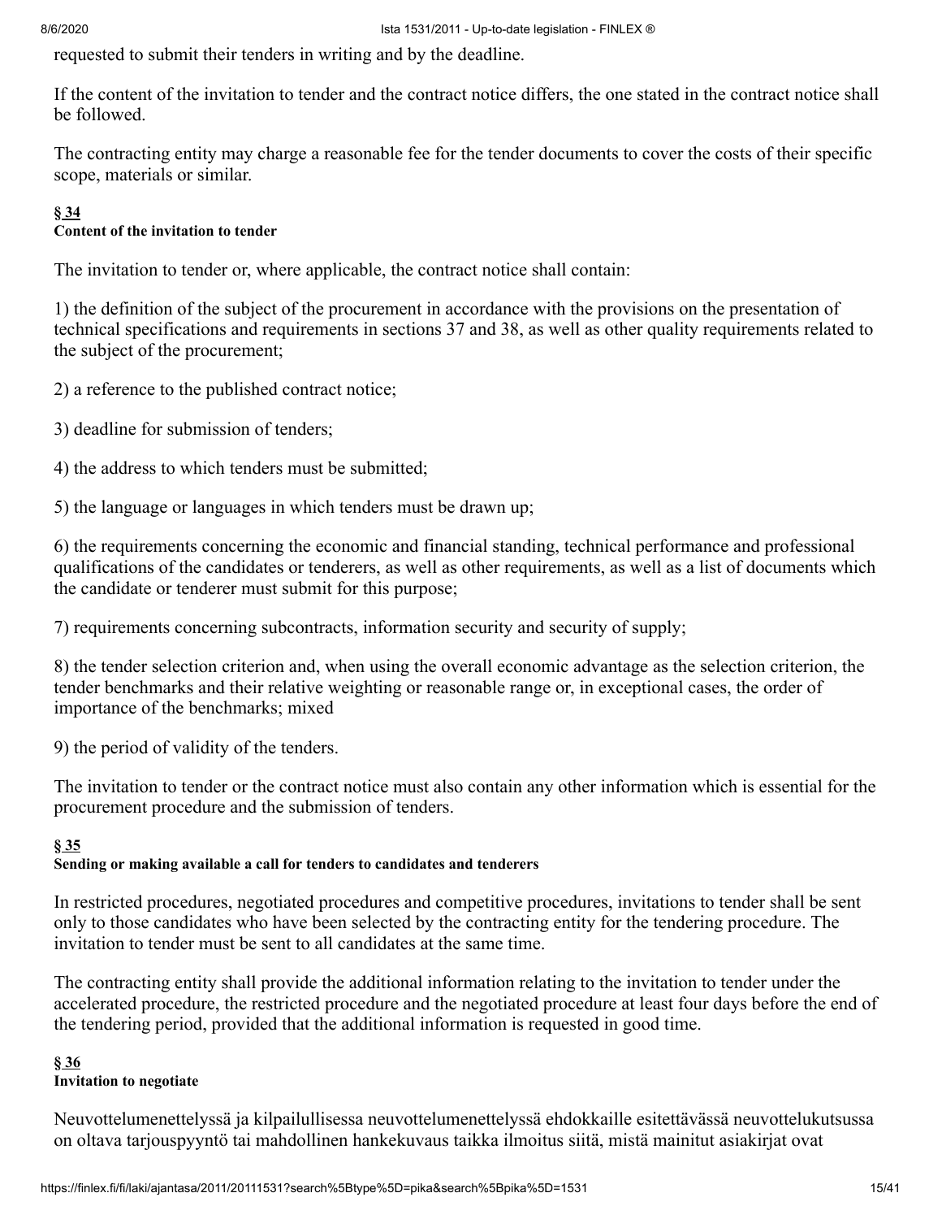requested to submit their tenders in writing and by the deadline.

If the content of the invitation to tender and the contract notice differs, the one stated in the contract notice shall be followed.

The contracting entity may charge a reasonable fee for the tender documents to cover the costs of their specific scope, materials or similar.

### § 34
**Content of the invitation to tender**

The invitation to tender or, where applicable, the contract notice shall contain:

1) the definition of the subject of the procurement in accordance with the provisions on the presentation of technical specifications and requirements in sections 37 and 38, as well as other quality requirements related to the subject of the procurement;

2) a reference to the published contract notice;

3) deadline for submission of tenders;

4) the address to which tenders must be submitted;

5) the language or languages in which tenders must be drawn up;

6) the requirements concerning the economic and financial standing, technical performance and professional qualifications of the candidates or tenderers, as well as other requirements, as well as a list of documents which the candidate or tenderer must submit for this purpose;

7) requirements concerning subcontracts, information security and security of supply;

8) the tender selection criterion and, when using the overall economic advantage as the selection criterion, the tender benchmarks and their relative weighting or reasonable range or, in exceptional cases, the order of importance of the benchmarks; mixed

9) the period of validity of the tenders.

The invitation to tender or the contract notice must also contain any other information which is essential for the procurement procedure and the submission of tenders.

### § 35
**Sending or making available a call for tenders to candidates and tenderers**

In restricted procedures, negotiated procedures and competitive procedures, invitations to tender shall be sent only to those candidates who have been selected by the contracting entity for the tendering procedure. The invitation to tender must be sent to all candidates at the same time.

The contracting entity shall provide the additional information relating to the invitation to tender under the accelerated procedure, the restricted procedure and the negotiated procedure at least four days before the end of the tendering period, provided that the additional information is requested in good time.

### § 36
**Invitation to negotiate**

Neuvottelumenettelyssä ja kilpailullisessa neuvottelumenettelyssä ehdokkaille esitettävässä neuvottelukutsussa on oltava tarjouspyyntö tai mahdollinen hankekuvaus taikka ilmoitus siitä, mistä mainitut asiakirjat ovat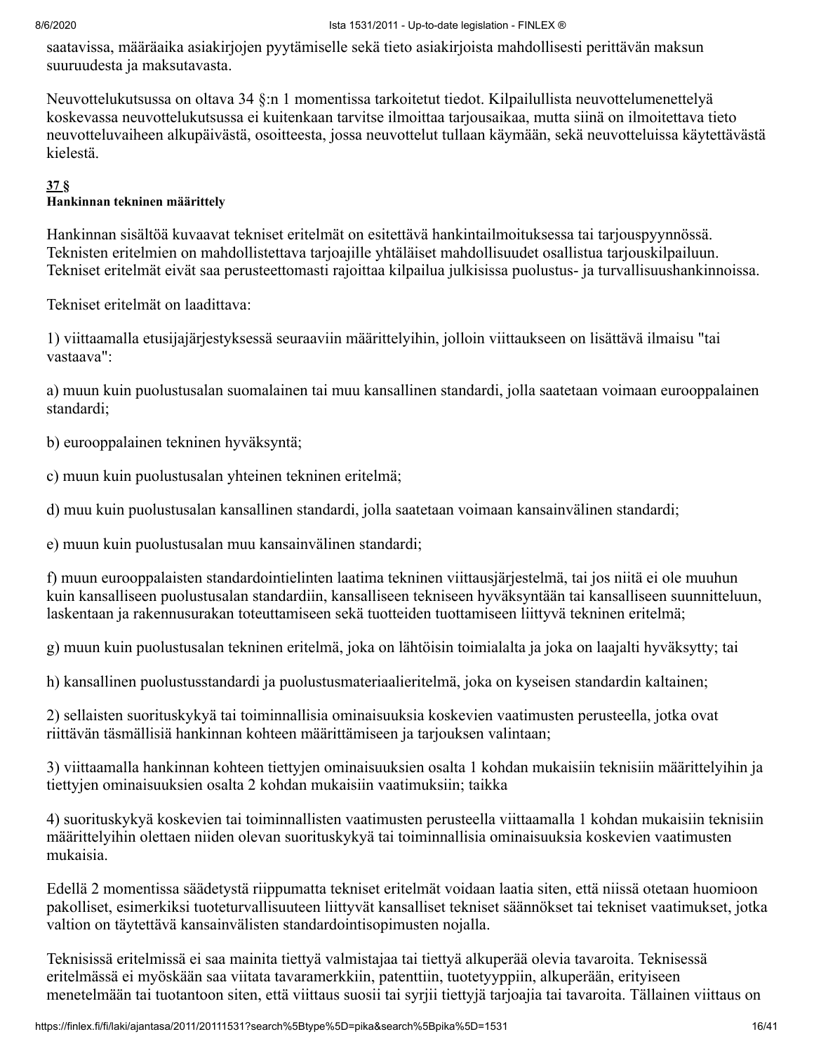saatavissa, määräaika asiakirjojen pyytämiselle sekä tieto asiakirjoista mahdollisesti perittävän maksun suuruudesta ja maksutavasta.

Neuvottelukutsussa on oltava 34 §:n 1 momentissa tarkoitetut tiedot. Kilpailullista neuvottelumenettelyä koskevassa neuvottelukutsussa ei kuitenkaan tarvitse ilmoittaa tarjousaikaa, mutta siinä on ilmoitettava tieto neuvotteluvaiheen alkupäivästä, osoitteesta, jossa neuvottelut tullaan käymään, sekä neuvotteluissa käytettävästä kielestä.

**37 §**
**Hankinnan tekninen määrittely**

Hankinnan sisältöä kuvaavat tekniset eritelmät on esitettävä hankintailmoituksessa tai tarjouspyynnössä. Teknisten eritelmien on mahdollistettava tarjoajille yhtäläiset mahdollisuudet osallistua tarjouskilpailuun. Tekniset eritelmät eivät saa perusteettomasti rajoittaa kilpailua julkisissa puolustus- ja turvallisuushankinnoissa.

Tekniset eritelmät on laadittava:

1) viittaamalla etusijajärjestyksessä seuraaviin määrittelyihin, jolloin viittaukseen on lisättävä ilmaisu "tai vastaava":

a) muun kuin puolustusalan suomalainen tai muu kansallinen standardi, jolla saatetaan voimaan eurooppalainen standardi;

b) eurooppalainen tekninen hyväksyntä;

c) muun kuin puolustusalan yhteinen tekninen eritelmä;

d) muu kuin puolustusalan kansallinen standardi, jolla saatetaan voimaan kansainvälinen standardi;

e) muun kuin puolustusalan muu kansainvälinen standardi;

f) muun eurooppalaisten standardointielinten laatima tekninen viittausjärjestelmä, tai jos niitä ei ole muuhun kuin kansalliseen puolustusalan standardiin, kansalliseen tekniseen hyväksyntään tai kansalliseen suunnitteluun, laskentaan ja rakennusurakan toteuttamiseen sekä tuotteiden tuottamiseen liittyvä tekninen eritelmä;

g) muun kuin puolustusalan tekninen eritelmä, joka on lähtöisin toimialalta ja joka on laajalti hyväksytty; tai

h) kansallinen puolustusstandardi ja puolustusmateriaalieritelmä, joka on kyseisen standardin kaltainen;

2) sellaisten suorituskykyä tai toiminnallisia ominaisuuksia koskevien vaatimusten perusteella, jotka ovat riittävän täsmällisiä hankinnan kohteen määrittämiseen ja tarjouksen valintaan;

3) viittaamalla hankinnan kohteen tiettyjen ominaisuuksien osalta 1 kohdan mukaisiin teknisiin määrittelyihin ja tiettyjen ominaisuuksien osalta 2 kohdan mukaisiin vaatimuksiin; taikka

4) suorituskykyä koskevien tai toiminnallisten vaatimusten perusteella viittaamalla 1 kohdan mukaisiin teknisiin määrittelyihin olettaen niiden olevan suorituskykyä tai toiminnallisia ominaisuuksia koskevien vaatimusten mukaisia.

Edellä 2 momentissa säädetystä riippumatta tekniset eritelmät voidaan laatia siten, että niissä otetaan huomioon pakolliset, esimerkiksi tuoteturvallisuuteen liittyvät kansalliset tekniset säännökset tai tekniset vaatimukset, jotka valtion on täytettävä kansainvälisten standardointisopimusten nojalla.

Teknisissä eritelmissä ei saa mainita tiettyä valmistajaa tai tiettyä alkuperää olevia tavaroita. Teknisessä eritelmässä ei myöskään saa viitata tavaramerkkiin, patenttiin, tuotetyyppiin, alkuperään, erityiseen menetelmään tai tuotantoon siten, että viittaus suosii tai syrjii tiettyjä tarjoajia tai tavaroita. Tällainen viittaus on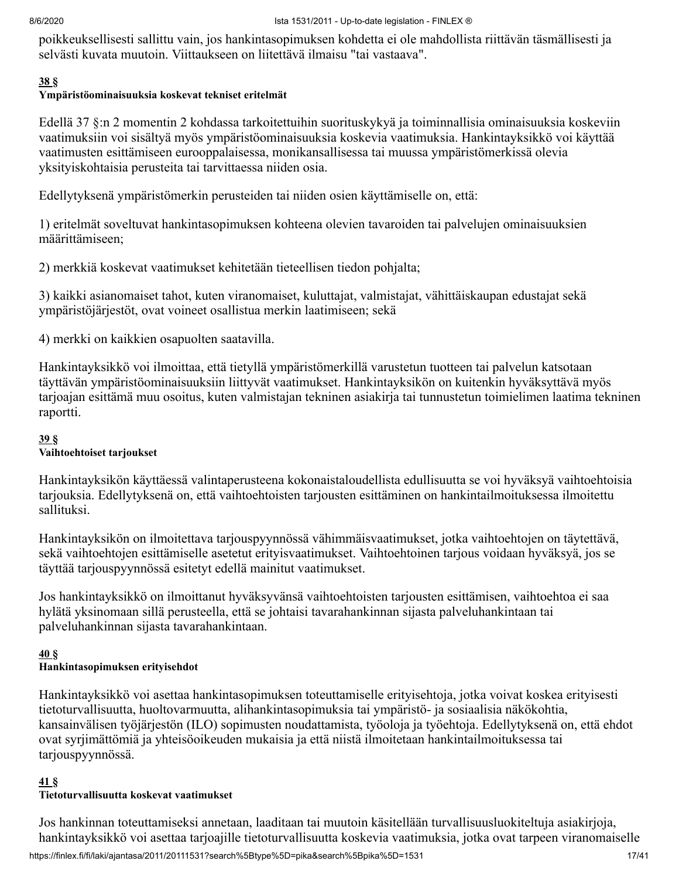poikkeuksellisesti sallittu vain, jos hankintasopimuksen kohdetta ei ole mahdollista riittävän täsmällisesti ja selvästi kuvata muutoin. Viittaukseen on liitettävä ilmaisu "tai vastaava".

**38 §**
**Ympäristöominaisuuksia koskevat tekniset eritelmät**

Edellä 37 §:n 2 momentin 2 kohdassa tarkoitettuihin suorituskykyä ja toiminnallisia ominaisuuksia koskeviin vaatimuksiin voi sisältyä myös ympäristöominaisuuksia koskevia vaatimuksia. Hankintayksikkö voi käyttää vaatimusten esittämiseen eurooppalaisessa, monikansallisessa tai muussa ympäristömerkissä olevia yksityiskohtaisia perusteita tai tarvittaessa niiden osia.

Edellytyksenä ympäristömerkin perusteiden tai niiden osien käyttämiselle on, että:

1) eritelmät soveltuvat hankintasopimuksen kohteena olevien tavaroiden tai palvelujen ominaisuuksien määrittämiseen;

2) merkkiä koskevat vaatimukset kehitetään tieteellisen tiedon pohjalta;

3) kaikki asianomaiset tahot, kuten viranomaiset, kuluttajat, valmistajat, vähittäiskaupan edustajat sekä ympäristöjärjestöt, ovat voineet osallistua merkin laatimiseen; sekä

4) merkki on kaikkien osapuolten saatavilla.

Hankintayksikkö voi ilmoittaa, että tietyllä ympäristömerkillä varustetun tuotteen tai palvelun katsotaan täyttävän ympäristöominaisuuksiin liittyvät vaatimukset. Hankintayksikön on kuitenkin hyväksyttävä myös tarjoajan esittämä muu osoitus, kuten valmistajan tekninen asiakirja tai tunnustetun toimielimen laatima tekninen raportti.

**39 §**
**Vaihtoehtoiset tarjoukset**

Hankintayksikön käyttäessä valintaperusteena kokonaistaloudellista edullisuutta se voi hyväksyä vaihtoehtoisia tarjouksia. Edellytyksenä on, että vaihtoehtoisten tarjousten esittäminen on hankintailmoituksessa ilmoitettu sallituksi.

Hankintayksikön on ilmoitettava tarjouspyynnössä vähimmäisvaatimukset, jotka vaihtoehtojen on täytettävä, sekä vaihtoehtojen esittämiselle asetetut erityisvaatimukset. Vaihtoehtoinen tarjous voidaan hyväksyä, jos se täyttää tarjouspyynnössä esitetyt edellä mainitut vaatimukset.

Jos hankintayksikkö on ilmoittanut hyväksyvänsä vaihtoehtoisten tarjousten esittämisen, vaihtoehtoa ei saa hylätä yksinomaan sillä perusteella, että se johtaisi tavarahankinnan sijasta palveluhankintaan tai palveluhankinnan sijasta tavarahankintaan.

**40 §**
**Hankintasopimuksen erityisehdot**

Hankintayksikkö voi asettaa hankintasopimuksen toteuttamiselle erityisehtoja, jotka voivat koskea erityisesti tietoturvallisuutta, huoltovarmuutta, alihankintasopimuksia tai ympäristö- ja sosiaalisia näkökohtia, kansainvälisen työjärjestön (ILO) sopimusten noudattamista, työoloja ja työehtoja. Edellytyksenä on, että ehdot ovat syrjimättömiä ja yhteisöoikeuden mukaisia ja että niistä ilmoitetaan hankintailmoituksessa tai tarjouspyynnössä.

**41 §**
**Tietoturvallisuutta koskevat vaatimukset**

Jos hankinnan toteuttamiseksi annetaan, laaditaan tai muutoin käsitellään turvallisuusluokiteltuja asiakirjoja, hankintayksikkö voi asettaa tarjoajille tietoturvallisuutta koskevia vaatimuksia, jotka ovat tarpeen viranomaiselle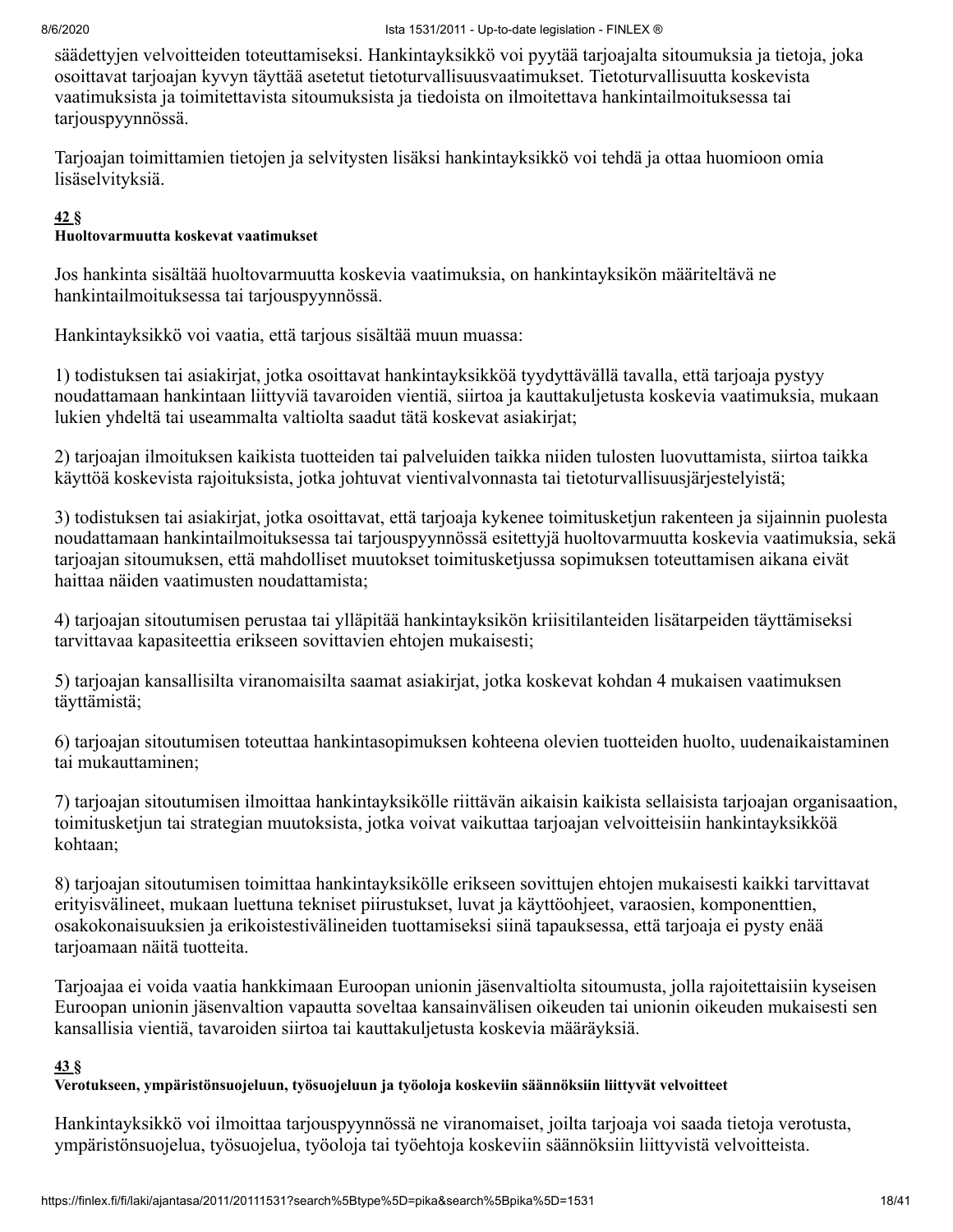säädettyjen velvoitteiden toteuttamiseksi. Hankintayksikkö voi pyytää tarjoajalta sitoumuksia ja tietoja, joka osoittavat tarjoajan kyvyn täyttää asetetut tietoturvallisuusvaatimukset. Tietoturvallisuutta koskevista vaatimuksista ja toimitettavista sitoumuksista ja tiedoista on ilmoitettava hankintailmoituksessa tai tarjouspyynnössä.

Tarjoajan toimittamien tietojen ja selvitysten lisäksi hankintayksikkö voi tehdä ja ottaa huomioon omia lisäselvityksiä.

**42 §**
**Huoltovarmuutta koskevat vaatimukset**

Jos hankinta sisältää huoltovarmuutta koskevia vaatimuksia, on hankintayksikön määriteltävä ne hankintailmoituksessa tai tarjouspyynnössä.

Hankintayksikkö voi vaatia, että tarjous sisältää muun muassa:

1) todistuksen tai asiakirjat, jotka osoittavat hankintayksikköä tyydyttävällä tavalla, että tarjoaja pystyy noudattamaan hankintaan liittyviä tavaroiden vientiä, siirtoa ja kauttakuljetusta koskevia vaatimuksia, mukaan lukien yhdeltä tai useammalta valtiolta saadut tätä koskevat asiakirjat;

2) tarjoajan ilmoituksen kaikista tuotteiden tai palveluiden taikka niiden tulosten luovuttamista, siirtoa taikka käyttöä koskevista rajoituksista, jotka johtuvat vientivalvonnasta tai tietoturvallisuusjärjestelyistä;

3) todistuksen tai asiakirjat, jotka osoittavat, että tarjoaja kykenee toimitusketjun rakenteen ja sijainnin puolesta noudattamaan hankintailmoituksessa tai tarjouspyynnössä esitettyjä huoltovarmuutta koskevia vaatimuksia, sekä tarjoajan sitoumuksen, että mahdolliset muutokset toimitusketjussa sopimuksen toteuttamisen aikana eivät haittaa näiden vaatimusten noudattamista;

4) tarjoajan sitoutumisen perustaa tai ylläpitää hankintayksikön kriisitilanteiden lisätarpeiden täyttämiseksi tarvittavaa kapasiteettia erikseen sovittavien ehtojen mukaisesti;

5) tarjoajan kansallisilta viranomaisilta saamat asiakirjat, jotka koskevat kohdan 4 mukaisen vaatimuksen täyttämistä;

6) tarjoajan sitoutumisen toteuttaa hankintasopimuksen kohteena olevien tuotteiden huolto, uudenaikaistaminen tai mukauttaminen;

7) tarjoajan sitoutumisen ilmoittaa hankintayksikölle riittävän aikaisin kaikista sellaisista tarjoajan organisaation, toimitusketjun tai strategian muutoksista, jotka voivat vaikuttaa tarjoajan velvoitteisiin hankintayksikköä kohtaan;

8) tarjoajan sitoutumisen toimittaa hankintayksikölle erikseen sovittujen ehtojen mukaisesti kaikki tarvittavat erityisvälineet, mukaan luettuna tekniset piirustukset, luvat ja käyttöohjeet, varaosien, komponenttien, osakokonaisuuksien ja erikoistestivälineiden tuottamiseksi siinä tapauksessa, että tarjoaja ei pysty enää tarjoamaan näitä tuotteita.

Tarjoajaa ei voida vaatia hankkimaan Euroopan unionin jäsenvaltiolta sitoumusta, jolla rajoitettaisiin kyseisen Euroopan unionin jäsenvaltion vapautta soveltaa kansainvälisen oikeuden tai unionin oikeuden mukaisesti sen kansallisia vientiä, tavaroiden siirtoa tai kauttakuljetusta koskevia määräyksiä.

**43 §**
**Verotukseen, ympäristönsuojeluun, työsuojeluun ja työoloja koskeviin säännöksiin liittyvät velvoitteet**

Hankintayksikkö voi ilmoittaa tarjouspyynnössä ne viranomaiset, joilta tarjoaja voi saada tietoja verotusta, ympäristönsuojelua, työsuojelua, työoloja tai työehtoja koskeviin säännöksiin liittyvistä velvoitteista.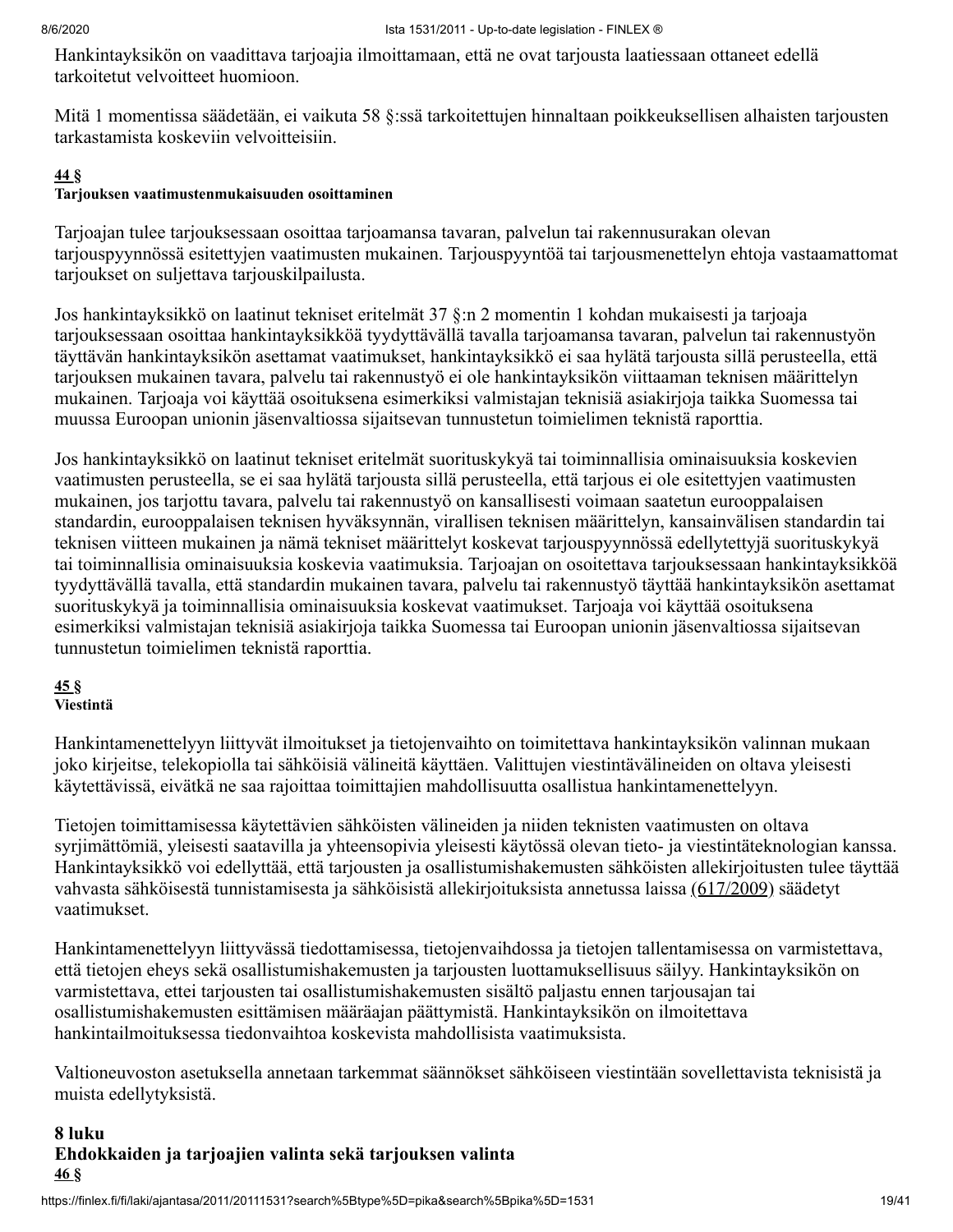Hankintayksikön on vaadittava tarjoajia ilmoittamaan, että ne ovat tarjousta laatiessaan ottaneet edellä tarkoitetut velvoitteet huomioon.

Mitä 1 momentissa säädetään, ei vaikuta 58 §:ssä tarkoitettujen hinnaltaan poikkeuksellisen alhaisten tarjousten tarkastamista koskeviin velvoitteisiin.

**44 §**
**Tarjouksen vaatimustenmukaisuuden osoittaminen**

Tarjoajan tulee tarjouksessaan osoittaa tarjoamansa tavaran, palvelun tai rakennusurakan olevan tarjouspyynnössä esitettyjen vaatimusten mukainen. Tarjouspyyntöä tai tarjousmenettelyn ehtoja vastaamattomat tarjoukset on suljettava tarjouskilpailusta.

Jos hankintayksikkö on laatinut tekniset eritelmät 37 §:n 2 momentin 1 kohdan mukaisesti ja tarjoaja tarjouksessaan osoittaa hankintayksikköä tyydyttävällä tavalla tarjoamansa tavaran, palvelun tai rakennustyön täyttävän hankintayksikön asettamat vaatimukset, hankintayksikkö ei saa hylätä tarjousta sillä perusteella, että tarjouksen mukainen tavara, palvelu tai rakennustyö ei ole hankintayksikön viittaaman teknisen määrittelyn mukainen. Tarjoaja voi käyttää osoituksena esimerkiksi valmistajan teknisiä asiakirjoja taikka Suomessa tai muussa Euroopan unionin jäsenvaltiossa sijaitsevan tunnustetun toimielimen teknistä raporttia.

Jos hankintayksikkö on laatinut tekniset eritelmät suorituskykyä tai toiminnallisia ominaisuuksia koskevien vaatimusten perusteella, se ei saa hylätä tarjousta sillä perusteella, että tarjous ei ole esitettyjen vaatimusten mukainen, jos tarjottu tavara, palvelu tai rakennustyö on kansallisesti voimaan saatetun eurooppalaisen standardin, eurooppalaisen teknisen hyväksynnän, virallisen teknisen määrittelyn, kansainvälisen standardin tai teknisen viitteen mukainen ja nämä tekniset määrittelyt koskevat tarjouspyynnössä edellytettyjä suorituskykyä tai toiminnallisia ominaisuuksia koskevia vaatimuksia. Tarjoajan on osoitettava tarjouksessaan hankintayksikköä tyydyttävällä tavalla, että standardin mukainen tavara, palvelu tai rakennustyö täyttää hankintayksikön asettamat suorituskykyä ja toiminnallisia ominaisuuksia koskevat vaatimukset. Tarjoaja voi käyttää osoituksena esimerkiksi valmistajan teknisiä asiakirjoja taikka Suomessa tai Euroopan unionin jäsenvaltiossa sijaitsevan tunnustetun toimielimen teknistä raporttia.

**45 §**
**Viestintä**

Hankintamenettelyyn liittyvät ilmoitukset ja tietojenvaihto on toimitettava hankintayksikön valinnan mukaan joko kirjeitse, telekopiolla tai sähköisiä välineitä käyttäen. Valittujen viestintävälineiden on oltava yleisesti käytettävissä, eivätkä ne saa rajoittaa toimittajien mahdollisuutta osallistua hankintamenettelyyn.

Tietojen toimittamisessa käytettävien sähköisten välineiden ja niiden teknisten vaatimusten on oltava syrjimättömiä, yleisesti saatavilla ja yhteensopivia yleisesti käytössä olevan tieto- ja viestintäteknologian kanssa. Hankintayksikkö voi edellyttää, että tarjousten ja osallistumishakemusten sähköisten allekirjoitusten tulee täyttää vahvasta sähköisestä tunnistamisesta ja sähköisistä allekirjoituksista annetussa laissa (617/2009) säädetyt vaatimukset.

Hankintamenettelyyn liittyvässä tiedottamisessa, tietojenvaihdossa ja tietojen tallentamisessa on varmistettava, että tietojen eheys sekä osallistumishakemusten ja tarjousten luottamuksellisuus säilyy. Hankintayksikön on varmistettava, ettei tarjousten tai osallistumishakemusten sisältö paljastu ennen tarjousajan tai osallistumishakemusten esittämisen määräajan päättymistä. Hankintayksikön on ilmoitettava hankintailmoituksessa tiedonvaihtoa koskevista mahdollisista vaatimuksista.

Valtioneuvoston asetuksella annetaan tarkemmat säännökset sähköiseen viestintään sovellettavista teknisistä ja muista edellytyksistä.

## 8 luku
## Ehdokkaiden ja tarjoajien valinta sekä tarjouksen valinta

**46 §**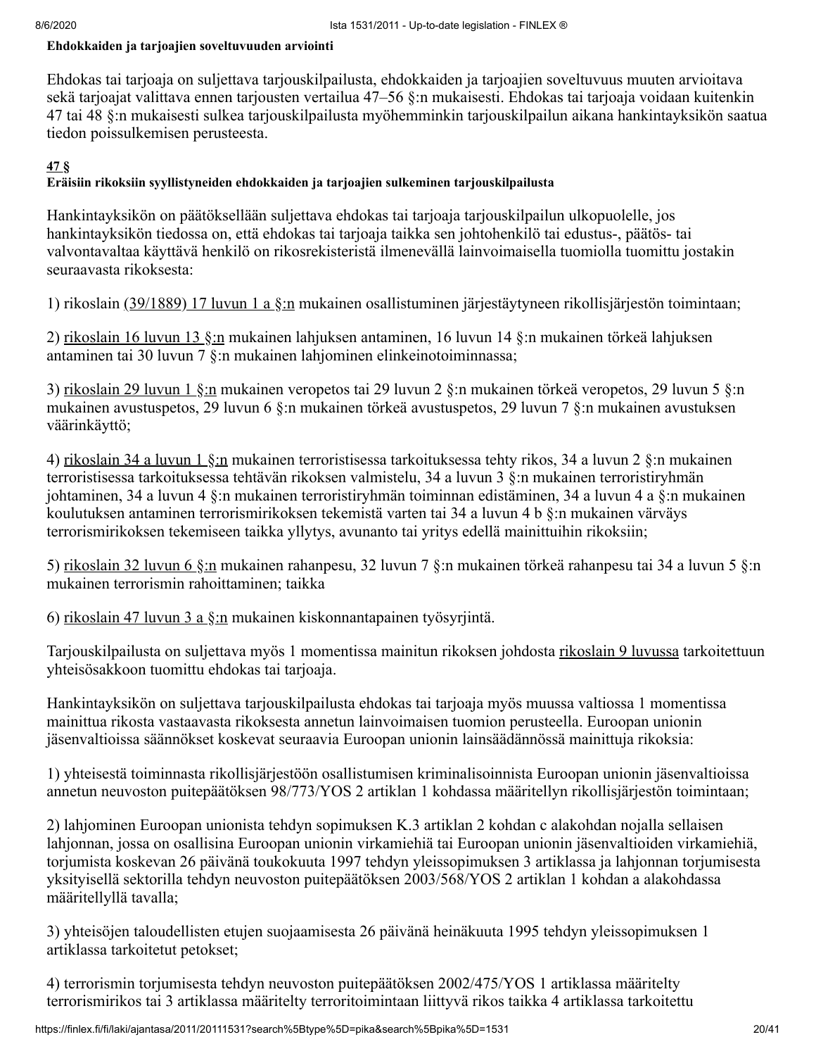**Ehdokkaiden ja tarjoajien soveltuvuuden arviointi**

Ehdokas tai tarjoaja on suljettava tarjouskilpailusta, ehdokkaiden ja tarjoajien soveltuvuus muuten arvioitava sekä tarjoajat valittava ennen tarjousten vertailua 47–56 §:n mukaisesti. Ehdokas tai tarjoaja voidaan kuitenkin 47 tai 48 §:n mukaisesti sulkea tarjouskilpailusta myöhemminkin tarjouskilpailun aikana hankintayksikön saatua tiedon poissulkemisen perusteesta.

**47 §**

**Eräisiin rikoksiin syyllistyneiden ehdokkaiden ja tarjoajien sulkeminen tarjouskilpailusta**

Hankintayksikön on päätöksellään suljettava ehdokas tai tarjoaja tarjouskilpailun ulkopuolelle, jos hankintayksikön tiedossa on, että ehdokas tai tarjoaja taikka sen johtohenkilö tai edustus-, päätös- tai valvontavaltaa käyttävä henkilö on rikosrekisteristä ilmenevällä lainvoimaisella tuomiolla tuomittu jostakin seuraavasta rikoksesta:

1) rikoslain (39/1889) 17 luvun 1 a §:n mukainen osallistuminen järjestäytyneen rikollisjärjestön toimintaan;

2) rikoslain 16 luvun 13 §:n mukainen lahjuksen antaminen, 16 luvun 14 §:n mukainen törkeä lahjuksen antaminen tai 30 luvun 7 §:n mukainen lahjominen elinkeinotoiminnassa;

3) rikoslain 29 luvun 1 §:n mukainen veropetos tai 29 luvun 2 §:n mukainen törkeä veropetos, 29 luvun 5 §:n mukainen avustuspetos, 29 luvun 6 §:n mukainen törkeä avustuspetos, 29 luvun 7 §:n mukainen avustuksen väärinkäyttö;

4) rikoslain 34 a luvun 1 §:n mukainen terroristisessa tarkoituksessa tehty rikos, 34 a luvun 2 §:n mukainen terroristisessa tarkoituksessa tehtävän rikoksen valmistelu, 34 a luvun 3 §:n mukainen terroristiryhmän johtaminen, 34 a luvun 4 §:n mukainen terroristiryhmän toiminnan edistäminen, 34 a luvun 4 a §:n mukainen koulutuksen antaminen terrorismirikoksen tekemistä varten tai 34 a luvun 4 b §:n mukainen värväys terrorismirikoksen tekemiseen taikka yllytys, avunanto tai yritys edellä mainittuihin rikoksiin;

5) rikoslain 32 luvun 6 §:n mukainen rahanpesu, 32 luvun 7 §:n mukainen törkeä rahanpesu tai 34 a luvun 5 §:n mukainen terrorismin rahoittaminen; taikka

6) rikoslain 47 luvun 3 a §:n mukainen kiskonnantapainen työsyrjintä.

Tarjouskilpailusta on suljettava myös 1 momentissa mainitun rikoksen johdosta rikoslain 9 luvussa tarkoitettuun yhteisösakkoon tuomittu ehdokas tai tarjoaja.

Hankintayksikön on suljettava tarjouskilpailusta ehdokas tai tarjoaja myös muussa valtiossa 1 momentissa mainittua rikosta vastaavasta rikoksesta annetun lainvoimaisen tuomion perusteella. Euroopan unionin jäsenvaltioissa säännökset koskevat seuraavia Euroopan unionin lainsäädännössä mainittuja rikoksia:

1) yhteisestä toiminnasta rikollisjärjestöön osallistumisen kriminalisoinnista Euroopan unionin jäsenvaltioissa annetun neuvoston puitepäätöksen 98/773/YOS 2 artiklan 1 kohdassa määritellyn rikollisjärjestön toimintaan;

2) lahjominen Euroopan unionista tehdyn sopimuksen K.3 artiklan 2 kohdan c alakohdan nojalla sellaisen lahjonnan, jossa on osallisina Euroopan unionin virkamiehiä tai Euroopan unionin jäsenvaltioiden virkamiehiä, torjumista koskevan 26 päivänä toukokuuta 1997 tehdyn yleissopimuksen 3 artiklassa ja lahjonnan torjumisesta yksityisellä sektorilla tehdyn neuvoston puitepäätöksen 2003/568/YOS 2 artiklan 1 kohdan a alakohdassa määritellyllä tavalla;

3) yhteisöjen taloudellisten etujen suojaamisesta 26 päivänä heinäkuuta 1995 tehdyn yleissopimuksen 1 artiklassa tarkoitetut petokset;

4) terrorismin torjumisesta tehdyn neuvoston puitepäätöksen 2002/475/YOS 1 artiklassa määritelty terrorismirikos tai 3 artiklassa määritelty terroritoimintaan liittyvä rikos taikka 4 artiklassa tarkoitettu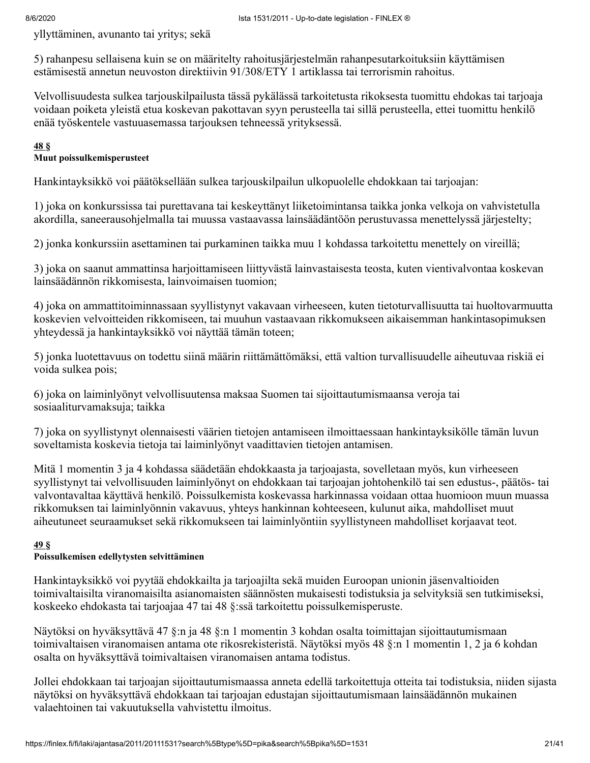yllyttäminen, avunanto tai yritys; sekä

5) rahanpesu sellaisena kuin se on määritelty rahoitusjärjestelmän rahanpesutarkoituksiin käyttämisen estämisestä annetun neuvoston direktiivin 91/308/ETY 1 artiklassa tai terrorismin rahoitus.

Velvollisuudesta sulkea tarjouskilpailusta tässä pykälässä tarkoitetusta rikoksesta tuomittu ehdokas tai tarjoaja voidaan poiketa yleistä etua koskevan pakottavan syyn perusteella tai sillä perusteella, ettei tuomittu henkilö enää työskentele vastuuasemassa tarjouksen tehneessä yrityksessä.

**48 §**
**Muut poissulkemisperusteet**

Hankintayksikkö voi päätöksellään sulkea tarjouskilpailun ulkopuolelle ehdokkaan tai tarjoajan:

1) joka on konkurssissa tai purettavana tai keskeyttänyt liiketoimintansa taikka jonka velkoja on vahvistetulla akordilla, saneerausohjelmalla tai muussa vastaavassa lainsäädäntöön perustuvassa menettelyssä järjestelty;

2) jonka konkurssiin asettaminen tai purkaminen taikka muu 1 kohdassa tarkoitettu menettely on vireillä;

3) joka on saanut ammattinsa harjoittamiseen liittyvästä lainvastaisesta teosta, kuten vientivalvontaa koskevan lainsäädännön rikkomisesta, lainvoimaisen tuomion;

4) joka on ammattitoiminnassaan syyllistynyt vakavaan virheeseen, kuten tietoturvallisuutta tai huoltovarmuutta koskevien velvoitteiden rikkomiseen, tai muuhun vastaavaan rikkomukseen aikaisemman hankintasopimuksen yhteydessä ja hankintayksikkö voi näyttää tämän toteen;

5) jonka luotettavuus on todettu siinä määrin riittämättömäksi, että valtion turvallisuudelle aiheutuvaa riskiä ei voida sulkea pois;

6) joka on laiminlyönyt velvollisuutensa maksaa Suomen tai sijoittautumismaansa veroja tai sosiaaliturvamaksuja; taikka

7) joka on syyllistynyt olennaisesti väärien tietojen antamiseen ilmoittaessaan hankintayksikölle tämän luvun soveltamista koskevia tietoja tai laiminlyönyt vaadittavien tietojen antamisen.

Mitä 1 momentin 3 ja 4 kohdassa säädetään ehdokkaasta ja tarjoajasta, sovelletaan myös, kun virheeseen syyllistynyt tai velvollisuuden laiminlyönyt on ehdokkaan tai tarjoajan johtohenkilö tai sen edustus-, päätös- tai valvontavaltaa käyttävä henkilö. Poissulkemista koskevassa harkinnassa voidaan ottaa huomioon muun muassa rikkomuksen tai laiminlyönnin vakavuus, yhteys hankinnan kohteeseen, kulunut aika, mahdolliset muut aiheutuneet seuraamukset sekä rikkomukseen tai laiminlyöntiin syyllistyneen mahdolliset korjaavat teot.

**49 §**
**Poissulkemisen edellytysten selvittäminen**

Hankintayksikkö voi pyytää ehdokkailta ja tarjoajilta sekä muiden Euroopan unionin jäsenvaltioiden toimivaltaisilta viranomaisilta asianomaisten säännösten mukaisesti todistuksia ja selvityksiä sen tutkimiseksi, koskeeko ehdokasta tai tarjoajaa 47 tai 48 §:ssä tarkoitettu poissulkemisperuste.

Näytöksi on hyväksyttävä 47 §:n ja 48 §:n 1 momentin 3 kohdan osalta toimittajan sijoittautumismaan toimivaltaisen viranomaisen antama ote rikosrekisteristä. Näytöksi myös 48 §:n 1 momentin 1, 2 ja 6 kohdan osalta on hyväksyttävä toimivaltaisen viranomaisen antama todistus.

Jollei ehdokkaan tai tarjoajan sijoittautumismaassa anneta edellä tarkoitettuja otteita tai todistuksia, niiden sijasta näytöksi on hyväksyttävä ehdokkaan tai tarjoajan edustajan sijoittautumismaan lainsäädännön mukainen valaehtoinen tai vakuutuksella vahvistettu ilmoitus.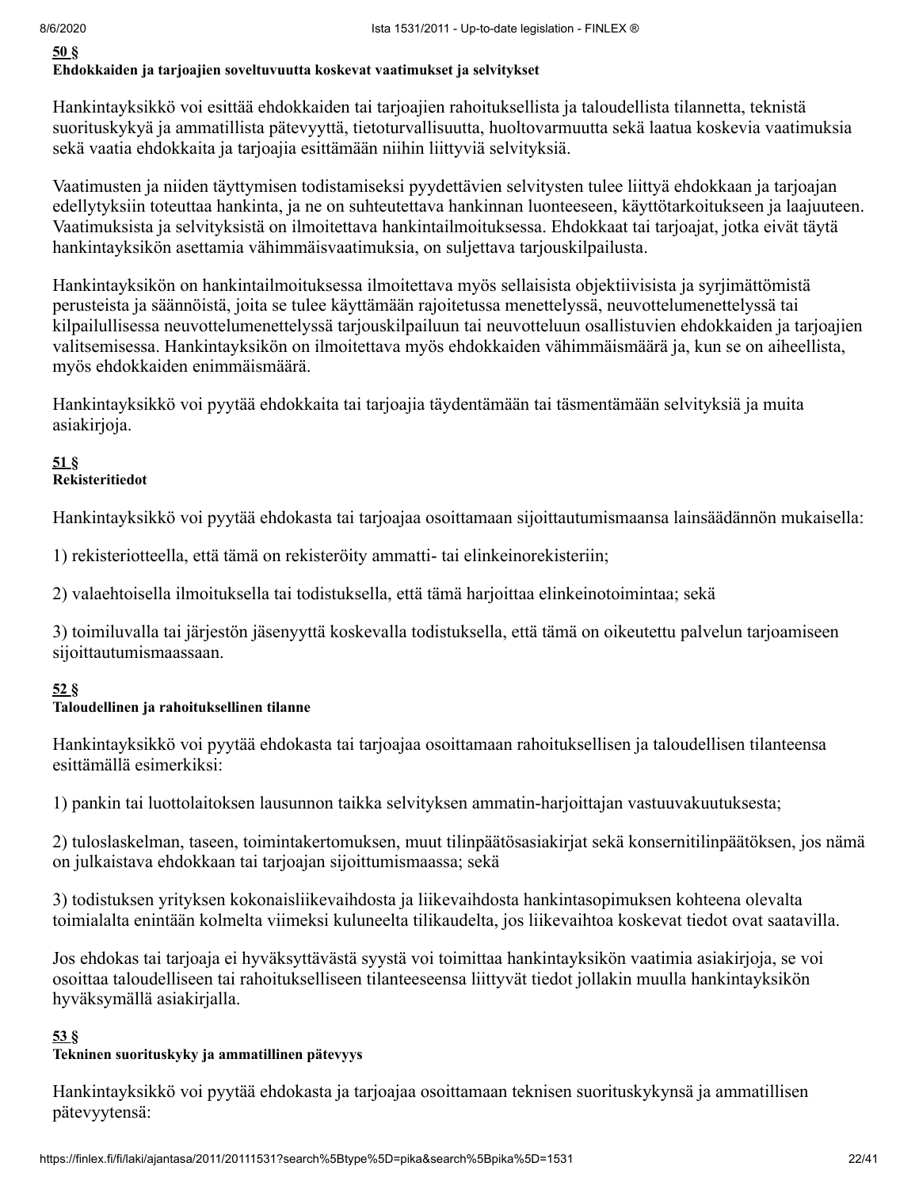**50 §**
**Ehdokkaiden ja tarjoajien soveltuvuutta koskevat vaatimukset ja selvitykset**

Hankintayksikkö voi esittää ehdokkaiden tai tarjoajien rahoituksellista ja taloudellista tilannetta, teknistä suorituskykyä ja ammatillista pätevyyttä, tietoturvallisuutta, huoltovarmuutta sekä laatua koskevia vaatimuksia sekä vaatia ehdokkaita ja tarjoajia esittämään niihin liittyviä selvityksiä.

Vaatimusten ja niiden täyttymisen todistamiseksi pyydettävien selvitysten tulee liittyä ehdokkaan ja tarjoajan edellytyksiin toteuttaa hankinta, ja ne on suhteutettava hankinnan luonteeseen, käyttötarkoitukseen ja laajuuteen. Vaatimuksista ja selvityksistä on ilmoitettava hankintailmoituksessa. Ehdokkaat tai tarjoajat, jotka eivät täytä hankintayksikön asettamia vähimmäisvaatimuksia, on suljettava tarjouskilpailusta.

Hankintayksikön on hankintailmoituksessa ilmoitettava myös sellaisista objektiivisista ja syrjimättömistä perusteista ja säännöistä, joita se tulee käyttämään rajoitetussa menettelyssä, neuvottelumenettelyssä tai kilpailullisessa neuvottelumenettelyssä tarjouskilpailuun tai neuvotteluun osallistuvien ehdokkaiden ja tarjoajien valitsemisessa. Hankintayksikön on ilmoitettava myös ehdokkaiden vähimmäismäärä ja, kun se on aiheellista, myös ehdokkaiden enimmäismäärä.

Hankintayksikkö voi pyytää ehdokkaita tai tarjoajia täydentämään tai täsmentämään selvityksiä ja muita asiakirjoja.

**51 §**
**Rekisteritiedot**

Hankintayksikkö voi pyytää ehdokasta tai tarjoajaa osoittamaan sijoittautumismaansa lainsäädännön mukaisella:

1) rekisteriotteella, että tämä on rekisteröity ammatti- tai elinkeinorekisteriin;

2) valaehtoisella ilmoituksella tai todistuksella, että tämä harjoittaa elinkeinotoimintaa; sekä

3) toimiluvalla tai järjestön jäsenyyttä koskevalla todistuksella, että tämä on oikeutettu palvelun tarjoamiseen sijoittautumismaassaan.

**52 §**
**Taloudellinen ja rahoituksellinen tilanne**

Hankintayksikkö voi pyytää ehdokasta tai tarjoajaa osoittamaan rahoituksellisen ja taloudellisen tilanteensa esittämällä esimerkiksi:

1) pankin tai luottolaitoksen lausunnon taikka selvityksen ammatin-harjoittajan vastuuvakuutuksesta;

2) tuloslaskelman, taseen, toimintakertomuksen, muut tilinpäätösasiakirjat sekä konsernitilinpäätöksen, jos nämä on julkaistava ehdokkaan tai tarjoajan sijoittumismaassa; sekä

3) todistuksen yrityksen kokonaisliikevaihdosta ja liikevaihdosta hankintasopimuksen kohteena olevalta toimialalta enintään kolmelta viimeksi kuluneelta tilikaudelta, jos liikevaihtoa koskevat tiedot ovat saatavilla.

Jos ehdokas tai tarjoaja ei hyväksyttävästä syystä voi toimittaa hankintayksikön vaatimia asiakirjoja, se voi osoittaa taloudelliseen tai rahoitukselliseen tilanteeseensa liittyvät tiedot jollakin muulla hankintayksikön hyväksymällä asiakirjalla.

**53 §**
**Tekninen suorituskyky ja ammatillinen pätevyys**

Hankintayksikkö voi pyytää ehdokasta ja tarjoajaa osoittamaan teknisen suorituskykynsä ja ammatillisen pätevyytensä: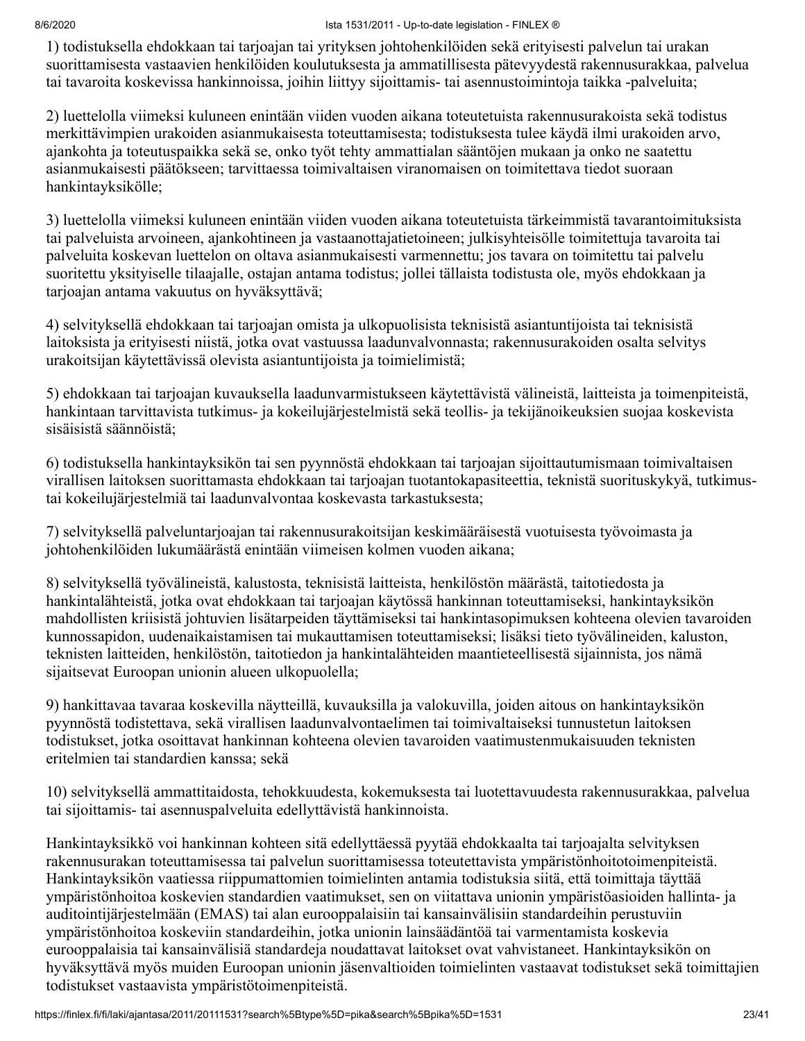1) todistuksella ehdokkaan tai tarjoajan tai yrityksen johtohenkilöiden sekä erityisesti palvelun tai urakan suorittamisesta vastaavien henkilöiden koulutuksesta ja ammatillisesta pätevyydestä rakennusurakkaa, palvelua tai tavaroita koskevissa hankinnoissa, joihin liittyy sijoittamis- tai asennustoimintoja taikka -palveluita;

2) luettelolla viimeksi kuluneen enintään viiden vuoden aikana toteutetuista rakennusurakoista sekä todistus merkittävimpien urakoiden asianmukaisesta toteuttamisesta; todistuksesta tulee käydä ilmi urakoiden arvo, ajankohta ja toteutuspaikka sekä se, onko työt tehty ammattialan sääntöjen mukaan ja onko ne saatettu asianmukaisesti päätökseen; tarvittaessa toimivaltaisen viranomaisen on toimitettava tiedot suoraan hankintayksikölle;

3) luettelolla viimeksi kuluneen enintään viiden vuoden aikana toteutetuista tärkeimmistä tavarantoimituksista tai palveluista arvoineen, ajankohtineen ja vastaanottajatietoineen; julkisyhteisölle toimitettuja tavaroita tai palveluita koskevan luettelon on oltava asianmukaisesti varmennettu; jos tavara on toimitettu tai palvelu suoritettu yksityiselle tilaajalle, ostajan antama todistus; jollei tällaista todistusta ole, myös ehdokkaan ja tarjoajan antama vakuutus on hyväksyttävä;

4) selvityksellä ehdokkaan tai tarjoajan omista ja ulkopuolisista teknisistä asiantuntijoista tai teknisistä laitoksista ja erityisesti niistä, jotka ovat vastuussa laadunvalvonnasta; rakennusurakoiden osalta selvitys urakoitsijan käytettävissä olevista asiantuntijoista ja toimielimistä;

5) ehdokkaan tai tarjoajan kuvauksella laadunvarmistukseen käytettävistä välineistä, laitteista ja toimenpiteistä, hankintaan tarvittavista tutkimus- ja kokeilujärjestelmistä sekä teollis- ja tekijänoikeuksien suojaa koskevista sisäisistä säännöistä;

6) todistuksella hankintayksikön tai sen pyynnöstä ehdokkaan tai tarjoajan sijoittautumismaan toimivaltaisen virallisen laitoksen suorittamasta ehdokkaan tai tarjoajan tuotantokapasiteettia, teknistä suorituskykyä, tutkimus- tai kokeilujärjestelmiä tai laadunvalvontaa koskevasta tarkastuksesta;

7) selvityksellä palveluntarjoajan tai rakennusurakoitsijan keskimääräisestä vuotuisesta työvoimasta ja johtohenkilöiden lukumäärästä enintään viimeisen kolmen vuoden aikana;

8) selvityksellä työvälineistä, kalustosta, teknisistä laitteista, henkilöstön määrästä, taitotiedosta ja hankintalähteistä, jotka ovat ehdokkaan tai tarjoajan käytössä hankinnan toteuttamiseksi, hankintayksikön mahdollisten kriisistä johtuvien lisätarpeiden täyttämiseksi tai hankintasopimuksen kohteena olevien tavaroiden kunnossapidon, uudenaikaistamisen tai mukauttamisen toteuttamiseksi; lisäksi tieto työvälineiden, kaluston, teknisten laitteiden, henkilöstön, taitotiedon ja hankintalähteiden maantieteellisestä sijainnista, jos nämä sijaitsevat Euroopan unionin alueen ulkopuolella;

9) hankittavaa tavaraa koskevilla näytteillä, kuvauksilla ja valokuvilla, joiden aitous on hankintayksikön pyynnöstä todistettava, sekä virallisen laadunvalvontaelimen tai toimivaltaiseksi tunnustetun laitoksen todistukset, jotka osoittavat hankinnan kohteena olevien tavaroiden vaatimustenmukaisuuden teknisten eritelmien tai standardien kanssa; sekä

10) selvityksellä ammattitaidosta, tehokkuudesta, kokemuksesta tai luotettavuudesta rakennusurakkaa, palvelua tai sijoittamis- tai asennuspalveluita edellyttävistä hankinnoista.

Hankintayksikkö voi hankinnan kohteen sitä edellyttäessä pyytää ehdokkaalta tai tarjoajalta selvityksen rakennusurakan toteuttamisessa tai palvelun suorittamisessa toteutettavista ympäristönhoitotoimenpiteistä. Hankintayksikön vaatiessa riippumattomien toimielinten antamia todistuksia siitä, että toimittaja täyttää ympäristönhoitoa koskevien standardien vaatimukset, sen on viitattava unionin ympäristöasioiden hallinta- ja auditointijärjestelmään (EMAS) tai alan eurooppalaisiin tai kansainvälisiin standardeihin perustuviin ympäristönhoitoa koskeviin standardeihin, jotka unionin lainsäädäntöä tai varmentamista koskevia eurooppalaisia tai kansainvälisiä standardeja noudattavat laitokset ovat vahvistaneet. Hankintayksikön on hyväksyttävä myös muiden Euroopan unionin jäsenvaltioiden toimielinten vastaavat todistukset sekä toimittajien todistukset vastaavista ympäristötoimenpiteistä.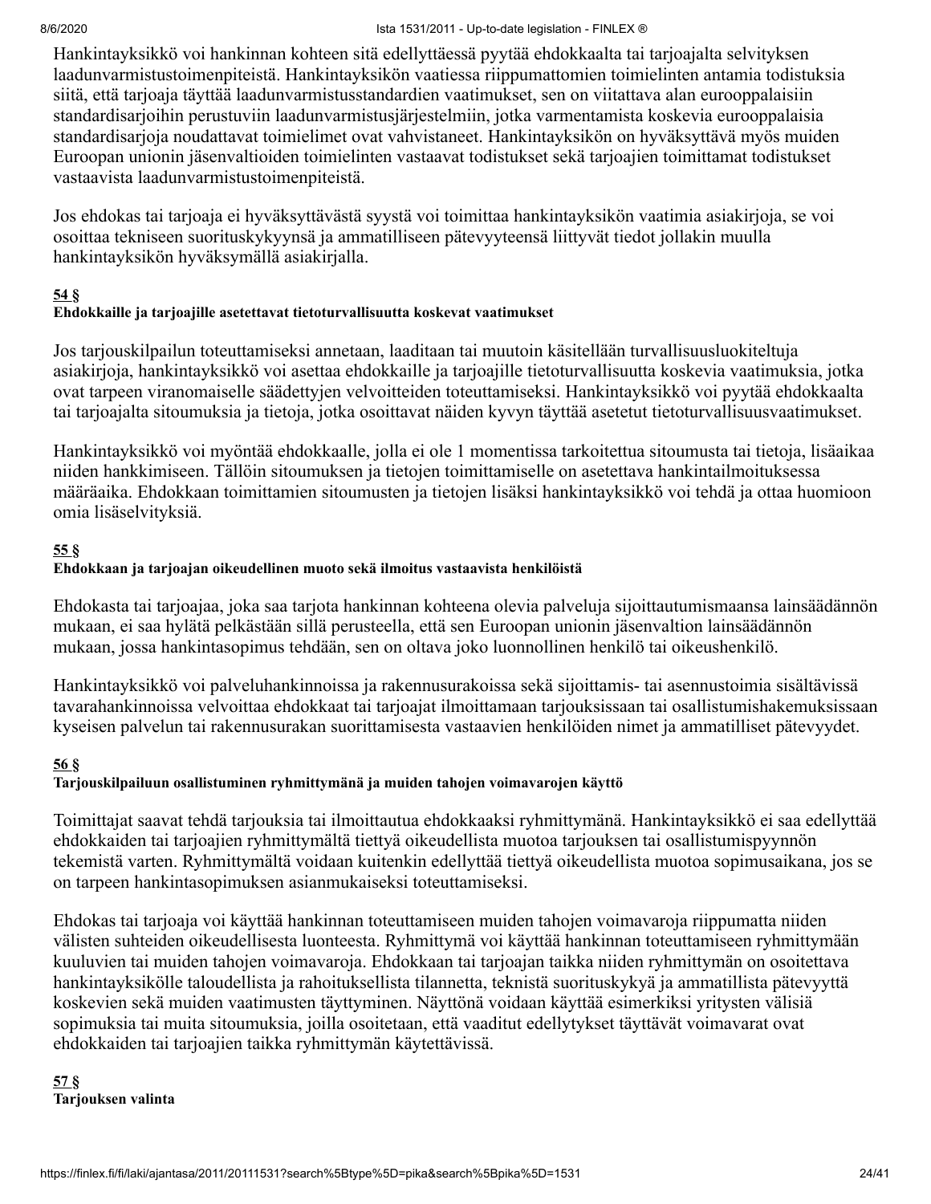Hankintayksikkö voi hankinnan kohteen sitä edellyttäessä pyytää ehdokkaalta tai tarjoajalta selvityksen laadunvarmistustoimenpiteistä. Hankintayksikön vaatiessa riippumattomien toimielinten antamia todistuksia siitä, että tarjoaja täyttää laadunvarmistusstandardien vaatimukset, sen on viitattava alan eurooppalaisiin standardisarjoihin perustuviin laadunvarmistusjärjestelmiin, jotka varmentamista koskevia eurooppalaisia standardisarjoja noudattavat toimielimet ovat vahvistaneet. Hankintayksikön on hyväksyttävä myös muiden Euroopan unionin jäsenvaltioiden toimielinten vastaavat todistukset sekä tarjoajien toimittamat todistukset vastaavista laadunvarmistustoimenpiteistä.

Jos ehdokas tai tarjoaja ei hyväksyttävästä syystä voi toimittaa hankintayksikön vaatimia asiakirjoja, se voi osoittaa tekniseen suorituskykyynsä ja ammatilliseen pätevyyteensä liittyvät tiedot jollakin muulla hankintayksikön hyväksymällä asiakirjalla.

**54 §**
**Ehdokkaille ja tarjoajille asetettavat tietoturvallisuutta koskevat vaatimukset**

Jos tarjouskilpailun toteuttamiseksi annetaan, laaditaan tai muutoin käsitellään turvallisuusluokiteltuja asiakirjoja, hankintayksikkö voi asettaa ehdokkaille ja tarjoajille tietoturvallisuutta koskevia vaatimuksia, jotka ovat tarpeen viranomaiselle säädettyjen velvoitteiden toteuttamiseksi. Hankintayksikkö voi pyytää ehdokkaalta tai tarjoajalta sitoumuksia ja tietoja, jotka osoittavat näiden kyvyn täyttää asetetut tietoturvallisuusvaatimukset.

Hankintayksikkö voi myöntää ehdokkaalle, jolla ei ole 1 momentissa tarkoitettua sitoumusta tai tietoja, lisäaikaa niiden hankkimiseen. Tällöin sitoumuksen ja tietojen toimittamiselle on asetettava hankintailmoituksessa määräaika. Ehdokkaan toimittamien sitoumusten ja tietojen lisäksi hankintayksikkö voi tehdä ja ottaa huomioon omia lisäselvityksiä.

**55 §**
**Ehdokkaan ja tarjoajan oikeudellinen muoto sekä ilmoitus vastaavista henkilöistä**

Ehdokasta tai tarjoajaa, joka saa tarjota hankinnan kohteena olevia palveluja sijoittautumismaansa lainsäädännön mukaan, ei saa hylätä pelkästään sillä perusteella, että sen Euroopan unionin jäsenvaltion lainsäädännön mukaan, jossa hankintasopimus tehdään, sen on oltava joko luonnollinen henkilö tai oikeushenkilö.

Hankintayksikkö voi palveluhankinnoissa ja rakennusurakoissa sekä sijoittamis- tai asennustoimia sisältävissä tavarahankinnoissa velvoittaa ehdokkaat tai tarjoajat ilmoittamaan tarjouksissaan tai osallistumishakemuksissaan kyseisen palvelun tai rakennusurakan suorittamisesta vastaavien henkilöiden nimet ja ammatilliset pätevyydet.

**56 §**
**Tarjouskilpailuun osallistuminen ryhmittymänä ja muiden tahojen voimavarojen käyttö**

Toimittajat saavat tehdä tarjouksia tai ilmoittautua ehdokkaaksi ryhmittymänä. Hankintayksikkö ei saa edellyttää ehdokkaiden tai tarjoajien ryhmittymältä tiettyä oikeudellista muotoa tarjouksen tai osallistumispyynnön tekemistä varten. Ryhmittymältä voidaan kuitenkin edellyttää tiettyä oikeudellista muotoa sopimusaikana, jos se on tarpeen hankintasopimuksen asianmukaiseksi toteuttamiseksi.

Ehdokas tai tarjoaja voi käyttää hankinnan toteuttamiseen muiden tahojen voimavaroja riippumatta niiden välisten suhteiden oikeudellisesta luonteesta. Ryhmittymä voi käyttää hankinnan toteuttamiseen ryhmittymään kuuluvien tai muiden tahojen voimavaroja. Ehdokkaan tai tarjoajan taikka niiden ryhmittymän on osoitettava hankintayksikölle taloudellista ja rahoituksellista tilannetta, teknistä suorituskykyä ja ammatillista pätevyyttä koskevien sekä muiden vaatimusten täyttyminen. Näyttönä voidaan käyttää esimerkiksi yritysten välisiä sopimuksia tai muita sitoumuksia, joilla osoitetaan, että vaaditut edellytykset täyttävät voimavarat ovat ehdokkaiden tai tarjoajien taikka ryhmittymän käytettävissä.

**57 §**
**Tarjouksen valinta**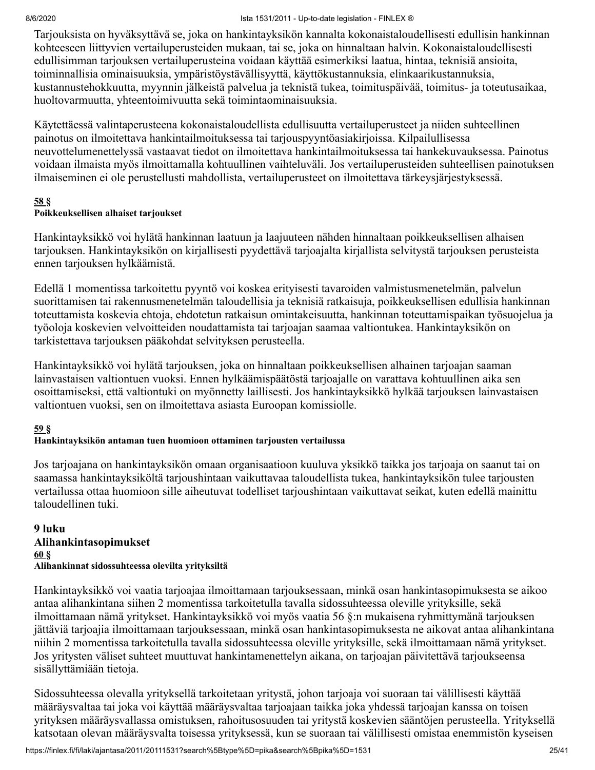Tarjouksista on hyväksyttävä se, joka on hankintayksikön kannalta kokonaistaloudellisesti edullisin hankinnan kohteeseen liittyvien vertailuperusteiden mukaan, tai se, joka on hinnaltaan halvin. Kokonaistaloudellisesti edullisimman tarjouksen vertailuperusteina voidaan käyttää esimerkiksi laatua, hintaa, teknisiä ansioita, toiminnallisia ominaisuuksia, ympäristöystävällisyyttä, käyttökustannuksia, elinkaarikustannuksia, kustannustehokkuutta, myynnin jälkeistä palvelua ja teknistä tukea, toimituspäivää, toimitus- ja toteutusaikaa, huoltovarmuutta, yhteentoimivuutta sekä toimintaominaisuuksia.

Käytettäessä valintaperusteena kokonaistaloudellista edullisuutta vertailuperusteet ja niiden suhteellinen painotus on ilmoitettava hankintailmoituksessa tai tarjouspyyntöasiakirjoissa. Kilpailullisessa neuvottelumenettelyssä vastaavat tiedot on ilmoitettava hankintailmoituksessa tai hankekuvauksessa. Painotus voidaan ilmaista myös ilmoittamalla kohtuullinen vaihteluväli. Jos vertailuperusteiden suhteellisen painotuksen ilmaiseminen ei ole perustellusti mahdollista, vertailuperusteet on ilmoitettava tärkeysjärjestyksessä.

**58 §**
**Poikkeuksellisen alhaiset tarjoukset**

Hankintayksikkö voi hylätä hankinnan laatuun ja laajuuteen nähden hinnaltaan poikkeuksellisen alhaisen tarjouksen. Hankintayksikön on kirjallisesti pyydettävä tarjoajalta kirjallista selvitystä tarjouksen perusteista ennen tarjouksen hylkäämistä.

Edellä 1 momentissa tarkoitettu pyyntö voi koskea erityisesti tavaroiden valmistusmenetelmän, palvelun suorittamisen tai rakennusmenetelmän taloudellisia ja teknisiä ratkaisuja, poikkeuksellisen edullisia hankinnan toteuttamista koskevia ehtoja, ehdotetun ratkaisun omintakeisuutta, hankinnan toteuttamispaikan työsuojelua ja työoloja koskevien velvoitteiden noudattamista tai tarjoajan saamaa valtiontukea. Hankintayksikön on tarkistettava tarjouksen pääkohdat selvityksen perusteella.

Hankintayksikkö voi hylätä tarjouksen, joka on hinnaltaan poikkeuksellisen alhainen tarjoajan saaman lainvastaisen valtiontuen vuoksi. Ennen hylkäämispäätöstä tarjoajalle on varattava kohtuullinen aika sen osoittamiseksi, että valtiontuki on myönnetty laillisesti. Jos hankintayksikkö hylkää tarjouksen lainvastaisen valtiontuen vuoksi, sen on ilmoitettava asiasta Euroopan komissiolle.

**59 §**
**Hankintayksikön antaman tuen huomioon ottaminen tarjousten vertailussa**

Jos tarjoajana on hankintayksikön omaan organisaatioon kuuluva yksikkö taikka jos tarjoaja on saanut tai on saamassa hankintayksiköltä tarjoushintaan vaikuttavaa taloudellista tukea, hankintayksikön tulee tarjousten vertailussa ottaa huomioon sille aiheutuvat todelliset tarjoushintaan vaikuttavat seikat, kuten edellä mainittu taloudellinen tuki.

## 9 luku
## Alihankintasopimukset

**60 §**
**Alihankinnat sidossuhteessa olevilta yrityksiltä**

Hankintayksikkö voi vaatia tarjoajaa ilmoittamaan tarjouksessaan, minkä osan hankintasopimuksesta se aikoo antaa alihankintana siihen 2 momentissa tarkoitetulla tavalla sidossuhteessa oleville yrityksille, sekä ilmoittamaan nämä yritykset. Hankintayksikkö voi myös vaatia 56 §:n mukaisena ryhmittymänä tarjouksen jättäviä tarjoajia ilmoittamaan tarjouksessaan, minkä osan hankintasopimuksesta ne aikovat antaa alihankintana niihin 2 momentissa tarkoitetulla tavalla sidossuhteessa oleville yrityksille, sekä ilmoittamaan nämä yritykset. Jos yritysten väliset suhteet muuttuvat hankintamenettelyn aikana, on tarjoajan päivitettävä tarjoukseensa sisällyttämiään tietoja.

Sidossuhteessa olevalla yrityksellä tarkoitetaan yritystä, johon tarjoaja voi suoraan tai välillisesti käyttää määräysvaltaa tai joka voi käyttää määräysvaltaa tarjoajaan taikka joka yhdessä tarjoajan kanssa on toisen yrityksen määräysvallassa omistuksen, rahoitusosuuden tai yritystä koskevien sääntöjen perusteella. Yrityksellä katsotaan olevan määräysvalta toisessa yrityksessä, kun se suoraan tai välillisesti omistaa enemmistön kyseisen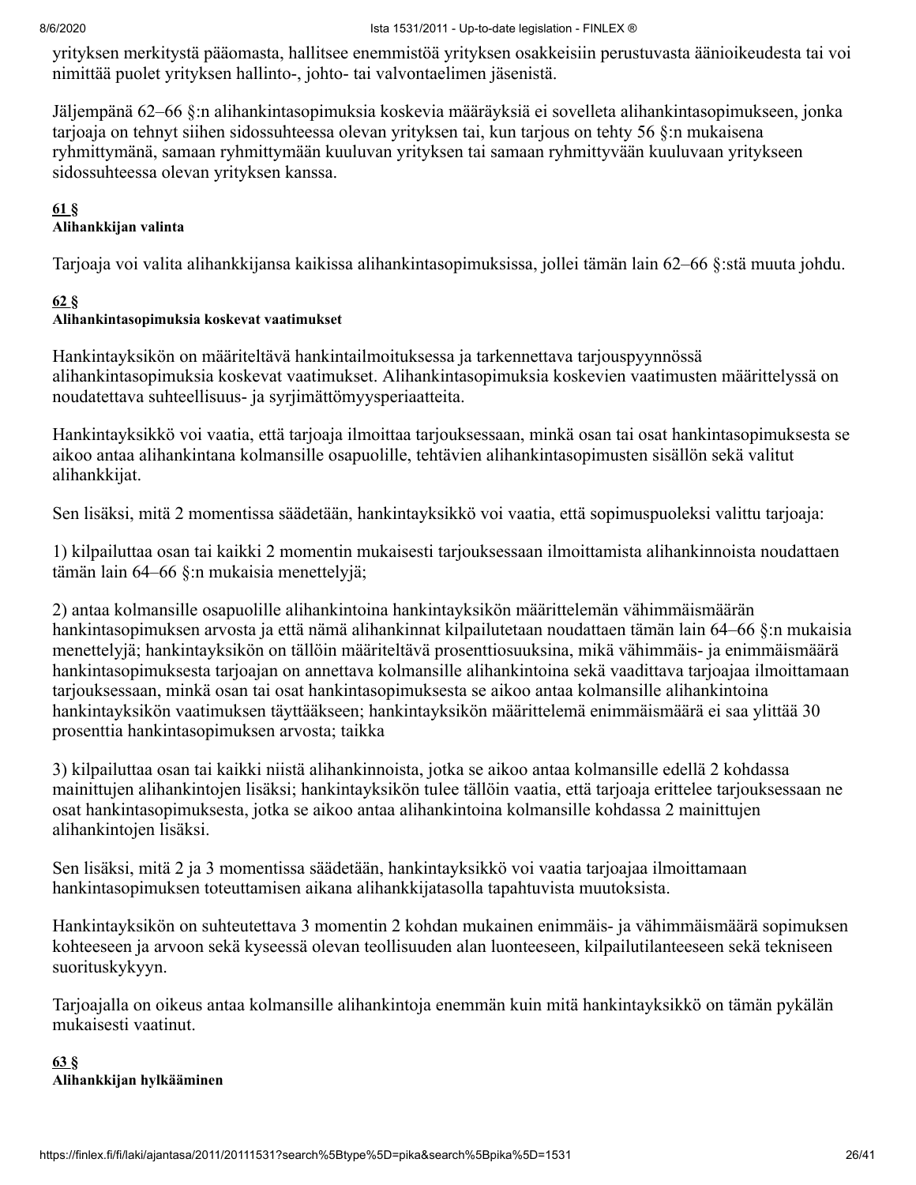yrityksen merkitystä pääomasta, hallitsee enemmistöä yrityksen osakkeisiin perustuvasta äänioikeudesta tai voi nimittää puolet yrityksen hallinto-, johto- tai valvontaelimen jäsenistä.

Jäljempänä 62–66 §:n alihankintasopimuksia koskevia määräyksiä ei sovelleta alihankintasopimukseen, jonka tarjoaja on tehnyt siihen sidossuhteessa olevan yrityksen tai, kun tarjous on tehty 56 §:n mukaisena ryhmittymänä, samaan ryhmittymään kuuluvan yrityksen tai samaan ryhmittyvään kuuluvaan yritykseen sidossuhteessa olevan yrityksen kanssa.

**61 §**
**Alihankkijan valinta**

Tarjoaja voi valita alihankkijansa kaikissa alihankintasopimuksissa, jollei tämän lain 62–66 §:stä muuta johdu.

**62 §**
**Alihankintasopimuksia koskevat vaatimukset**

Hankintayksikön on määriteltävä hankintailmoituksessa ja tarkennettava tarjouspyynnössä alihankintasopimuksia koskevat vaatimukset. Alihankintasopimuksia koskevien vaatimusten määrittelyssä on noudatettava suhteellisuus- ja syrjimättömyysperiaatteita.

Hankintayksikkö voi vaatia, että tarjoaja ilmoittaa tarjouksessaan, minkä osan tai osat hankintasopimuksesta se aikoo antaa alihankintana kolmansille osapuolille, tehtävien alihankintasopimusten sisällön sekä valitut alihankkijat.

Sen lisäksi, mitä 2 momentissa säädetään, hankintayksikkö voi vaatia, että sopimuspuoleksi valittu tarjoaja:

1) kilpailuttaa osan tai kaikki 2 momentin mukaisesti tarjouksessaan ilmoittamista alihankinnoista noudattaen tämän lain 64–66 §:n mukaisia menettelyjä;

2) antaa kolmansille osapuolille alihankintoina hankintayksikön määrittelemän vähimmäismäärän hankintasopimuksen arvosta ja että nämä alihankinnat kilpailutetaan noudattaen tämän lain 64–66 §:n mukaisia menettelyjä; hankintayksikön on tällöin määriteltävä prosenttiosuuksina, mikä vähimmäis- ja enimmäismäärä hankintasopimuksesta tarjoajan on annettava kolmansille alihankintoina sekä vaadittava tarjoajaa ilmoittamaan tarjouksessaan, minkä osan tai osat hankintasopimuksesta se aikoo antaa kolmansille alihankintoina hankintayksikön vaatimuksen täyttääkseen; hankintayksikön määrittelemä enimmäismäärä ei saa ylittää 30 prosenttia hankintasopimuksen arvosta; taikka

3) kilpailuttaa osan tai kaikki niistä alihankinnoista, jotka se aikoo antaa kolmansille edellä 2 kohdassa mainittujen alihankintojen lisäksi; hankintayksikön tulee tällöin vaatia, että tarjoaja erittelee tarjouksessaan ne osat hankintasopimuksesta, jotka se aikoo antaa alihankintoina kolmansille kohdassa 2 mainittujen alihankintojen lisäksi.

Sen lisäksi, mitä 2 ja 3 momentissa säädetään, hankintayksikkö voi vaatia tarjoajaa ilmoittamaan hankintasopimuksen toteuttamisen aikana alihankkijatasolla tapahtuvista muutoksista.

Hankintayksikön on suhteutettava 3 momentin 2 kohdan mukainen enimmäis- ja vähimmäismäärä sopimuksen kohteeseen ja arvoon sekä kyseessä olevan teollisuuden alan luonteeseen, kilpailutilanteeseen sekä tekniseen suorituskykyyn.

Tarjoajalla on oikeus antaa kolmansille alihankintoja enemmän kuin mitä hankintayksikkö on tämän pykälän mukaisesti vaatinut.

**63 §**
**Alihankkijan hylkääminen**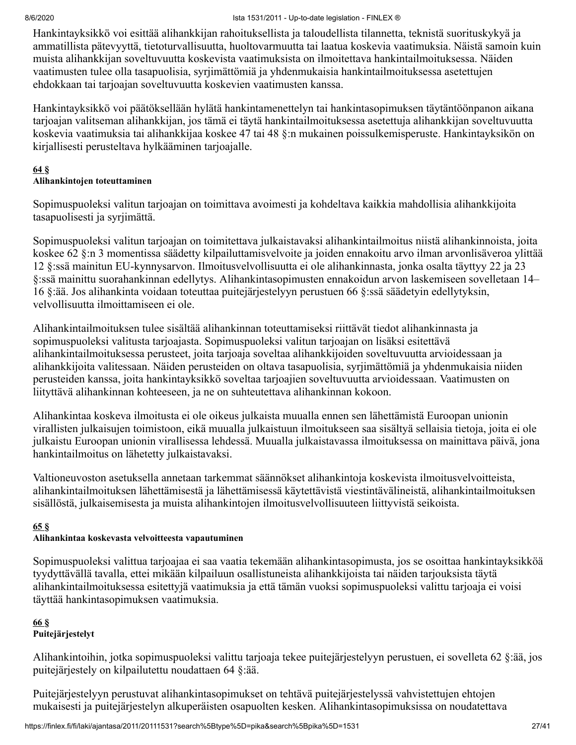Hankintayksikkö voi esittää alihankkijan rahoituksellista ja taloudellista tilannetta, teknistä suorituskykyä ja ammatillista pätevyyttä, tietoturvallisuutta, huoltovarmuutta tai laatua koskevia vaatimuksia. Näistä samoin kuin muista alihankkijan soveltuvuutta koskevista vaatimuksista on ilmoitettava hankintailmoituksessa. Näiden vaatimusten tulee olla tasapuolisia, syrjimättömiä ja yhdenmukaisia hankintailmoituksessa asetettujen ehdokkaan tai tarjoajan soveltuvuutta koskevien vaatimusten kanssa.

Hankintayksikkö voi päätöksellään hylätä hankintamenettelyn tai hankintasopimuksen täytäntöönpanon aikana tarjoajan valitseman alihankkijan, jos tämä ei täytä hankintailmoituksessa asetettuja alihankkijan soveltuvuutta koskevia vaatimuksia tai alihankkijaa koskee 47 tai 48 §:n mukainen poissulkemisperuste. Hankintayksikön on kirjallisesti perusteltava hylkääminen tarjoajalle.

**64 §**
**Alihankintojen toteuttaminen**

Sopimuspuoleksi valitun tarjoajan on toimittava avoimesti ja kohdeltava kaikkia mahdollisia alihankkijoita tasapuolisesti ja syrjimättä.

Sopimuspuoleksi valitun tarjoajan on toimitettava julkaistavaksi alihankintailmoitus niistä alihankinnoista, joita koskee 62 §:n 3 momentissa säädetty kilpailuttamisvelvoite ja joiden ennakoitu arvo ilman arvonlisäveroa ylittää 12 §:ssä mainitun EU-kynnysarvon. Ilmoitusvelvollisuutta ei ole alihankinnasta, jonka osalta täyttyy 22 ja 23 §:ssä mainittu suorahankinnan edellytys. Alihankintasopimusten ennakoidun arvon laskemiseen sovelletaan 14–16 §:ää. Jos alihankinta voidaan toteuttaa puitejärjestelyyn perustuen 66 §:ssä säädetyin edellytyksin, velvollisuutta ilmoittamiseen ei ole.

Alihankintailmoituksen tulee sisältää alihankinnan toteuttamiseksi riittävät tiedot alihankinnasta ja sopimuspuoleksi valitusta tarjoajasta. Sopimuspuoleksi valitun tarjoajan on lisäksi esitettävä alihankintailmoituksessa perusteet, joita tarjoaja soveltaa alihankkijoiden soveltuvuutta arvioidessaan ja alihankkijoita valitessaan. Näiden perusteiden on oltava tasapuolisia, syrjimättömiä ja yhdenmukaisia niiden perusteiden kanssa, joita hankintayksikkö soveltaa tarjoajien soveltuvuutta arvioidessaan. Vaatimusten on liityttävä alihankinnan kohteeseen, ja ne on suhteutettava alihankinnan kokoon.

Alihankintaa koskeva ilmoitusta ei ole oikeus julkaista muualla ennen sen lähettämistä Euroopan unionin virallisten julkaisujen toimistoon, eikä muualla julkaistuun ilmoitukseen saa sisältyä sellaisia tietoja, joita ei ole julkaistu Euroopan unionin virallisessa lehdessä. Muualla julkaistavassa ilmoituksessa on mainittava päivä, jona hankintailmoitus on lähetetty julkaistavaksi.

Valtioneuvoston asetuksella annetaan tarkemmat säännökset alihankintoja koskevista ilmoitusvelvoitteista, alihankintailmoituksen lähettämisestä ja lähettämisessä käytettävistä viestintävälineistä, alihankintailmoituksen sisällöstä, julkaisemisesta ja muista alihankintojen ilmoitusvelvollisuuteen liittyvistä seikoista.

**65 §**
**Alihankintaa koskevasta velvoitteesta vapautuminen**

Sopimuspuoleksi valittua tarjoajaa ei saa vaatia tekemään alihankintasopimusta, jos se osoittaa hankintayksikköä tyydyttävällä tavalla, ettei mikään kilpailuun osallistuneista alihankkijoista tai näiden tarjouksista täytä alihankintailmoituksessa esitettyjä vaatimuksia ja että tämän vuoksi sopimuspuoleksi valittu tarjoaja ei voisi täyttää hankintasopimuksen vaatimuksia.

**66 §**
**Puitejärjestelyt**

Alihankintoihin, jotka sopimuspuoleksi valittu tarjoaja tekee puitejärjestelyyn perustuen, ei sovelleta 62 §:ää, jos puitejärjestely on kilpailutettu noudattaen 64 §:ää.

Puitejärjestelyyn perustuvat alihankintasopimukset on tehtävä puitejärjestelyssä vahvistettujen ehtojen mukaisesti ja puitejärjestelyn alkuperäisten osapuolten kesken. Alihankintasopimuksissa on noudatettava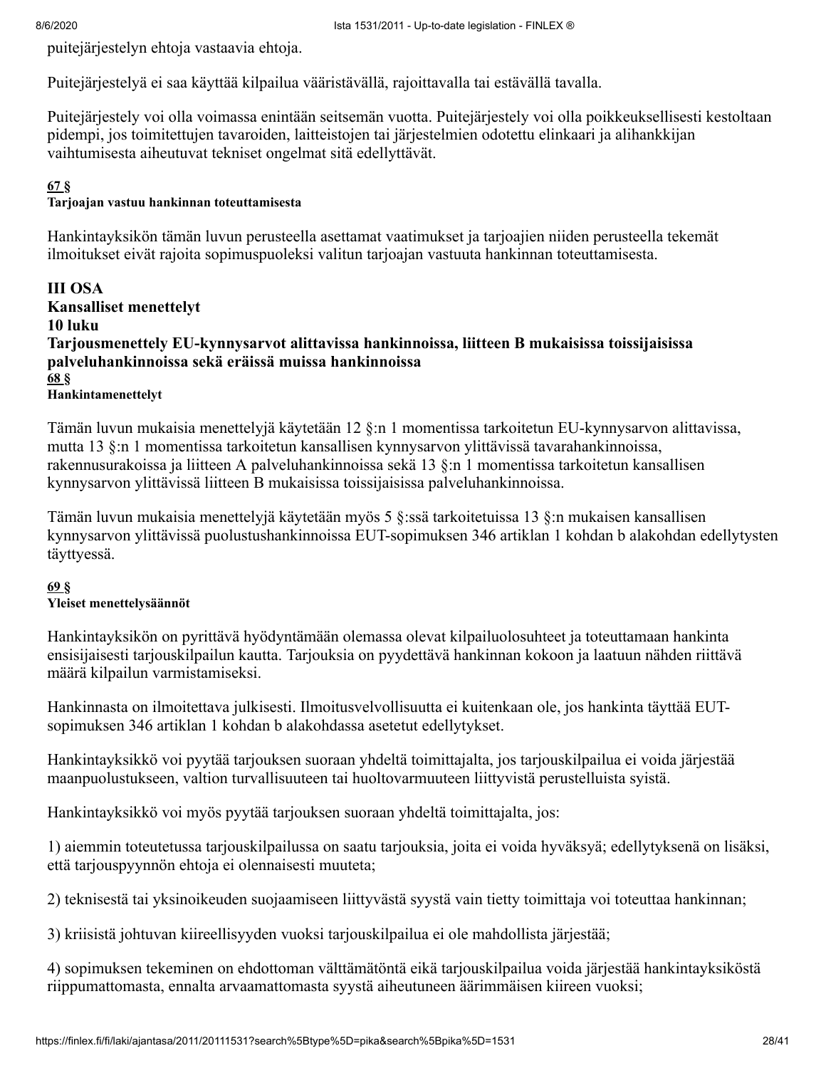puitejärjestelyn ehtoja vastaavia ehtoja.

Puitejärjestelyä ei saa käyttää kilpailua vääristävällä, rajoittavalla tai estävällä tavalla.

Puitejärjestely voi olla voimassa enintään seitsemän vuotta. Puitejärjestely voi olla poikkeuksellisesti kestoltaan pidempi, jos toimitettujen tavaroiden, laitteistojen tai järjestelmien odotettu elinkaari ja alihankkijan vaihtumisesta aiheutuvat tekniset ongelmat sitä edellyttävät.

**67 §**
**Tarjoajan vastuu hankinnan toteuttamisesta**

Hankintayksikön tämän luvun perusteella asettamat vaatimukset ja tarjoajien niiden perusteella tekemät ilmoitukset eivät rajoita sopimuspuoleksi valitun tarjoajan vastuuta hankinnan toteuttamisesta.

## III OSA
## Kansalliset menettelyt
### 10 luku
### Tarjousmenettely EU-kynnysarvot alittavissa hankinnoissa, liitteen B mukaisissa toissijaisissa palveluhankinnoissa sekä eräissä muissa hankinnoissa

**68 §**
**Hankintamenettelyt**

Tämän luvun mukaisia menettelyjä käytetään 12 §:n 1 momentissa tarkoitetun EU-kynnysarvon alittavissa, mutta 13 §:n 1 momentissa tarkoitetun kansallisen kynnysarvon ylittävissä tavarahankinnoissa, rakennusurakoissa ja liitteen A palveluhankinnoissa sekä 13 §:n 1 momentissa tarkoitetun kansallisen kynnysarvon ylittävissä liitteen B mukaisissa toissijaisissa palveluhankinnoissa.

Tämän luvun mukaisia menettelyjä käytetään myös 5 §:ssä tarkoitetuissa 13 §:n mukaisen kansallisen kynnysarvon ylittävissä puolustushankinnoissa EUT-sopimuksen 346 artiklan 1 kohdan b alakohdan edellytysten täyttyessä.

**69 §**
**Yleiset menettelysäännöt**

Hankintayksikön on pyrittävä hyödyntämään olemassa olevat kilpailuolosuhteet ja toteuttamaan hankinta ensisijaisesti tarjouskilpailun kautta. Tarjouksia on pyydettävä hankinnan kokoon ja laatuun nähden riittävä määrä kilpailun varmistamiseksi.

Hankinnasta on ilmoitettava julkisesti. Ilmoitusvelvollisuutta ei kuitenkaan ole, jos hankinta täyttää EUT-sopimuksen 346 artiklan 1 kohdan b alakohdassa asetetut edellytykset.

Hankintayksikkö voi pyytää tarjouksen suoraan yhdeltä toimittajalta, jos tarjouskilpailua ei voida järjestää maanpuolustukseen, valtion turvallisuuteen tai huoltovarmuuteen liittyvistä perustelluista syistä.

Hankintayksikkö voi myös pyytää tarjouksen suoraan yhdeltä toimittajalta, jos:

1) aiemmin toteutetussa tarjouskilpailussa on saatu tarjouksia, joita ei voida hyväksyä; edellytyksenä on lisäksi, että tarjouspyynnön ehtoja ei olennaisesti muuteta;

2) teknisestä tai yksinoikeuden suojaamiseen liittyvästä syystä vain tietty toimittaja voi toteuttaa hankinnan;

3) kriisistä johtuvan kiireellisyyden vuoksi tarjouskilpailua ei ole mahdollista järjestää;

4) sopimuksen tekeminen on ehdottoman välttämätöntä eikä tarjouskilpailua voida järjestää hankintayksiköstä riippumattomasta, ennalta arvaamattomasta syystä aiheutuneen äärimmäisen kiireen vuoksi;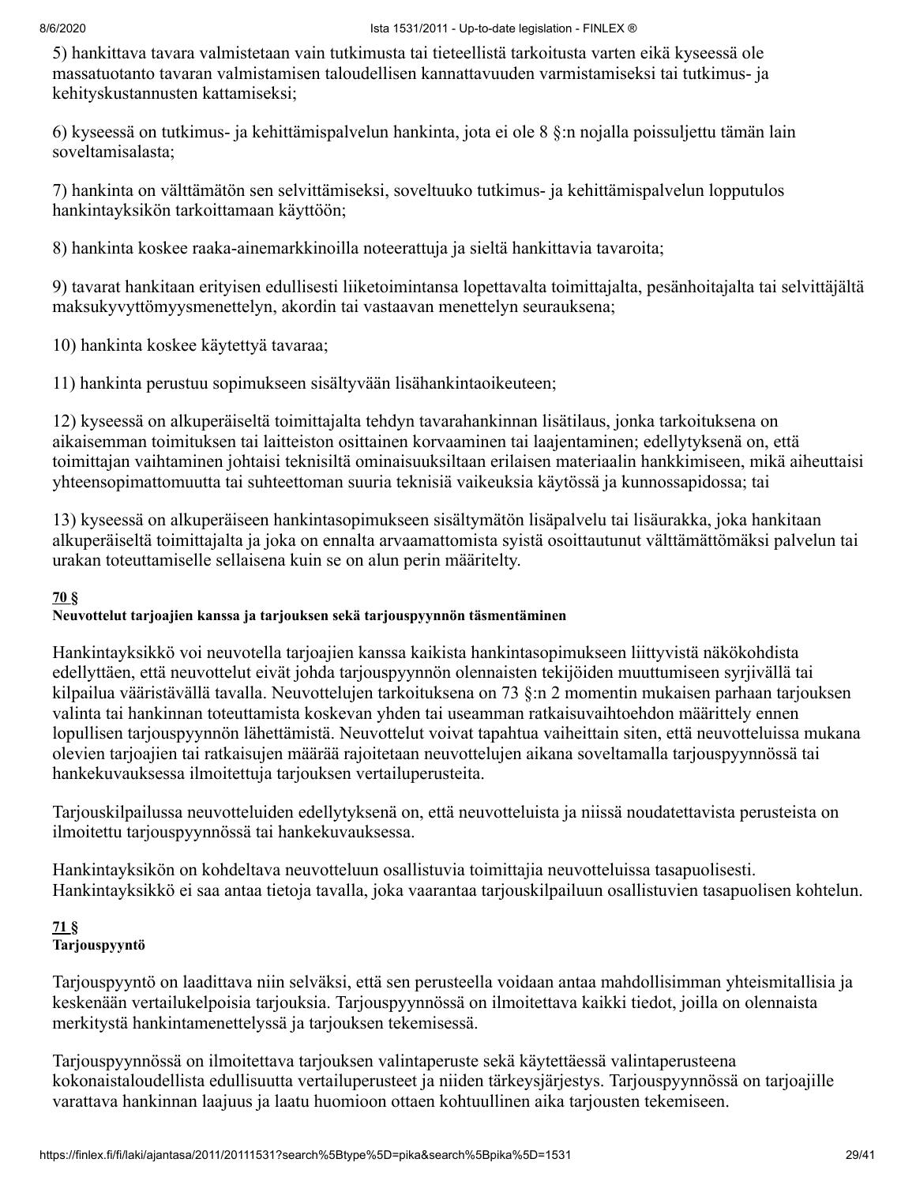5) hankittava tavara valmistetaan vain tutkimusta tai tieteellistä tarkoitusta varten eikä kyseessä ole massatuotanto tavaran valmistamisen taloudellisen kannattavuuden varmistamiseksi tai tutkimus- ja kehityskustannusten kattamiseksi;

6) kyseessä on tutkimus- ja kehittämispalvelun hankinta, jota ei ole 8 §:n nojalla poissuljettu tämän lain soveltamisalasta;

7) hankinta on välttämätön sen selvittämiseksi, soveltuuko tutkimus- ja kehittämispalvelun lopputulos hankintayksikön tarkoittamaan käyttöön;

8) hankinta koskee raaka-ainemarkkinoilla noteerattuja ja sieltä hankittavia tavaroita;

9) tavarat hankitaan erityisen edullisesti liiketoimintansa lopettavalta toimittajalta, pesänhoitajalta tai selvittäjältä maksukyvyttömyysmenettelyn, akordin tai vastaavan menettelyn seurauksena;

10) hankinta koskee käytettyä tavaraa;

11) hankinta perustuu sopimukseen sisältyvään lisähankintaoikeuteen;

12) kyseessä on alkuperäiseltä toimittajalta tehdyn tavarahankinnan lisätilaus, jonka tarkoituksena on aikaisemman toimituksen tai laitteiston osittainen korvaaminen tai laajentaminen; edellytyksenä on, että toimittajan vaihtaminen johtaisi teknisiltä ominaisuuksiltaan erilaisen materiaalin hankkimiseen, mikä aiheuttaisi yhteensopimattomuutta tai suhteettoman suuria teknisiä vaikeuksia käytössä ja kunnossapidossa; tai

13) kyseessä on alkuperäiseen hankintasopimukseen sisältymätön lisäpalvelu tai lisäurakka, joka hankitaan alkuperäiseltä toimittajalta ja joka on ennalta arvaamattomista syistä osoittautunut välttämättömäksi palvelun tai urakan toteuttamiselle sellaisena kuin se on alun perin määritelty.

**70 §**
**Neuvottelut tarjoajien kanssa ja tarjouksen sekä tarjouspyynnön täsmentäminen**

Hankintayksikkö voi neuvotella tarjoajien kanssa kaikista hankintasopimukseen liittyvistä näkökohdista edellyttäen, että neuvottelut eivät johda tarjouspyynnön olennaisten tekijöiden muuttumiseen syrjivällä tai kilpailua vääristävällä tavalla. Neuvottelujen tarkoituksena on 73 §:n 2 momentin mukaisen parhaan tarjouksen valinta tai hankinnan toteuttamista koskevan yhden tai useamman ratkaisuvaihtoehdon määrittely ennen lopullisen tarjouspyynnön lähettämistä. Neuvottelut voivat tapahtua vaiheittain siten, että neuvotteluissa mukana olevien tarjoajien tai ratkaisujen määrää rajoitetaan neuvottelujen aikana soveltamalla tarjouspyynnössä tai hankekuvauksessa ilmoitettuja tarjouksen vertailuperusteita.

Tarjouskilpailussa neuvotteluiden edellytyksenä on, että neuvotteluista ja niissä noudatettavista perusteista on ilmoitettu tarjouspyynnössä tai hankekuvauksessa.

Hankintayksikön on kohdeltava neuvotteluun osallistuvia toimittajia neuvotteluissa tasapuolisesti. Hankintayksikkö ei saa antaa tietoja tavalla, joka vaarantaa tarjouskilpailuun osallistuvien tasapuolisen kohtelun.

**71 §**
**Tarjouspyyntö**

Tarjouspyyntö on laadittava niin selväksi, että sen perusteella voidaan antaa mahdollisimman yhteismitallisia ja keskenään vertailukelpoisia tarjouksia. Tarjouspyynnössä on ilmoitettava kaikki tiedot, joilla on olennaista merkitystä hankintamenettelyssä ja tarjouksen tekemisessä.

Tarjouspyynnössä on ilmoitettava tarjouksen valintaperuste sekä käytettäessä valintaperusteena kokonaistaloudellista edullisuutta vertailuperusteet ja niiden tärkeysjärjestys. Tarjouspyynnössä on tarjoajille varattava hankinnan laajuus ja laatu huomioon ottaen kohtuullinen aika tarjousten tekemiseen.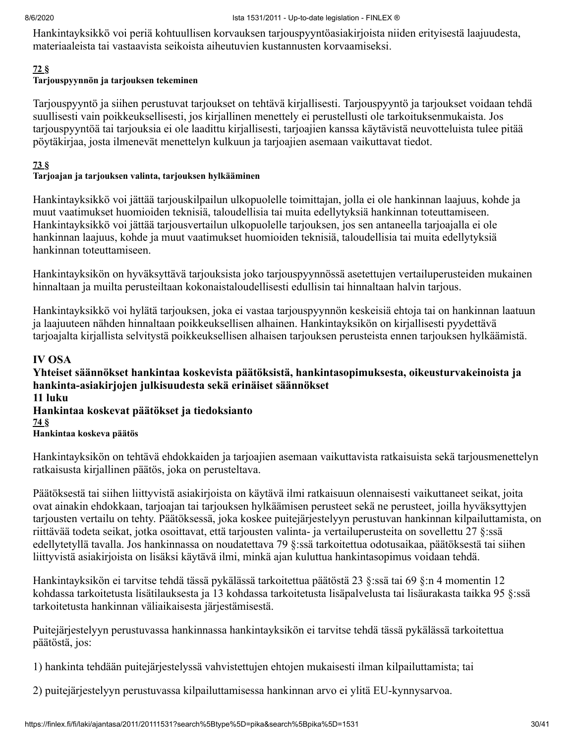Hankintayksikkö voi periä kohtuullisen korvauksen tarjouspyyntöasiakirjoista niiden erityisestä laajuudesta, materiaaleista tai vastaavista seikoista aiheutuvien kustannusten korvaamiseksi.

#### 72 §
**Tarjouspyynnön ja tarjouksen tekeminen**

Tarjouspyyntö ja siihen perustuvat tarjoukset on tehtävä kirjallisesti. Tarjouspyyntö ja tarjoukset voidaan tehdä suullisesti vain poikkeuksellisesti, jos kirjallinen menettely ei perustellusti ole tarkoituksenmukaista. Jos tarjouspyyntöä tai tarjouksia ei ole laadittu kirjallisesti, tarjoajien kanssa käytävistä neuvotteluista tulee pitää pöytäkirjaa, josta ilmenevät menettelyn kulkuun ja tarjoajien asemaan vaikuttavat tiedot.

#### 73 §
**Tarjoajan ja tarjouksen valinta, tarjouksen hylkääminen**

Hankintayksikkö voi jättää tarjouskilpailun ulkopuolelle toimittajan, jolla ei ole hankinnan laajuus, kohde ja muut vaatimukset huomioiden teknisiä, taloudellisia tai muita edellytyksiä hankinnan toteuttamiseen. Hankintayksikkö voi jättää tarjousvertailun ulkopuolelle tarjouksen, jos sen antaneella tarjoajalla ei ole hankinnan laajuus, kohde ja muut vaatimukset huomioiden teknisiä, taloudellisia tai muita edellytyksiä hankinnan toteuttamiseen.

Hankintayksikön on hyväksyttävä tarjouksista joko tarjouspyynnössä asetettujen vertailuperusteiden mukainen hinnaltaan ja muilta perusteiltaan kokonaistaloudellisesti edullisin tai hinnaltaan halvin tarjous.

Hankintayksikkö voi hylätä tarjouksen, joka ei vastaa tarjouspyynnön keskeisiä ehtoja tai on hankinnan laatuun ja laajuuteen nähden hinnaltaan poikkeuksellisen alhainen. Hankintayksikön on kirjallisesti pyydettävä tarjoajalta kirjallista selvitystä poikkeuksellisen alhaisen tarjouksen perusteista ennen tarjouksen hylkäämistä.

## IV OSA
## Yhteiset säännökset hankintaa koskevista päätöksistä, hankintasopimuksesta, oikeusturvakeinoista ja hankinta-asiakirjojen julkisuudesta sekä erinäiset säännökset

### 11 luku
### Hankintaa koskevat päätökset ja tiedoksianto

#### 74 §
**Hankintaa koskeva päätös**

Hankintayksikön on tehtävä ehdokkaiden ja tarjoajien asemaan vaikuttavista ratkaisuista sekä tarjousmenettelyn ratkaisusta kirjallinen päätös, joka on perusteltava.

Päätöksestä tai siihen liittyvistä asiakirjoista on käytävä ilmi ratkaisuun olennaisesti vaikuttaneet seikat, joita ovat ainakin ehdokkaan, tarjoajan tai tarjouksen hylkäämisen perusteet sekä ne perusteet, joilla hyväksyttyjen tarjousten vertailu on tehty. Päätöksessä, joka koskee puitejärjestelyyn perustuvan hankinnan kilpailuttamista, on riittävää todeta seikat, jotka osoittavat, että tarjousten valinta- ja vertailuperusteita on sovellettu 27 §:ssä edellytetyllä tavalla. Jos hankinnassa on noudatettava 79 §:ssä tarkoitettua odotusaikaa, päätöksestä tai siihen liittyvistä asiakirjoista on lisäksi käytävä ilmi, minkä ajan kuluttua hankintasopimus voidaan tehdä.

Hankintayksikön ei tarvitse tehdä tässä pykälässä tarkoitettua päätöstä 23 §:ssä tai 69 §:n 4 momentin 12 kohdassa tarkoitetusta lisätilauksesta ja 13 kohdassa tarkoitetusta lisäpalvelusta tai lisäurakasta taikka 95 §:ssä tarkoitetusta hankinnan väliaikaisesta järjestämisestä.

Puitejärjestelyyn perustuvassa hankinnassa hankintayksikön ei tarvitse tehdä tässä pykälässä tarkoitettua päätöstä, jos:

1) hankinta tehdään puitejärjestelyssä vahvistettujen ehtojen mukaisesti ilman kilpailuttamista; tai

2) puitejärjestelyyn perustuvassa kilpailuttamisessa hankinnan arvo ei ylitä EU-kynnysarvoa.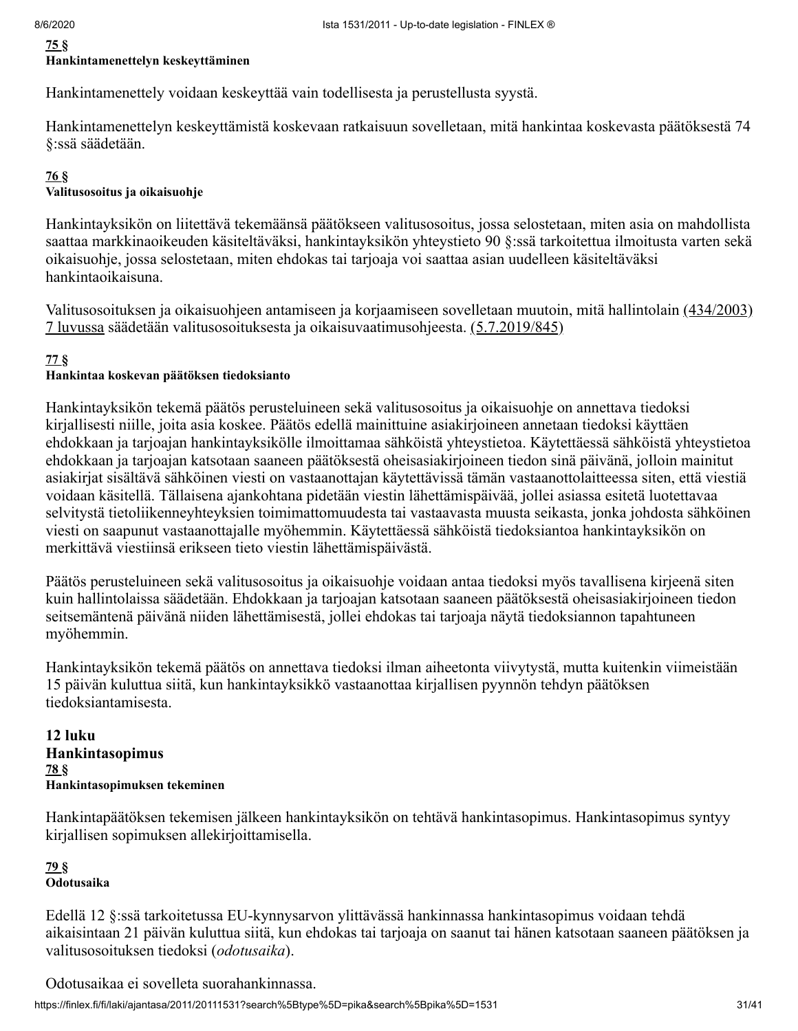#### 75 §
**Hankintamenettelyn keskeyttäminen**

Hankintamenettely voidaan keskeyttää vain todellisesta ja perustellusta syystä.

Hankintamenettelyn keskeyttämistä koskevaan ratkaisuun sovelletaan, mitä hankintaa koskevasta päätöksestä 74 §:ssä säädetään.

#### 76 §
**Valitusosoitus ja oikaisuohje**

Hankintayksikön on liitettävä tekemäänsä päätökseen valitusosoitus, jossa selostetaan, miten asia on mahdollista saattaa markkinaoikeuden käsiteltäväksi, hankintayksikön yhteystieto 90 §:ssä tarkoitettua ilmoitusta varten sekä oikaisuohje, jossa selostetaan, miten ehdokas tai tarjoaja voi saattaa asian uudelleen käsiteltäväksi hankintaoikaisuna.

Valitusosoituksen ja oikaisuohjeen antamiseen ja korjaamiseen sovelletaan muutoin, mitä hallintolain (434/2003) 7 luvussa säädetään valitusosoituksesta ja oikaisuvaatimusohjeesta. (5.7.2019/845)

#### 77 §
**Hankintaa koskevan päätöksen tiedoksianto**

Hankintayksikön tekemä päätös perusteluineen sekä valitusosoitus ja oikaisuohje on annettava tiedoksi kirjallisesti niille, joita asia koskee. Päätös edellä mainittuine asiakirjoineen annetaan tiedoksi käyttäen ehdokkaan ja tarjoajan hankintayksikölle ilmoittamaa sähköistä yhteystietoa. Käytettäessä sähköistä yhteystietoa ehdokkaan ja tarjoajan katsotaan saaneen päätöksestä oheisasiakirjoineen tiedon sinä päivänä, jolloin mainitut asiakirjat sisältävä sähköinen viesti on vastaanottajan käytettävissä tämän vastaanottolaitteessa siten, että viestiä voidaan käsitellä. Tällaisena ajankohtana pidetään viestin lähettämispäivää, jollei asiassa esitetä luotettavaa selvitystä tietoliikenneyhteyksien toimimattomuudesta tai vastaavasta muusta seikasta, jonka johdosta sähköinen viesti on saapunut vastaanottajalle myöhemmin. Käytettäessä sähköistä tiedoksiantoa hankintayksikön on merkittävä viestiinsä erikseen tieto viestin lähettämispäivästä.

Päätös perusteluineen sekä valitusosoitus ja oikaisuohje voidaan antaa tiedoksi myös tavallisena kirjeenä siten kuin hallintolaissa säädetään. Ehdokkaan ja tarjoajan katsotaan saaneen päätöksestä oheisasiakirjoineen tiedon seitsemäntenä päivänä niiden lähettämisestä, jollei ehdokas tai tarjoaja näytä tiedoksiannon tapahtuneen myöhemmin.

Hankintayksikön tekemä päätös on annettava tiedoksi ilman aiheetonta viivytystä, mutta kuitenkin viimeistään 15 päivän kuluttua siitä, kun hankintayksikkö vastaanottaa kirjallisen pyynnön tehdyn päätöksen tiedoksiantamisesta.

## 12 luku
## Hankintasopimus

#### 78 §
**Hankintasopimuksen tekeminen**

Hankintapäätöksen tekemisen jälkeen hankintayksikön on tehtävä hankintasopimus. Hankintasopimus syntyy kirjallisen sopimuksen allekirjoittamisella.

#### 79 §
**Odotusaika**

Edellä 12 §:ssä tarkoitetussa EU-kynnysarvon ylittävässä hankinnassa hankintasopimus voidaan tehdä aikaisintaan 21 päivän kuluttua siitä, kun ehdokas tai tarjoaja on saanut tai hänen katsotaan saaneen päätöksen ja valitusosoituksen tiedoksi (*odotusaika*).

Odotusaikaa ei sovelleta suorahankinnassa.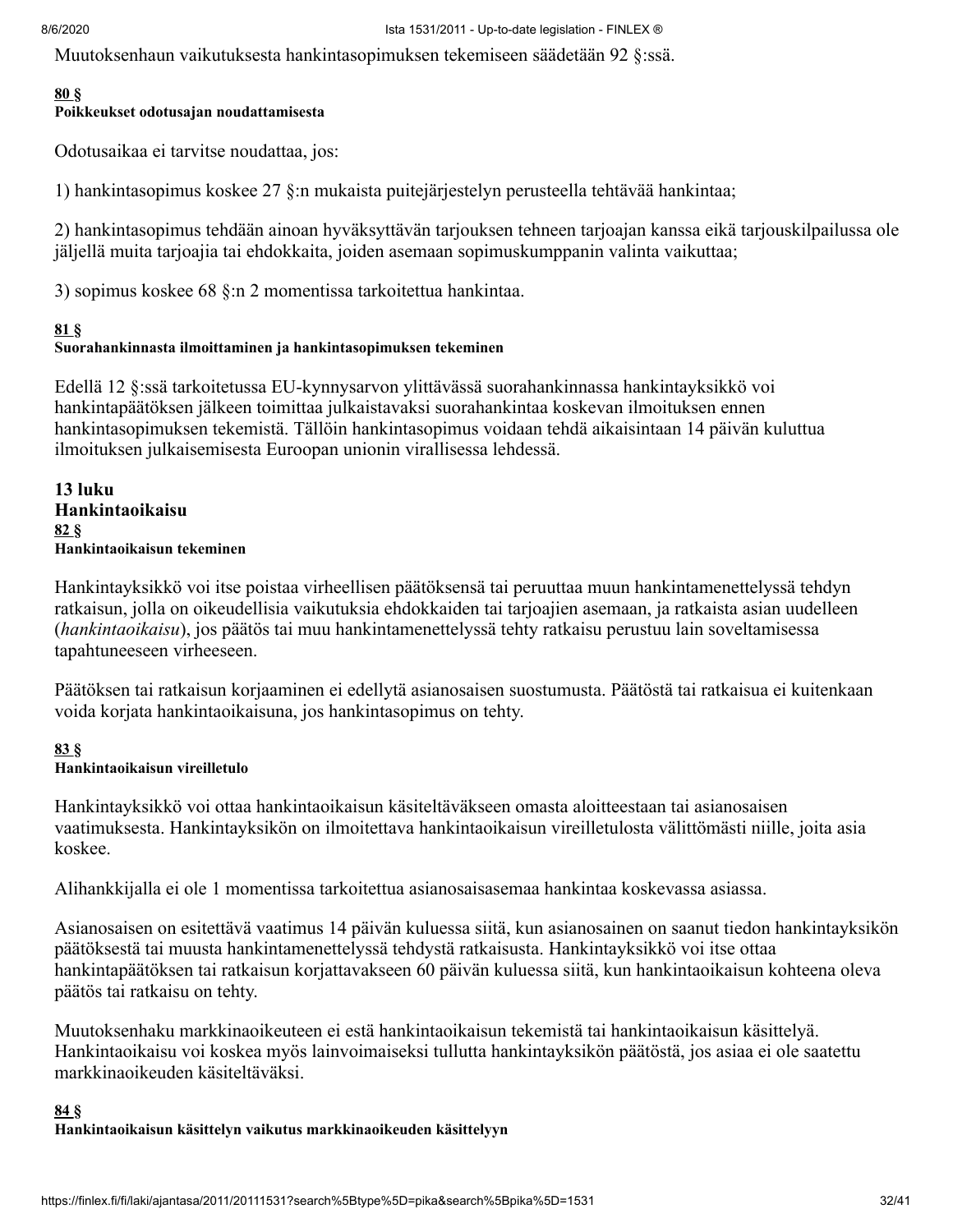Muutoksenhaun vaikutuksesta hankintasopimuksen tekemiseen säädetään 92 §:ssä.

**80 §**
**Poikkeukset odotusajan noudattamisesta**

Odotusaikaa ei tarvitse noudattaa, jos:

1) hankintasopimus koskee 27 §:n mukaista puitejärjestelyn perusteella tehtävää hankintaa;

2) hankintasopimus tehdään ainoan hyväksyttävän tarjouksen tehneen tarjoajan kanssa eikä tarjouskilpailussa ole jäljellä muita tarjoajia tai ehdokkaita, joiden asemaan sopimuskumppanin valinta vaikuttaa;

3) sopimus koskee 68 §:n 2 momentissa tarkoitettua hankintaa.

**81 §**
**Suorahankinnasta ilmoittaminen ja hankintasopimuksen tekeminen**

Edellä 12 §:ssä tarkoitetussa EU-kynnysarvon ylittävässä suorahankinnassa hankintayksikkö voi hankintapäätöksen jälkeen toimittaa julkaistavaksi suorahankintaa koskevan ilmoituksen ennen hankintasopimuksen tekemistä. Tällöin hankintasopimus voidaan tehdä aikaisintaan 14 päivän kuluttua ilmoituksen julkaisemisesta Euroopan unionin virallisessa lehdessä.

## 13 luku
## Hankintaoikaisu

**82 §**
**Hankintaoikaisun tekeminen**

Hankintayksikkö voi itse poistaa virheellisen päätöksensä tai peruuttaa muun hankintamenettelyssä tehdyn ratkaisun, jolla on oikeudellisia vaikutuksia ehdokkaiden tai tarjoajien asemaan, ja ratkaista asian uudelleen (*hankintaoikaisu*), jos päätös tai muu hankintamenettelyssä tehty ratkaisu perustuu lain soveltamisessa tapahtuneeseen virheeseen.

Päätöksen tai ratkaisun korjaaminen ei edellytä asianosaisen suostumusta. Päätöstä tai ratkaisua ei kuitenkaan voida korjata hankintaoikaisuna, jos hankintasopimus on tehty.

**83 §**
**Hankintaoikaisun vireilletulo**

Hankintayksikkö voi ottaa hankintaoikaisun käsiteltäväkseen omasta aloitteestaan tai asianosaisen vaatimuksesta. Hankintayksikön on ilmoitettava hankintaoikaisun vireilletulosta välittömästi niille, joita asia koskee.

Alihankkijalla ei ole 1 momentissa tarkoitettua asianosaisasemaa hankintaa koskevassa asiassa.

Asianosaisen on esitettävä vaatimus 14 päivän kuluessa siitä, kun asianosainen on saanut tiedon hankintayksikön päätöksestä tai muusta hankintamenettelyssä tehdystä ratkaisusta. Hankintayksikkö voi itse ottaa hankintapäätöksen tai ratkaisun korjattavakseen 60 päivän kuluessa siitä, kun hankintaoikaisun kohteena oleva päätös tai ratkaisu on tehty.

Muutoksenhaku markkinaoikeuteen ei estä hankintaoikaisun tekemistä tai hankintaoikaisun käsittelyä. Hankintaoikaisu voi koskea myös lainvoimaiseksi tullutta hankintayksikön päätöstä, jos asiaa ei ole saatettu markkinaoikeuden käsiteltäväksi.

**84 §**
**Hankintaoikaisun käsittelyn vaikutus markkinaoikeuden käsittelyyn**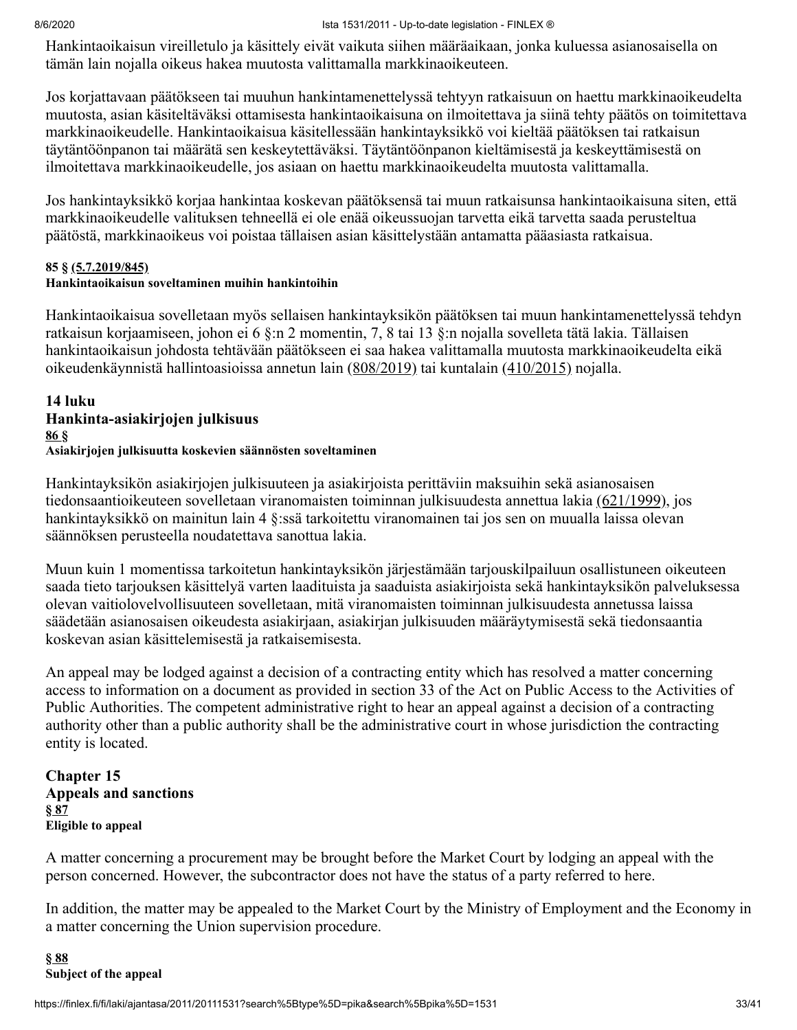Hankintaoikaisun vireilletulo ja käsittely eivät vaikuta siihen määräaikaan, jonka kuluessa asianosaisella on tämän lain nojalla oikeus hakea muutosta valittamalla markkinaoikeuteen.

Jos korjattavaan päätökseen tai muuhun hankintamenettelyssä tehtyyn ratkaisuun on haettu markkinaoikeudelta muutosta, asian käsiteltäväksi ottamisesta hankintaoikaisuna on ilmoitettava ja siinä tehty päätös on toimitettava markkinaoikeudelle. Hankintaoikaisua käsitellessään hankintayksikkö voi kieltää päätöksen tai ratkaisun täytäntöönpanon tai määrätä sen keskeytettäväksi. Täytäntöönpanon kieltämisestä ja keskeyttämisestä on ilmoitettava markkinaoikeudelle, jos asiaan on haettu markkinaoikeudelta muutosta valittamalla.

Jos hankintayksikkö korjaa hankintaa koskevan päätöksensä tai muun ratkaisunsa hankintaoikaisuna siten, että markkinaoikeudelle valituksen tehneellä ei ole enää oikeussuojan tarvetta eikä tarvetta saada perusteltua päätöstä, markkinaoikeus voi poistaa tällaisen asian käsittelystään antamatta pääasiasta ratkaisua.

**85 § (5.7.2019/845)**
**Hankintaoikaisun soveltaminen muihin hankintoihin**

Hankintaoikaisua sovelletaan myös sellaisen hankintayksikön päätöksen tai muun hankintamenettelyssä tehdyn ratkaisun korjaamiseen, johon ei 6 §:n 2 momentin, 7, 8 tai 13 §:n nojalla sovelleta tätä lakia. Tällaisen hankintaoikaisun johdosta tehtävään päätökseen ei saa hakea valittamalla muutosta markkinaoikeudelta eikä oikeudenkäynnistä hallintoasioissa annetun lain (808/2019) tai kuntalain (410/2015) nojalla.

## 14 luku
## Hankinta-asiakirjojen julkisuus

**86 §**
**Asiakirjojen julkisuutta koskevien säännösten soveltaminen**

Hankintayksikön asiakirjojen julkisuuteen ja asiakirjoista perittäviin maksuihin sekä asianosaisen tiedonsaantioikeuteen sovelletaan viranomaisten toiminnan julkisuudesta annettua lakia (621/1999), jos hankintayksikkö on mainitun lain 4 §:ssä tarkoitettu viranomainen tai jos sen on muualla laissa olevan säännöksen perusteella noudatettava sanottua lakia.

Muun kuin 1 momentissa tarkoitetun hankintayksikön järjestämään tarjouskilpailuun osallistuneen oikeuteen saada tieto tarjouksen käsittelyä varten laadituista ja saaduista asiakirjoista sekä hankintayksikön palveluksessa olevan vaitiolovelvollisuuteen sovelletaan, mitä viranomaisten toiminnan julkisuudesta annetussa laissa säädetään asianosaisen oikeudesta asiakirjaan, asiakirjan julkisuuden määräytymisestä sekä tiedonsaantia koskevan asian käsittelemisestä ja ratkaisemisesta.

An appeal may be lodged against a decision of a contracting entity which has resolved a matter concerning access to information on a document as provided in section 33 of the Act on Public Access to the Activities of Public Authorities. The competent administrative right to hear an appeal against a decision of a contracting authority other than a public authority shall be the administrative court in whose jurisdiction the contracting entity is located.

## Chapter 15
## Appeals and sanctions

**§ 87**
**Eligible to appeal**

A matter concerning a procurement may be brought before the Market Court by lodging an appeal with the person concerned. However, the subcontractor does not have the status of a party referred to here.

In addition, the matter may be appealed to the Market Court by the Ministry of Employment and the Economy in a matter concerning the Union supervision procedure.

**§ 88**
**Subject of the appeal**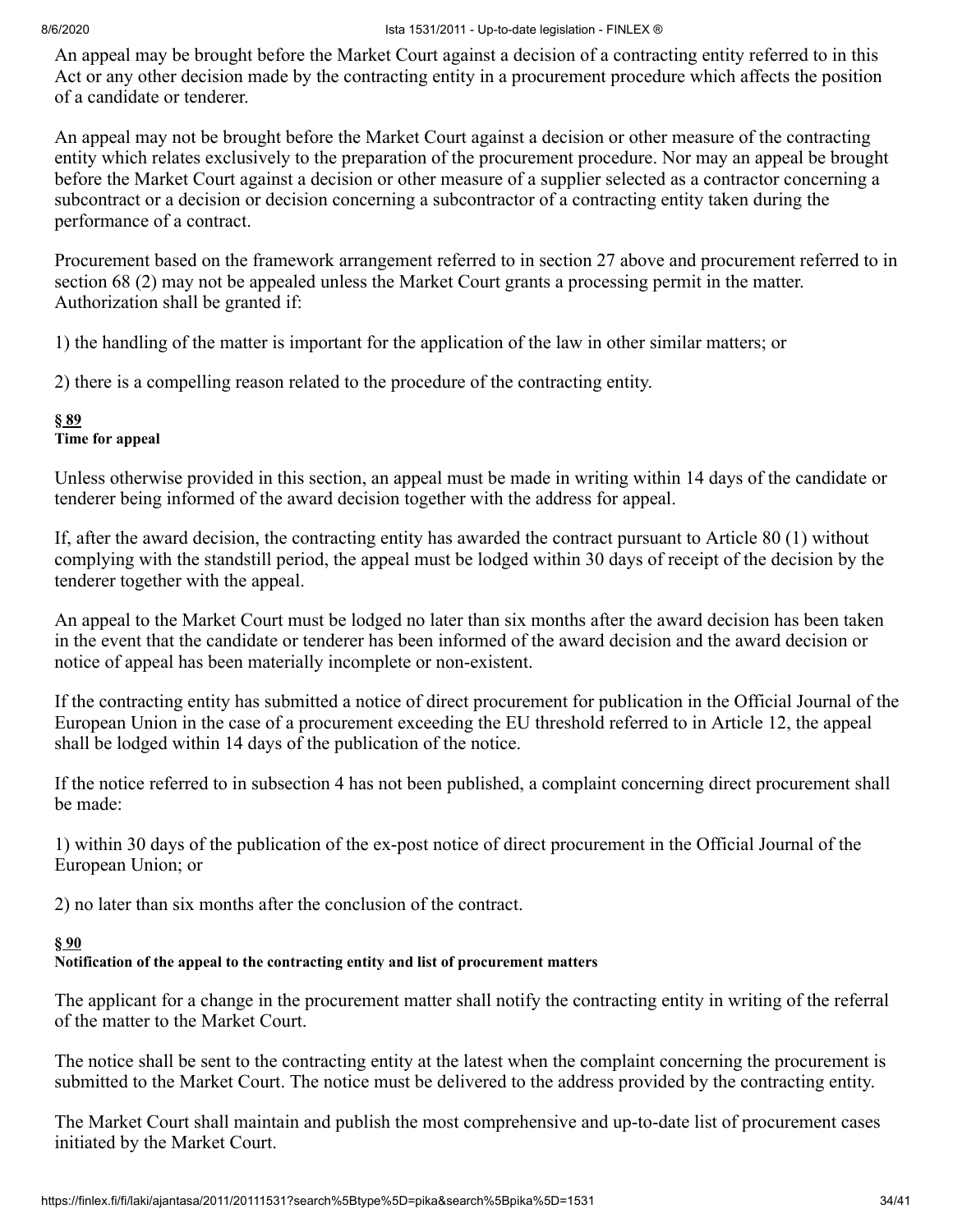An appeal may be brought before the Market Court against a decision of a contracting entity referred to in this Act or any other decision made by the contracting entity in a procurement procedure which affects the position of a candidate or tenderer.

An appeal may not be brought before the Market Court against a decision or other measure of the contracting entity which relates exclusively to the preparation of the procurement procedure. Nor may an appeal be brought before the Market Court against a decision or other measure of a supplier selected as a contractor concerning a subcontract or a decision or decision concerning a subcontractor of a contracting entity taken during the performance of a contract.

Procurement based on the framework arrangement referred to in section 27 above and procurement referred to in section 68 (2) may not be appealed unless the Market Court grants a processing permit in the matter. Authorization shall be granted if:

1) the handling of the matter is important for the application of the law in other similar matters; or

2) there is a compelling reason related to the procedure of the contracting entity.

**§ 89**
**Time for appeal**

Unless otherwise provided in this section, an appeal must be made in writing within 14 days of the candidate or tenderer being informed of the award decision together with the address for appeal.

If, after the award decision, the contracting entity has awarded the contract pursuant to Article 80 (1) without complying with the standstill period, the appeal must be lodged within 30 days of receipt of the decision by the tenderer together with the appeal.

An appeal to the Market Court must be lodged no later than six months after the award decision has been taken in the event that the candidate or tenderer has been informed of the award decision and the award decision or notice of appeal has been materially incomplete or non-existent.

If the contracting entity has submitted a notice of direct procurement for publication in the Official Journal of the European Union in the case of a procurement exceeding the EU threshold referred to in Article 12, the appeal shall be lodged within 14 days of the publication of the notice.

If the notice referred to in subsection 4 has not been published, a complaint concerning direct procurement shall be made:

1) within 30 days of the publication of the ex-post notice of direct procurement in the Official Journal of the European Union; or

2) no later than six months after the conclusion of the contract.

**§ 90**
**Notification of the appeal to the contracting entity and list of procurement matters**

The applicant for a change in the procurement matter shall notify the contracting entity in writing of the referral of the matter to the Market Court.

The notice shall be sent to the contracting entity at the latest when the complaint concerning the procurement is submitted to the Market Court. The notice must be delivered to the address provided by the contracting entity.

The Market Court shall maintain and publish the most comprehensive and up-to-date list of procurement cases initiated by the Market Court.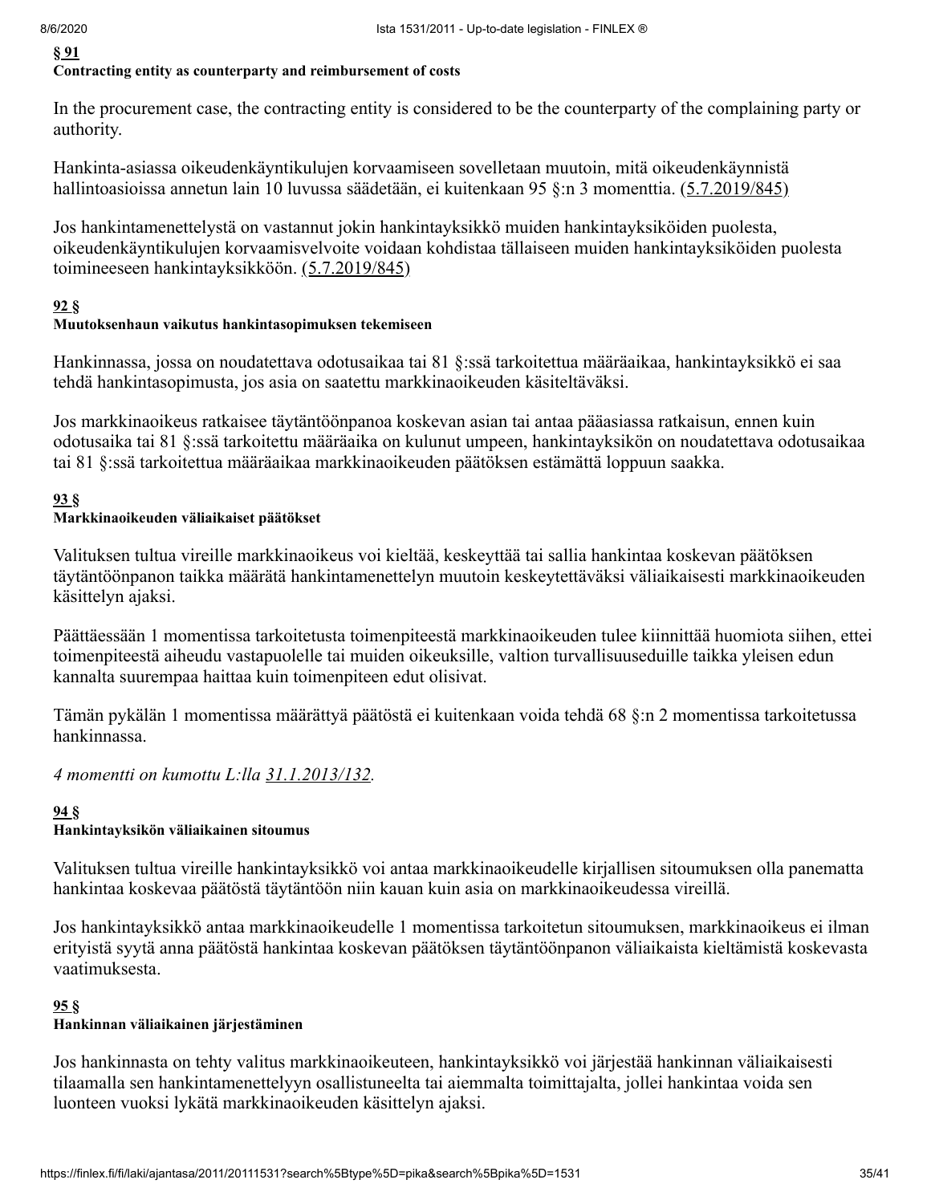**§ 91**
**Contracting entity as counterparty and reimbursement of costs**

In the procurement case, the contracting entity is considered to be the counterparty of the complaining party or authority.

Hankinta-asiassa oikeudenkäyntikulujen korvaamiseen sovelletaan muutoin, mitä oikeudenkäynnistä hallintoasioissa annetun lain 10 luvussa säädetään, ei kuitenkaan 95 §:n 3 momenttia. (5.7.2019/845)

Jos hankintamenettelystä on vastannut jokin hankintayksikkö muiden hankintayksiköiden puolesta, oikeudenkäyntikulujen korvaamisvelvoite voidaan kohdistaa tällaiseen muiden hankintayksiköiden puolesta toimineeseen hankintayksikköön. (5.7.2019/845)

**92 §**
**Muutoksenhaun vaikutus hankintasopimuksen tekemiseen**

Hankinnassa, jossa on noudatettava odotusaikaa tai 81 §:ssä tarkoitettua määräaikaa, hankintayksikkö ei saa tehdä hankintasopimusta, jos asia on saatettu markkinaoikeuden käsiteltäväksi.

Jos markkinaoikeus ratkaisee täytäntöönpanoa koskevan asian tai antaa pääasiassa ratkaisun, ennen kuin odotusaika tai 81 §:ssä tarkoitettu määräaika on kulunut umpeen, hankintayksikön on noudatettava odotusaikaa tai 81 §:ssä tarkoitettua määräaikaa markkinaoikeuden päätöksen estämättä loppuun saakka.

**93 §**
**Markkinaoikeuden väliaikaiset päätökset**

Valituksen tultua vireille markkinaoikeus voi kieltää, keskeyttää tai sallia hankintaa koskevan päätöksen täytäntöönpanon taikka määrätä hankintamenettelyn muutoin keskeytettäväksi väliaikaisesti markkinaoikeuden käsittelyn ajaksi.

Päättäessään 1 momentissa tarkoitetusta toimenpiteestä markkinaoikeuden tulee kiinnittää huomiota siihen, ettei toimenpiteestä aiheudu vastapuolelle tai muiden oikeuksille, valtion turvallisuuseduille taikka yleisen edun kannalta suurempaa haittaa kuin toimenpiteen edut olisivat.

Tämän pykälän 1 momentissa määrättyä päätöstä ei kuitenkaan voida tehdä 68 §:n 2 momentissa tarkoitetussa hankinnassa.

*4 momentti on kumottu L:lla 31.1.2013/132.*

**94 §**
**Hankintayksikön väliaikainen sitoumus**

Valituksen tultua vireille hankintayksikkö voi antaa markkinaoikeudelle kirjallisen sitoumuksen olla panematta hankintaa koskevaa päätöstä täytäntöön niin kauan kuin asia on markkinaoikeudessa vireillä.

Jos hankintayksikkö antaa markkinaoikeudelle 1 momentissa tarkoitetun sitoumuksen, markkinaoikeus ei ilman erityistä syytä anna päätöstä hankintaa koskevan päätöksen täytäntöönpanon väliaikaista kieltämistä koskevasta vaatimuksesta.

**95 §**
**Hankinnan väliaikainen järjestäminen**

Jos hankinnasta on tehty valitus markkinaoikeuteen, hankintayksikkö voi järjestää hankinnan väliaikaisesti tilaamalla sen hankintamenettelyyn osallistuneelta tai aiemmalta toimittajalta, jollei hankintaa voida sen luonteen vuoksi lykätä markkinaoikeuden käsittelyn ajaksi.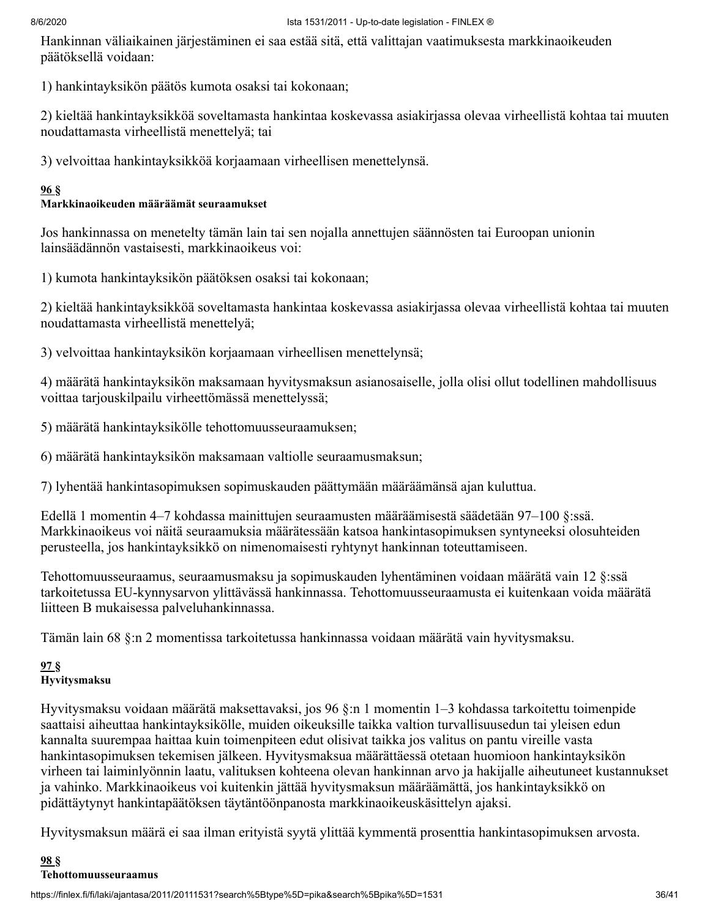Hankinnan väliaikainen järjestäminen ei saa estää sitä, että valittajan vaatimuksesta markkinaoikeuden päätöksellä voidaan:

1) hankintayksikön päätös kumota osaksi tai kokonaan;

2) kieltää hankintayksikköä soveltamasta hankintaa koskevassa asiakirjassa olevaa virheellistä kohtaa tai muuten noudattamasta virheellistä menettelyä; tai

3) velvoittaa hankintayksikköä korjaamaan virheellisen menettelynsä.

**96 §**
**Markkinaoikeuden määräämät seuraamukset**

Jos hankinnassa on menetelty tämän lain tai sen nojalla annettujen säännösten tai Euroopan unionin lainsäädännön vastaisesti, markkinaoikeus voi:

1) kumota hankintayksikön päätöksen osaksi tai kokonaan;

2) kieltää hankintayksikköä soveltamasta hankintaa koskevassa asiakirjassa olevaa virheellistä kohtaa tai muuten noudattamasta virheellistä menettelyä;

3) velvoittaa hankintayksikön korjaamaan virheellisen menettelynsä;

4) määrätä hankintayksikön maksamaan hyvitysmaksun asianosaiselle, jolla olisi ollut todellinen mahdollisuus voittaa tarjouskilpailu virheettömässä menettelyssä;

5) määrätä hankintayksikölle tehottomuusseuraamuksen;

6) määrätä hankintayksikön maksamaan valtiolle seuraamusmaksun;

7) lyhentää hankintasopimuksen sopimuskauden päättymään määräämänsä ajan kuluttua.

Edellä 1 momentin 4–7 kohdassa mainittujen seuraamusten määräämisestä säädetään 97–100 §:ssä. Markkinaoikeus voi näitä seuraamuksia määrätessään katsoa hankintasopimuksen syntyneeksi olosuhteiden perusteella, jos hankintayksikkö on nimenomaisesti ryhtynyt hankinnan toteuttamiseen.

Tehottomuusseuraamus, seuraamusmaksu ja sopimuskauden lyhentäminen voidaan määrätä vain 12 §:ssä tarkoitetussa EU-kynnysarvon ylittävässä hankinnassa. Tehottomuusseuraamusta ei kuitenkaan voida määrätä liitteen B mukaisessa palveluhankinnassa.

Tämän lain 68 §:n 2 momentissa tarkoitetussa hankinnassa voidaan määrätä vain hyvitysmaksu.

**97 §**
**Hyvitysmaksu**

Hyvitysmaksu voidaan määrätä maksettavaksi, jos 96 §:n 1 momentin 1–3 kohdassa tarkoitettu toimenpide saattaisi aiheuttaa hankintayksikölle, muiden oikeuksille taikka valtion turvallisuusedun tai yleisen edun kannalta suurempaa haittaa kuin toimenpiteen edut olisivat taikka jos valitus on pantu vireille vasta hankintasopimuksen tekemisen jälkeen. Hyvitysmaksua määrättäessä otetaan huomioon hankintayksikön virheen tai laiminlyönnin laatu, valituksen kohteena olevan hankinnan arvo ja hakijalle aiheutuneet kustannukset ja vahinko. Markkinaoikeus voi kuitenkin jättää hyvitysmaksun määräämättä, jos hankintayksikkö on pidättäytynyt hankintapäätöksen täytäntöönpanosta markkinaoikeuskäsittelyn ajaksi.

Hyvitysmaksun määrä ei saa ilman erityistä syytä ylittää kymmentä prosenttia hankintasopimuksen arvosta.

**98 §**
**Tehottomuusseuraamus**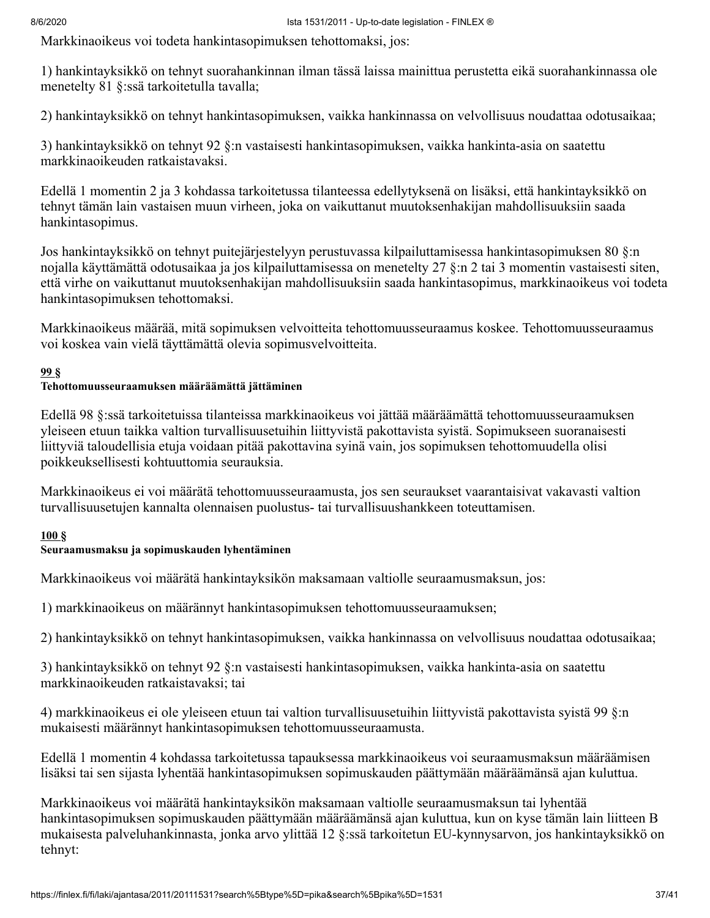Markkinaoikeus voi todeta hankintasopimuksen tehottomaksi, jos:

1) hankintayksikkö on tehnyt suorahankinnan ilman tässä laissa mainittua perustetta eikä suorahankinnassa ole menetelty 81 §:ssä tarkoitetulla tavalla;

2) hankintayksikkö on tehnyt hankintasopimuksen, vaikka hankinnassa on velvollisuus noudattaa odotusaikaa;

3) hankintayksikkö on tehnyt 92 §:n vastaisesti hankintasopimuksen, vaikka hankinta-asia on saatettu markkinaoikeuden ratkaistavaksi.

Edellä 1 momentin 2 ja 3 kohdassa tarkoitetussa tilanteessa edellytyksenä on lisäksi, että hankintayksikkö on tehnyt tämän lain vastaisen muun virheen, joka on vaikuttanut muutoksenhakijan mahdollisuuksiin saada hankintasopimus.

Jos hankintayksikkö on tehnyt puitejärjestelyyn perustuvassa kilpailuttamisessa hankintasopimuksen 80 §:n nojalla käyttämättä odotusaikaa ja jos kilpailuttamisessa on menetelty 27 §:n 2 tai 3 momentin vastaisesti siten, että virhe on vaikuttanut muutoksenhakijan mahdollisuuksiin saada hankintasopimus, markkinaoikeus voi todeta hankintasopimuksen tehottomaksi.

Markkinaoikeus määrää, mitä sopimuksen velvoitteita tehottomuusseuraamus koskee. Tehottomuusseuraamus voi koskea vain vielä täyttämättä olevia sopimusvelvoitteita.

**99 §**
**Tehottomuusseuraamuksen määräämättä jättäminen**

Edellä 98 §:ssä tarkoitetuissa tilanteissa markkinaoikeus voi jättää määräämättä tehottomuusseuraamuksen yleiseen etuun taikka valtion turvallisuusetuihin liittyvistä pakottavista syistä. Sopimukseen suoranaisesti liittyviä taloudellisia etuja voidaan pitää pakottavina syinä vain, jos sopimuksen tehottomuudella olisi poikkeuksellisesti kohtuuttomia seurauksia.

Markkinaoikeus ei voi määrätä tehottomuusseuraamusta, jos sen seuraukset vaarantaisivat vakavasti valtion turvallisuusetujen kannalta olennaisen puolustus- tai turvallisuushankkeen toteuttamisen.

**100 §**
**Seuraamusmaksu ja sopimuskauden lyhentäminen**

Markkinaoikeus voi määrätä hankintayksikön maksamaan valtiolle seuraamusmaksun, jos:

1) markkinaoikeus on määrännyt hankintasopimuksen tehottomuusseuraamuksen;

2) hankintayksikkö on tehnyt hankintasopimuksen, vaikka hankinnassa on velvollisuus noudattaa odotusaikaa;

3) hankintayksikkö on tehnyt 92 §:n vastaisesti hankintasopimuksen, vaikka hankinta-asia on saatettu markkinaoikeuden ratkaistavaksi; tai

4) markkinaoikeus ei ole yleiseen etuun tai valtion turvallisuusetuihin liittyvistä pakottavista syistä 99 §:n mukaisesti määrännyt hankintasopimuksen tehottomuusseuraamusta.

Edellä 1 momentin 4 kohdassa tarkoitetussa tapauksessa markkinaoikeus voi seuraamusmaksun määräämisen lisäksi tai sen sijasta lyhentää hankintasopimuksen sopimuskauden päättymään määräämänsä ajan kuluttua.

Markkinaoikeus voi määrätä hankintayksikön maksamaan valtiolle seuraamusmaksun tai lyhentää hankintasopimuksen sopimuskauden päättymään määräämänsä ajan kuluttua, kun on kyse tämän lain liitteen B mukaisesta palveluhankinnasta, jonka arvo ylittää 12 §:ssä tarkoitetun EU-kynnysarvon, jos hankintayksikkö on tehnyt: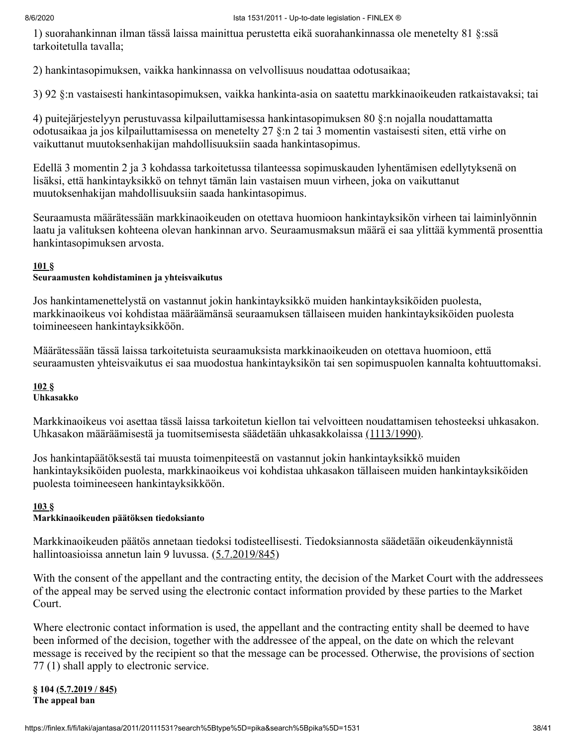1) suorahankinnan ilman tässä laissa mainittua perustetta eikä suorahankinnassa ole menetelty 81 §:ssä tarkoitetulla tavalla;

2) hankintasopimuksen, vaikka hankinnassa on velvollisuus noudattaa odotusaikaa;

3) 92 §:n vastaisesti hankintasopimuksen, vaikka hankinta-asia on saatettu markkinaoikeuden ratkaistavaksi; tai

4) puitejärjestelyyn perustuvassa kilpailuttamisessa hankintasopimuksen 80 §:n nojalla noudattamatta odotusaikaa ja jos kilpailuttamisessa on menetelty 27 §:n 2 tai 3 momentin vastaisesti siten, että virhe on vaikuttanut muutoksenhakijan mahdollisuuksiin saada hankintasopimus.

Edellä 3 momentin 2 ja 3 kohdassa tarkoitetussa tilanteessa sopimuskauden lyhentämisen edellytyksenä on lisäksi, että hankintayksikkö on tehnyt tämän lain vastaisen muun virheen, joka on vaikuttanut muutoksenhakijan mahdollisuuksiin saada hankintasopimus.

Seuraamusta määrätessään markkinaoikeuden on otettava huomioon hankintayksikön virheen tai laiminlyönnin laatu ja valituksen kohteena olevan hankinnan arvo. Seuraamusmaksun määrä ei saa ylittää kymmentä prosenttia hankintasopimuksen arvosta.

### 101 §
**Seuraamusten kohdistaminen ja yhteisvaikutus**

Jos hankintamenettelystä on vastannut jokin hankintayksikkö muiden hankintayksiköiden puolesta, markkinaoikeus voi kohdistaa määräämänsä seuraamuksen tällaiseen muiden hankintayksiköiden puolesta toimineeseen hankintayksikköön.

Määrätessään tässä laissa tarkoitetuista seuraamuksista markkinaoikeuden on otettava huomioon, että seuraamusten yhteisvaikutus ei saa muodostua hankintayksikön tai sen sopimuspuolen kannalta kohtuuttomaksi.

### 102 §
**Uhkasakko**

Markkinaoikeus voi asettaa tässä laissa tarkoitetun kiellon tai velvoitteen noudattamisen tehosteeksi uhkasakon. Uhkasakon määräämisestä ja tuomitsemisesta säädetään uhkasakkolaissa (1113/1990).

Jos hankintapäätöksestä tai muusta toimenpiteestä on vastannut jokin hankintayksikkö muiden hankintayksiköiden puolesta, markkinaoikeus voi kohdistaa uhkasakon tällaiseen muiden hankintayksiköiden puolesta toimineeseen hankintayksikköön.

### 103 §
**Markkinaoikeuden päätöksen tiedoksianto**

Markkinaoikeuden päätös annetaan tiedoksi todisteellisesti. Tiedoksiannosta säädetään oikeudenkäynnistä hallintoasioissa annetun lain 9 luvussa. (5.7.2019/845)

With the consent of the appellant and the contracting entity, the decision of the Market Court with the addressees of the appeal may be served using the electronic contact information provided by these parties to the Market Court.

Where electronic contact information is used, the appellant and the contracting entity shall be deemed to have been informed of the decision, together with the addressee of the appeal, on the date on which the relevant message is received by the recipient so that the message can be processed. Otherwise, the provisions of section 77 (1) shall apply to electronic service.

### § 104 (5.7.2019 / 845)
**The appeal ban**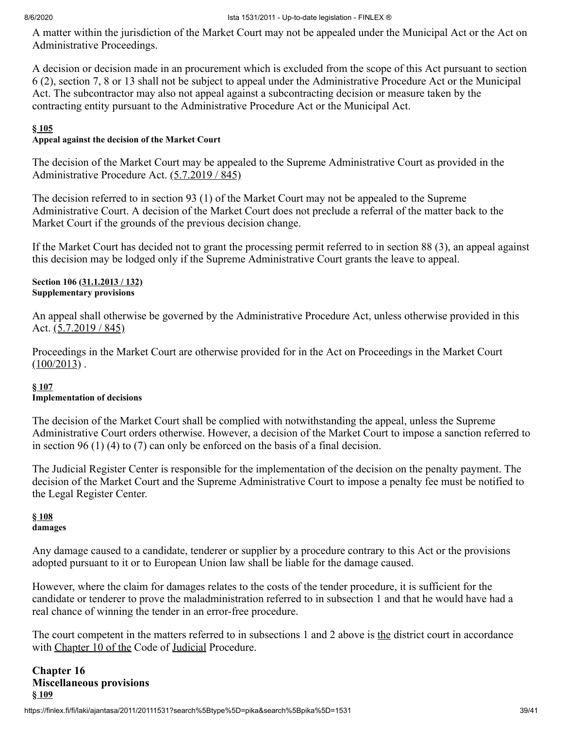A matter within the jurisdiction of the Market Court may not be appealed under the Municipal Act or the Act on Administrative Proceedings.

A decision or decision made in an procurement which is excluded from the scope of this Act pursuant to section 6 (2), section 7, 8 or 13 shall not be subject to appeal under the Administrative Procedure Act or the Municipal Act. The subcontractor may also not appeal against a subcontracting decision or measure taken by the contracting entity pursuant to the Administrative Procedure Act or the Municipal Act.

#### § 105
**Appeal against the decision of the Market Court**

The decision of the Market Court may be appealed to the Supreme Administrative Court as provided in the Administrative Procedure Act. (5.7.2019 / 845)

The decision referred to in section 93 (1) of the Market Court may not be appealed to the Supreme Administrative Court. A decision of the Market Court does not preclude a referral of the matter back to the Market Court if the grounds of the previous decision change.

If the Market Court has decided not to grant the processing permit referred to in section 88 (3), an appeal against this decision may be lodged only if the Supreme Administrative Court grants the leave to appeal.

#### Section 106 (31.1.2013 / 132)
**Supplementary provisions**

An appeal shall otherwise be governed by the Administrative Procedure Act, unless otherwise provided in this Act. (5.7.2019 / 845)

Proceedings in the Market Court are otherwise provided for in the Act on Proceedings in the Market Court (100/2013) .

#### § 107
**Implementation of decisions**

The decision of the Market Court shall be complied with notwithstanding the appeal, unless the Supreme Administrative Court orders otherwise. However, a decision of the Market Court to impose a sanction referred to in section 96 (1) (4) to (7) can only be enforced on the basis of a final decision.

The Judicial Register Center is responsible for the implementation of the decision on the penalty payment. The decision of the Market Court and the Supreme Administrative Court to impose a penalty fee must be notified to the Legal Register Center.

#### § 108
**damages**

Any damage caused to a candidate, tenderer or supplier by a procedure contrary to this Act or the provisions adopted pursuant to it or to European Union law shall be liable for the damage caused.

However, where the claim for damages relates to the costs of the tender procedure, it is sufficient for the candidate or tenderer to prove the maladministration referred to in subsection 1 and that he would have had a real chance of winning the tender in an error-free procedure.

The court competent in the matters referred to in subsections 1 and 2 above is the district court in accordance with Chapter 10 of the Code of Judicial Procedure.

## Chapter 16
## Miscellaneous provisions

#### § 109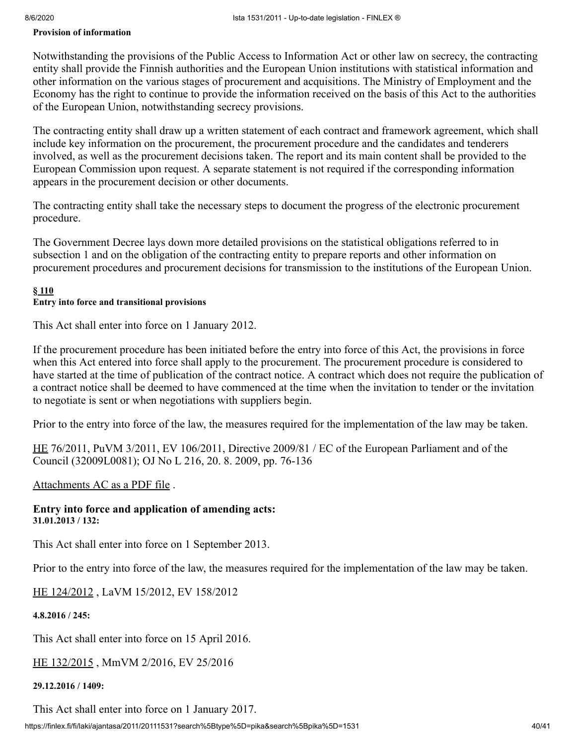**Provision of information**

Notwithstanding the provisions of the Public Access to Information Act or other law on secrecy, the contracting entity shall provide the Finnish authorities and the European Union institutions with statistical information and other information on the various stages of procurement and acquisitions. The Ministry of Employment and the Economy has the right to continue to provide the information received on the basis of this Act to the authorities of the European Union, notwithstanding secrecy provisions.

The contracting entity shall draw up a written statement of each contract and framework agreement, which shall include key information on the procurement, the procurement procedure and the candidates and tenderers involved, as well as the procurement decisions taken. The report and its main content shall be provided to the European Commission upon request. A separate statement is not required if the corresponding information appears in the procurement decision or other documents.

The contracting entity shall take the necessary steps to document the progress of the electronic procurement procedure.

The Government Decree lays down more detailed provisions on the statistical obligations referred to in subsection 1 and on the obligation of the contracting entity to prepare reports and other information on procurement procedures and procurement decisions for transmission to the institutions of the European Union.

**§ 110**
**Entry into force and transitional provisions**

This Act shall enter into force on 1 January 2012.

If the procurement procedure has been initiated before the entry into force of this Act, the provisions in force when this Act entered into force shall apply to the procurement. The procurement procedure is considered to have started at the time of publication of the contract notice. A contract which does not require the publication of a contract notice shall be deemed to have commenced at the time when the invitation to tender or the invitation to negotiate is sent or when negotiations with suppliers begin.

Prior to the entry into force of the law, the measures required for the implementation of the law may be taken.

HE 76/2011, PuVM 3/2011, EV 106/2011, Directive 2009/81 / EC of the European Parliament and of the Council (32009L0081); OJ No L 216, 20. 8. 2009, pp. 76-136

Attachments AC as a PDF file .

### Entry into force and application of amending acts:
**31.01.2013 / 132:**

This Act shall enter into force on 1 September 2013.

Prior to the entry into force of the law, the measures required for the implementation of the law may be taken.

HE 124/2012 , LaVM 15/2012, EV 158/2012

**4.8.2016 / 245:**

This Act shall enter into force on 15 April 2016.

HE 132/2015 , MmVM 2/2016, EV 25/2016

**29.12.2016 / 1409:**

This Act shall enter into force on 1 January 2017.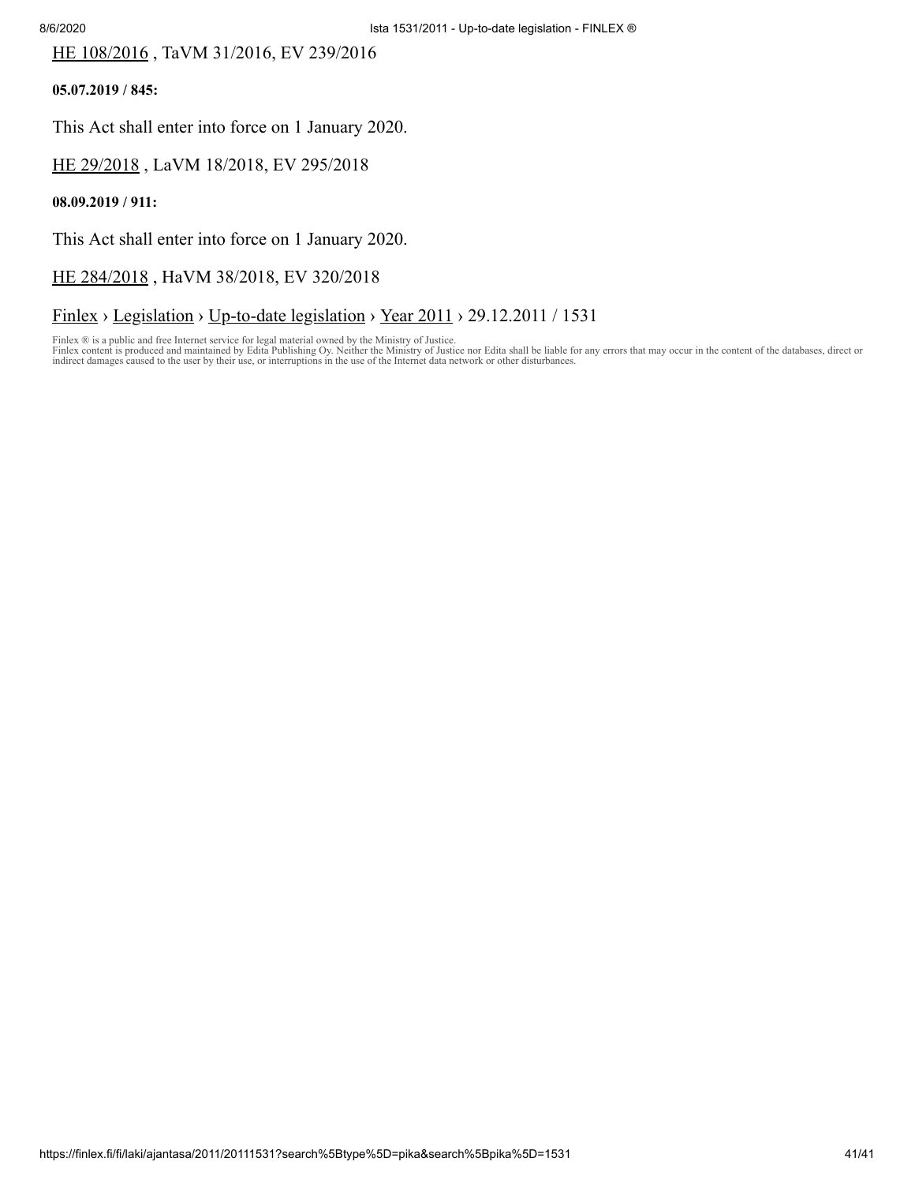HE 108/2016 , TaVM 31/2016, EV 239/2016

**05.07.2019 / 845:**

This Act shall enter into force on 1 January 2020.

HE 29/2018 , LaVM 18/2018, EV 295/2018

**08.09.2019 / 911:**

This Act shall enter into force on 1 January 2020.

HE 284/2018 , HaVM 38/2018, EV 320/2018

Finlex › Legislation › Up-to-date legislation › Year 2011 › 29.12.2011 / 1531

Finlex ® is a public and free Internet service for legal material owned by the Ministry of Justice.
Finlex content is produced and maintained by Edita Publishing Oy. Neither the Ministry of Justice nor Edita shall be liable for any errors that may occur in the content of the databases, direct or indirect damages caused to the user by their use, or interruptions in the use of the Internet data network or other disturbances.